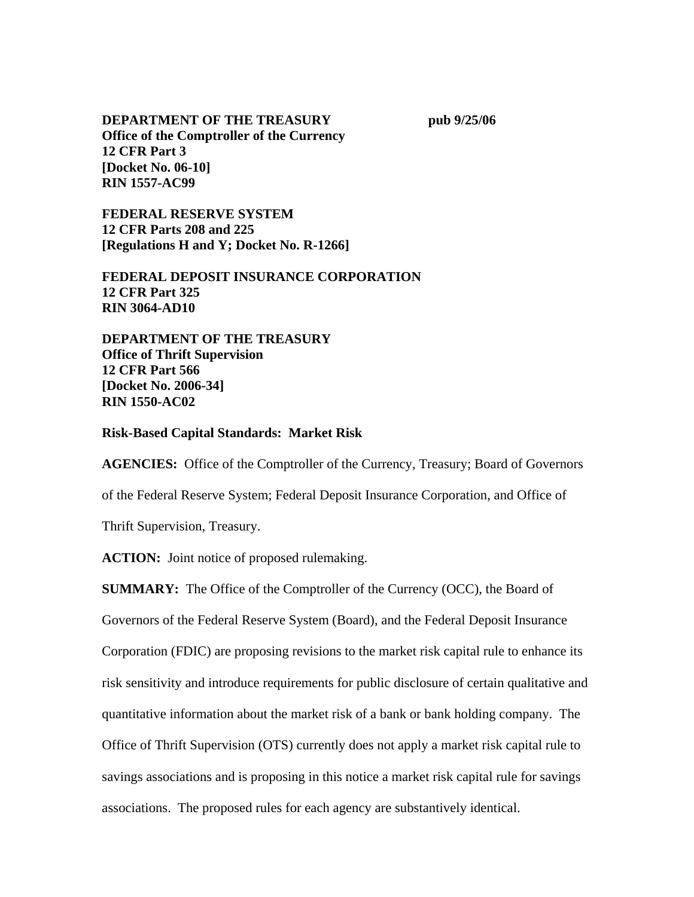**DEPARTMENT OF THE TREASURY** **pub 9/25/06**
**Office of the Comptroller of the Currency**
**12 CFR Part 3**
**[Docket No. 06-10]**
**RIN 1557-AC99**

**FEDERAL RESERVE SYSTEM**
**12 CFR Parts 208 and 225**
**[Regulations H and Y; Docket No. R-1266]**

**FEDERAL DEPOSIT INSURANCE CORPORATION**
**12 CFR Part 325**
**RIN 3064-AD10**

**DEPARTMENT OF THE TREASURY**
**Office of Thrift Supervision**
**12 CFR Part 566**
**[Docket No. 2006-34]**
**RIN 1550-AC02**

**Risk-Based Capital Standards: Market Risk**

**AGENCIES:** Office of the Comptroller of the Currency, Treasury; Board of Governors of the Federal Reserve System; Federal Deposit Insurance Corporation, and Office of Thrift Supervision, Treasury.

**ACTION:** Joint notice of proposed rulemaking.

**SUMMARY:** The Office of the Comptroller of the Currency (OCC), the Board of Governors of the Federal Reserve System (Board), and the Federal Deposit Insurance Corporation (FDIC) are proposing revisions to the market risk capital rule to enhance its risk sensitivity and introduce requirements for public disclosure of certain qualitative and quantitative information about the market risk of a bank or bank holding company. The Office of Thrift Supervision (OTS) currently does not apply a market risk capital rule to savings associations and is proposing in this notice a market risk capital rule for savings associations. The proposed rules for each agency are substantively identical.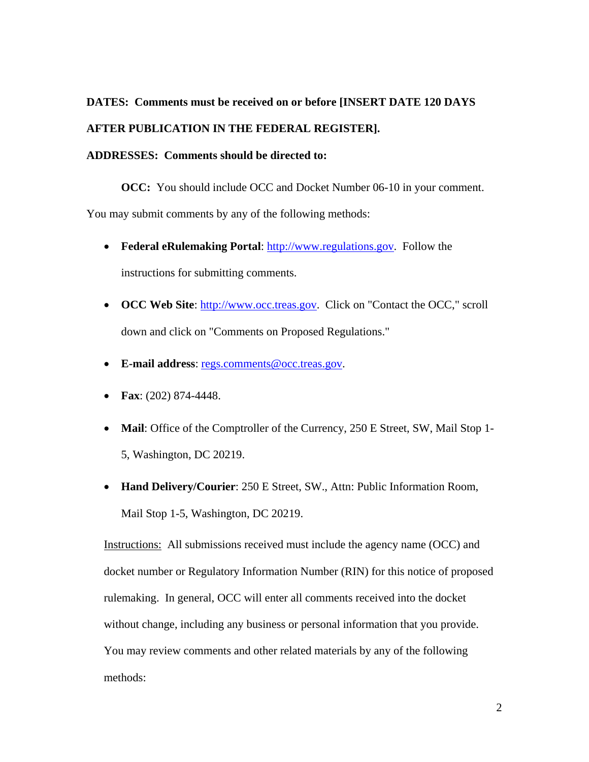**DATES: Comments must be received on or before [INSERT DATE 120 DAYS AFTER PUBLICATION IN THE FEDERAL REGISTER].**

**ADDRESSES: Comments should be directed to:**

**OCC:** You should include OCC and Docket Number 06-10 in your comment. You may submit comments by any of the following methods:

- **Federal eRulemaking Portal**: http://www.regulations.gov. Follow the instructions for submitting comments.
- **OCC Web Site**: http://www.occ.treas.gov. Click on "Contact the OCC," scroll down and click on "Comments on Proposed Regulations."
- **E-mail address**: regs.comments@occ.treas.gov.
- **Fax**: (202) 874-4448.
- **Mail**: Office of the Comptroller of the Currency, 250 E Street, SW, Mail Stop 1-5, Washington, DC 20219.
- **Hand Delivery/Courier**: 250 E Street, SW., Attn: Public Information Room, Mail Stop 1-5, Washington, DC 20219.

Instructions: All submissions received must include the agency name (OCC) and docket number or Regulatory Information Number (RIN) for this notice of proposed rulemaking. In general, OCC will enter all comments received into the docket without change, including any business or personal information that you provide. You may review comments and other related materials by any of the following methods: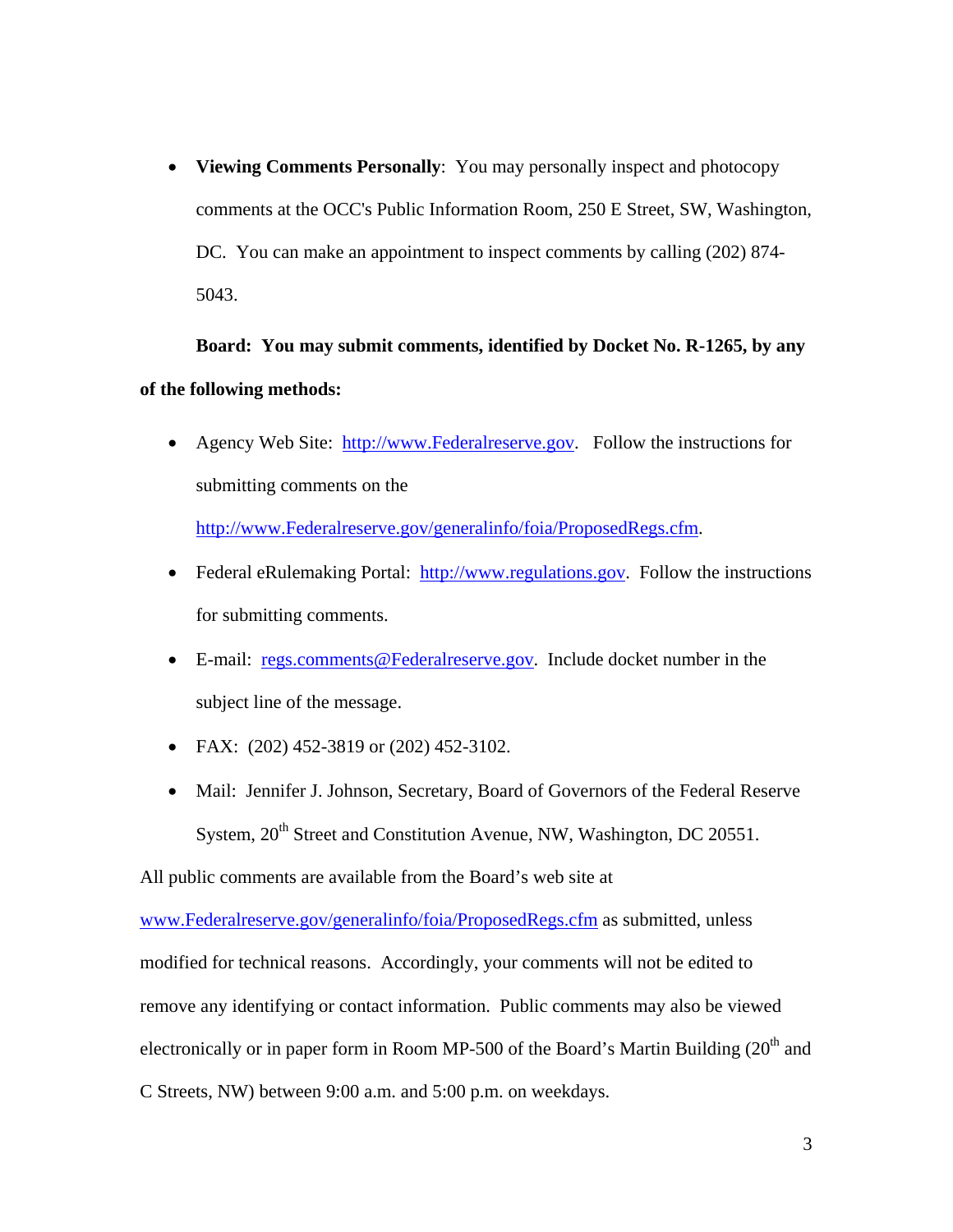- **Viewing Comments Personally**: You may personally inspect and photocopy comments at the OCC's Public Information Room, 250 E Street, SW, Washington, DC. You can make an appointment to inspect comments by calling (202) 874-5043.

**Board: You may submit comments, identified by Docket No. R-1265, by any of the following methods:**

- Agency Web Site: http://www.Federalreserve.gov. Follow the instructions for submitting comments on the http://www.Federalreserve.gov/generalinfo/foia/ProposedRegs.cfm.
- Federal eRulemaking Portal: http://www.regulations.gov. Follow the instructions for submitting comments.
- E-mail: regs.comments@Federalreserve.gov. Include docket number in the subject line of the message.
- FAX: (202) 452-3819 or (202) 452-3102.
- Mail: Jennifer J. Johnson, Secretary, Board of Governors of the Federal Reserve System, 20th Street and Constitution Avenue, NW, Washington, DC 20551.

All public comments are available from the Board's web site at www.Federalreserve.gov/generalinfo/foia/ProposedRegs.cfm as submitted, unless modified for technical reasons. Accordingly, your comments will not be edited to remove any identifying or contact information. Public comments may also be viewed electronically or in paper form in Room MP-500 of the Board's Martin Building (20th and C Streets, NW) between 9:00 a.m. and 5:00 p.m. on weekdays.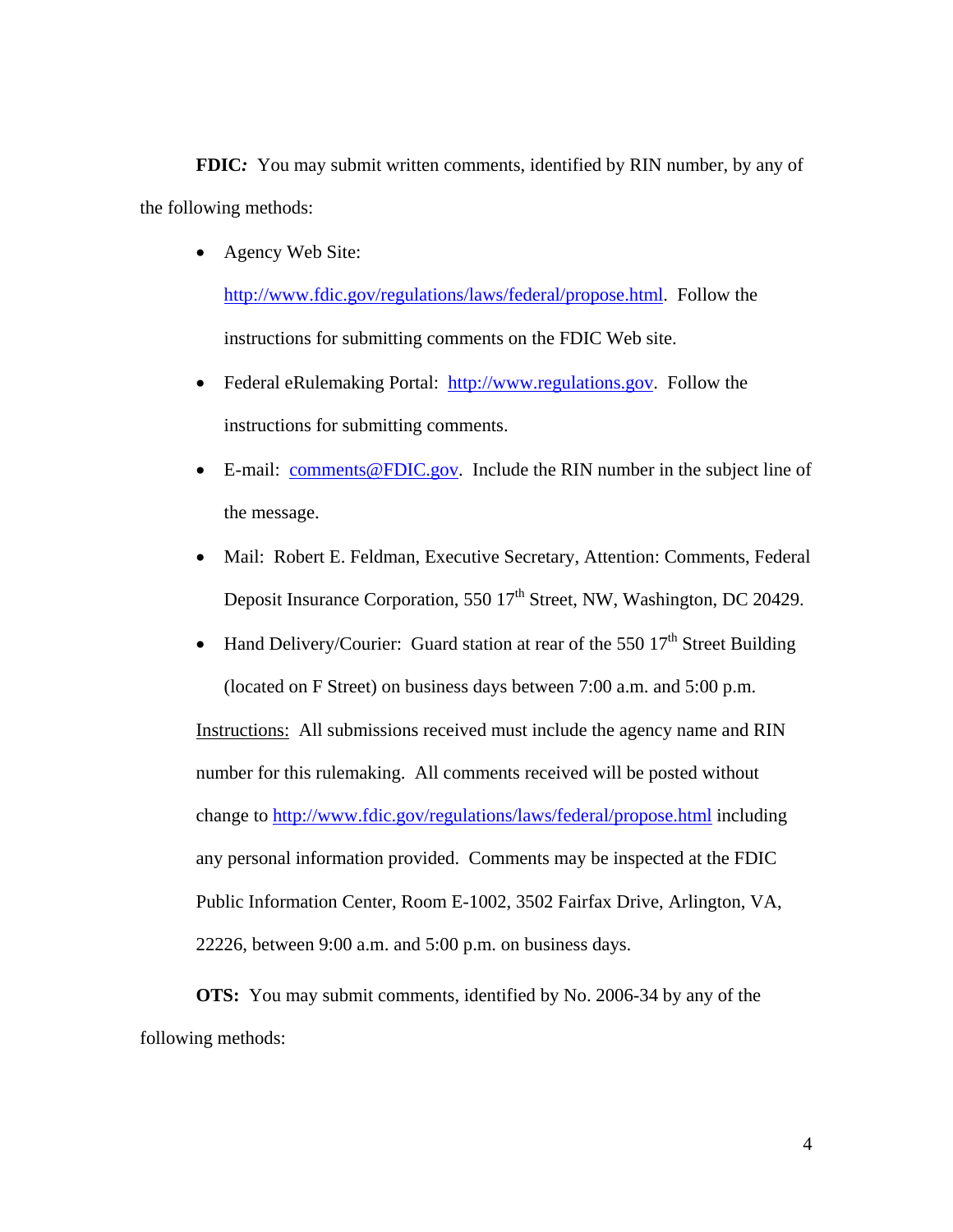**FDIC***:* You may submit written comments, identified by RIN number, by any of the following methods:

- Agency Web Site: http://www.fdic.gov/regulations/laws/federal/propose.html. Follow the instructions for submitting comments on the FDIC Web site.
- Federal eRulemaking Portal: http://www.regulations.gov. Follow the instructions for submitting comments.
- E-mail: comments@FDIC.gov. Include the RIN number in the subject line of the message.
- Mail: Robert E. Feldman, Executive Secretary, Attention: Comments, Federal Deposit Insurance Corporation, 550 17th Street, NW, Washington, DC 20429.
- Hand Delivery/Courier: Guard station at rear of the 550 17th Street Building (located on F Street) on business days between 7:00 a.m. and 5:00 p.m.

Instructions: All submissions received must include the agency name and RIN number for this rulemaking. All comments received will be posted without change to http://www.fdic.gov/regulations/laws/federal/propose.html including any personal information provided. Comments may be inspected at the FDIC Public Information Center, Room E-1002, 3502 Fairfax Drive, Arlington, VA, 22226, between 9:00 a.m. and 5:00 p.m. on business days.

**OTS:** You may submit comments, identified by No. 2006-34 by any of the following methods: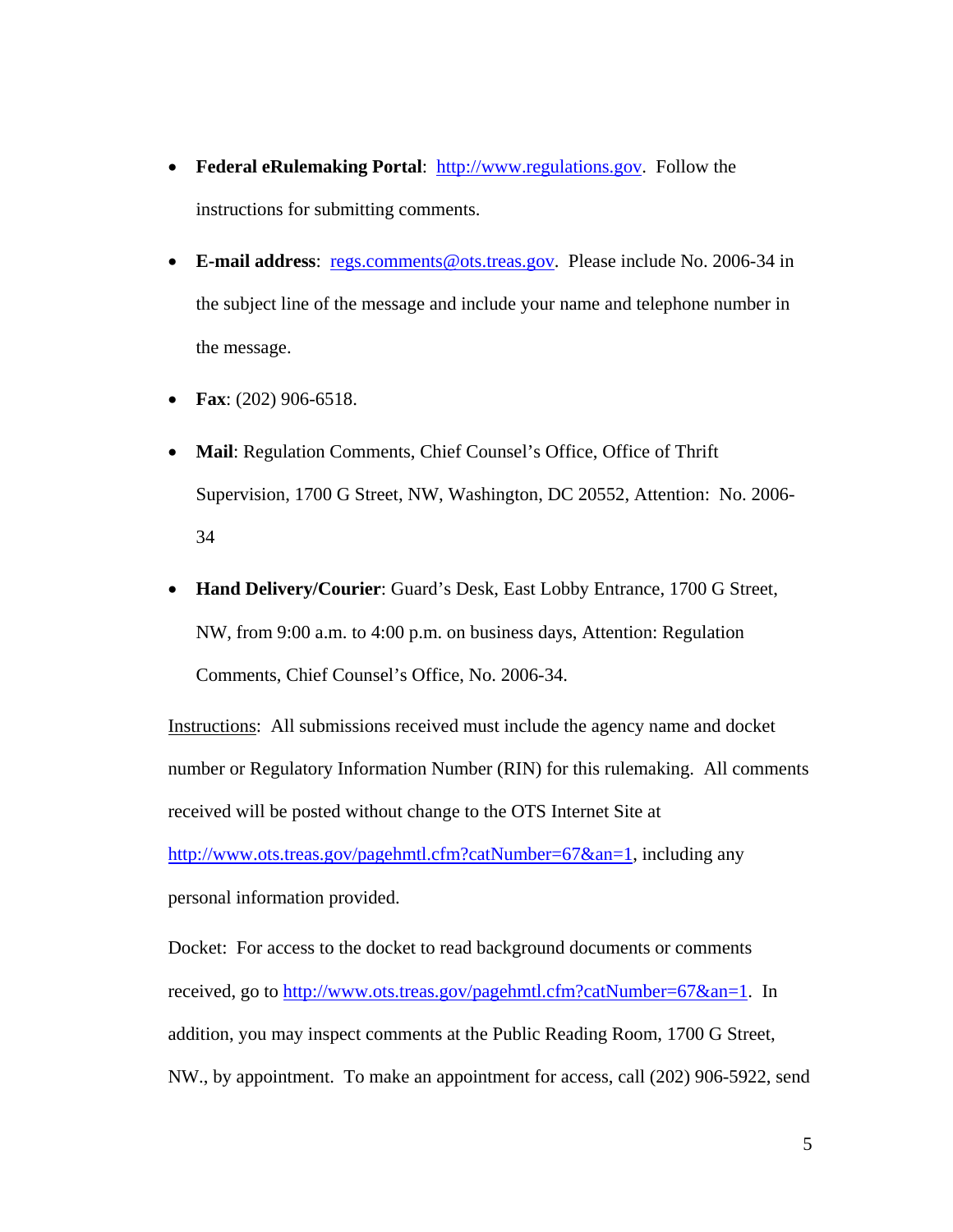- **Federal eRulemaking Portal**: http://www.regulations.gov. Follow the instructions for submitting comments.

- **E-mail address**: regs.comments@ots.treas.gov. Please include No. 2006-34 in the subject line of the message and include your name and telephone number in the message.

- **Fax**: (202) 906-6518.

- **Mail**: Regulation Comments, Chief Counsel's Office, Office of Thrift Supervision, 1700 G Street, NW, Washington, DC 20552, Attention: No. 2006-34

- **Hand Delivery/Courier**: Guard's Desk, East Lobby Entrance, 1700 G Street, NW, from 9:00 a.m. to 4:00 p.m. on business days, Attention: Regulation Comments, Chief Counsel's Office, No. 2006-34.

Instructions: All submissions received must include the agency name and docket number or Regulatory Information Number (RIN) for this rulemaking. All comments received will be posted without change to the OTS Internet Site at http://www.ots.treas.gov/pagehmtl.cfm?catNumber=67&an=1, including any personal information provided.

Docket: For access to the docket to read background documents or comments received, go to http://www.ots.treas.gov/pagehmtl.cfm?catNumber=67&an=1. In addition, you may inspect comments at the Public Reading Room, 1700 G Street, NW., by appointment. To make an appointment for access, call (202) 906-5922, send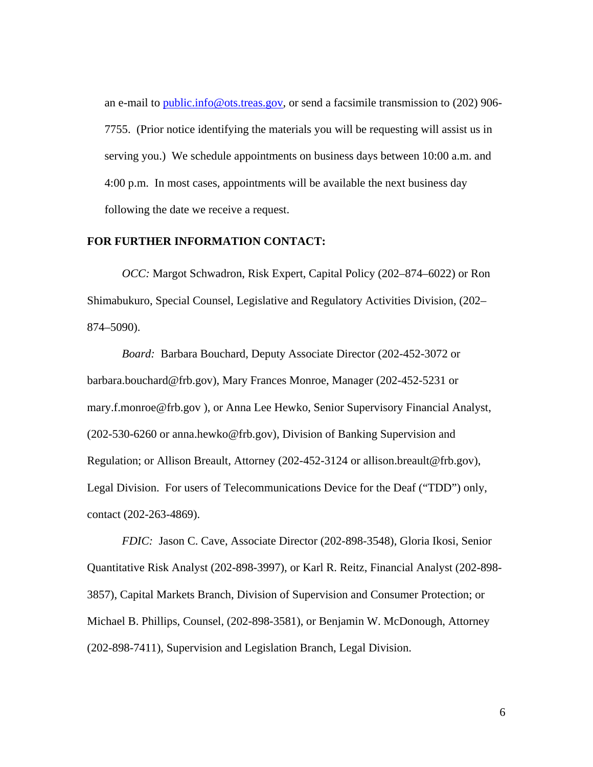an e-mail to public.info@ots.treas.gov, or send a facsimile transmission to (202) 906-7755. (Prior notice identifying the materials you will be requesting will assist us in serving you.) We schedule appointments on business days between 10:00 a.m. and 4:00 p.m. In most cases, appointments will be available the next business day following the date we receive a request.

**FOR FURTHER INFORMATION CONTACT:**

*OCC:* Margot Schwadron, Risk Expert, Capital Policy (202–874–6022) or Ron Shimabukuro, Special Counsel, Legislative and Regulatory Activities Division, (202–874–5090).

*Board:* Barbara Bouchard, Deputy Associate Director (202-452-3072 or barbara.bouchard@frb.gov), Mary Frances Monroe, Manager (202-452-5231 or mary.f.monroe@frb.gov ), or Anna Lee Hewko, Senior Supervisory Financial Analyst, (202-530-6260 or anna.hewko@frb.gov), Division of Banking Supervision and Regulation; or Allison Breault, Attorney (202-452-3124 or allison.breault@frb.gov), Legal Division. For users of Telecommunications Device for the Deaf ("TDD") only, contact (202-263-4869).

*FDIC:* Jason C. Cave, Associate Director (202-898-3548), Gloria Ikosi, Senior Quantitative Risk Analyst (202-898-3997), or Karl R. Reitz, Financial Analyst (202-898-3857), Capital Markets Branch, Division of Supervision and Consumer Protection; or Michael B. Phillips, Counsel, (202-898-3581), or Benjamin W. McDonough, Attorney (202-898-7411), Supervision and Legislation Branch, Legal Division.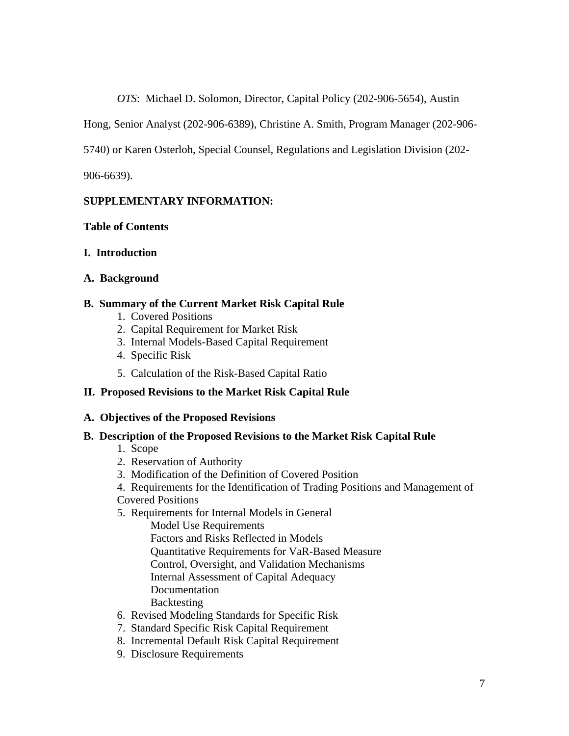*OTS*: Michael D. Solomon, Director, Capital Policy (202-906-5654), Austin Hong, Senior Analyst (202-906-6389), Christine A. Smith, Program Manager (202-906-5740) or Karen Osterloh, Special Counsel, Regulations and Legislation Division (202-906-6639).

**SUPPLEMENTARY INFORMATION:**

**Table of Contents**

**I. Introduction**

**A. Background**

**B. Summary of the Current Market Risk Capital Rule**

1. Covered Positions
2. Capital Requirement for Market Risk
3. Internal Models-Based Capital Requirement
4. Specific Risk
5. Calculation of the Risk-Based Capital Ratio

**II. Proposed Revisions to the Market Risk Capital Rule**

**A. Objectives of the Proposed Revisions**

**B. Description of the Proposed Revisions to the Market Risk Capital Rule**

1. Scope
2. Reservation of Authority
3. Modification of the Definition of Covered Position
4. Requirements for the Identification of Trading Positions and Management of Covered Positions
5. Requirements for Internal Models in General
    - Model Use Requirements
    - Factors and Risks Reflected in Models
    - Quantitative Requirements for VaR-Based Measure
    - Control, Oversight, and Validation Mechanisms
    - Internal Assessment of Capital Adequacy
    - Documentation
    - Backtesting
6. Revised Modeling Standards for Specific Risk
7. Standard Specific Risk Capital Requirement
8. Incremental Default Risk Capital Requirement
9. Disclosure Requirements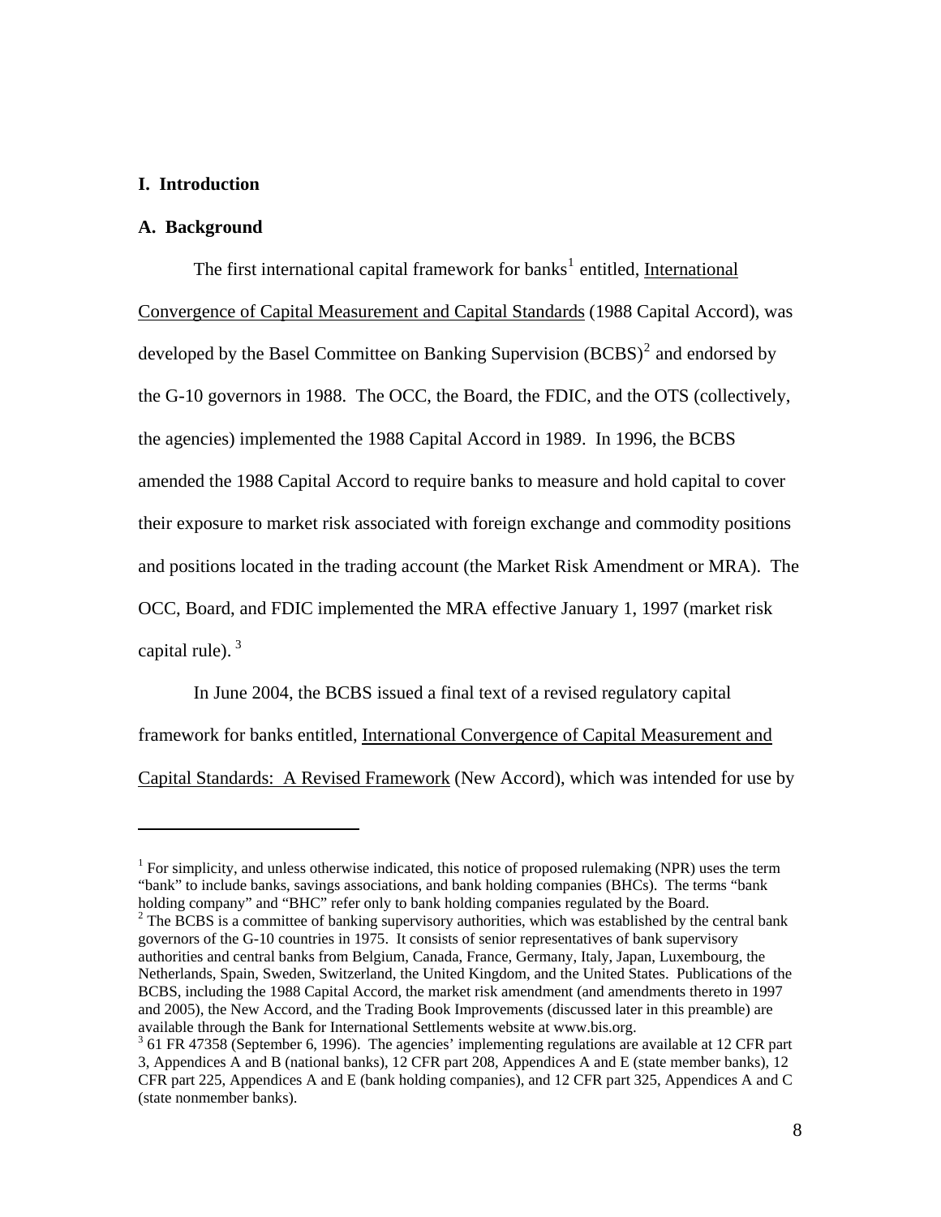## I. Introduction

### A. Background

The first international capital framework for banks[1] entitled, International Convergence of Capital Measurement and Capital Standards (1988 Capital Accord), was developed by the Basel Committee on Banking Supervision (BCBS)[2] and endorsed by the G-10 governors in 1988. The OCC, the Board, the FDIC, and the OTS (collectively, the agencies) implemented the 1988 Capital Accord in 1989. In 1996, the BCBS amended the 1988 Capital Accord to require banks to measure and hold capital to cover their exposure to market risk associated with foreign exchange and commodity positions and positions located in the trading account (the Market Risk Amendment or MRA). The OCC, Board, and FDIC implemented the MRA effective January 1, 1997 (market risk capital rule).[3]

In June 2004, the BCBS issued a final text of a revised regulatory capital framework for banks entitled, International Convergence of Capital Measurement and Capital Standards: A Revised Framework (New Accord), which was intended for use by

---

[1] For simplicity, and unless otherwise indicated, this notice of proposed rulemaking (NPR) uses the term "bank" to include banks, savings associations, and bank holding companies (BHCs). The terms "bank holding company" and "BHC" refer only to bank holding companies regulated by the Board.

[2] The BCBS is a committee of banking supervisory authorities, which was established by the central bank governors of the G-10 countries in 1975. It consists of senior representatives of bank supervisory authorities and central banks from Belgium, Canada, France, Germany, Italy, Japan, Luxembourg, the Netherlands, Spain, Sweden, Switzerland, the United Kingdom, and the United States. Publications of the BCBS, including the 1988 Capital Accord, the market risk amendment (and amendments thereto in 1997 and 2005), the New Accord, and the Trading Book Improvements (discussed later in this preamble) are available through the Bank for International Settlements website at www.bis.org.

[3] 61 FR 47358 (September 6, 1996). The agencies' implementing regulations are available at 12 CFR part 3, Appendices A and B (national banks), 12 CFR part 208, Appendices A and E (state member banks), 12 CFR part 225, Appendices A and E (bank holding companies), and 12 CFR part 325, Appendices A and C (state nonmember banks).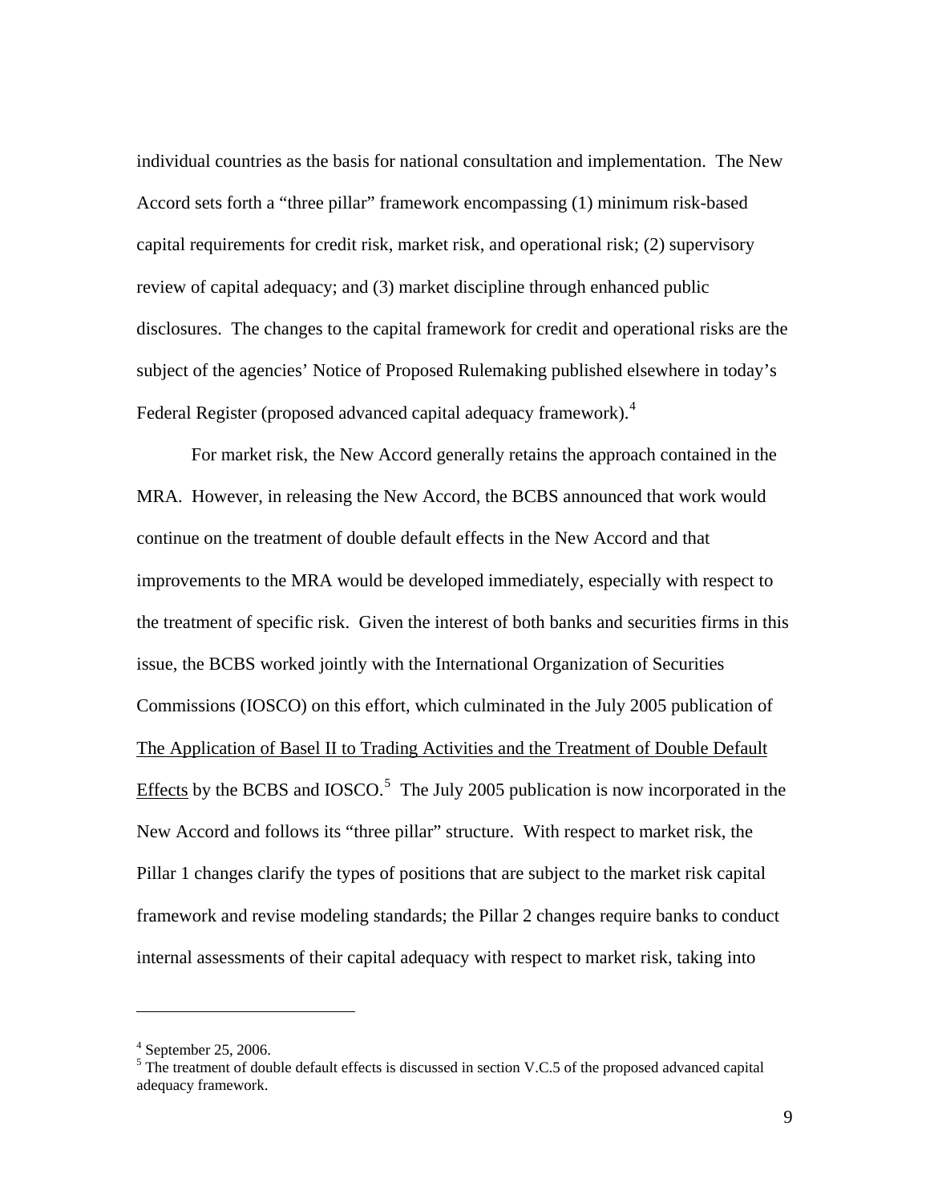individual countries as the basis for national consultation and implementation. The New Accord sets forth a "three pillar" framework encompassing (1) minimum risk-based capital requirements for credit risk, market risk, and operational risk; (2) supervisory review of capital adequacy; and (3) market discipline through enhanced public disclosures. The changes to the capital framework for credit and operational risks are the subject of the agencies' Notice of Proposed Rulemaking published elsewhere in today's Federal Register (proposed advanced capital adequacy framework).[4]

For market risk, the New Accord generally retains the approach contained in the MRA. However, in releasing the New Accord, the BCBS announced that work would continue on the treatment of double default effects in the New Accord and that improvements to the MRA would be developed immediately, especially with respect to the treatment of specific risk. Given the interest of both banks and securities firms in this issue, the BCBS worked jointly with the International Organization of Securities Commissions (IOSCO) on this effort, which culminated in the July 2005 publication of <u>The Application of Basel II to Trading Activities and the Treatment of Double Default Effects</u> by the BCBS and IOSCO.[5] The July 2005 publication is now incorporated in the New Accord and follows its "three pillar" structure. With respect to market risk, the Pillar 1 changes clarify the types of positions that are subject to the market risk capital framework and revise modeling standards; the Pillar 2 changes require banks to conduct internal assessments of their capital adequacy with respect to market risk, taking into

---

[4] September 25, 2006.

[5] The treatment of double default effects is discussed in section V.C.5 of the proposed advanced capital adequacy framework.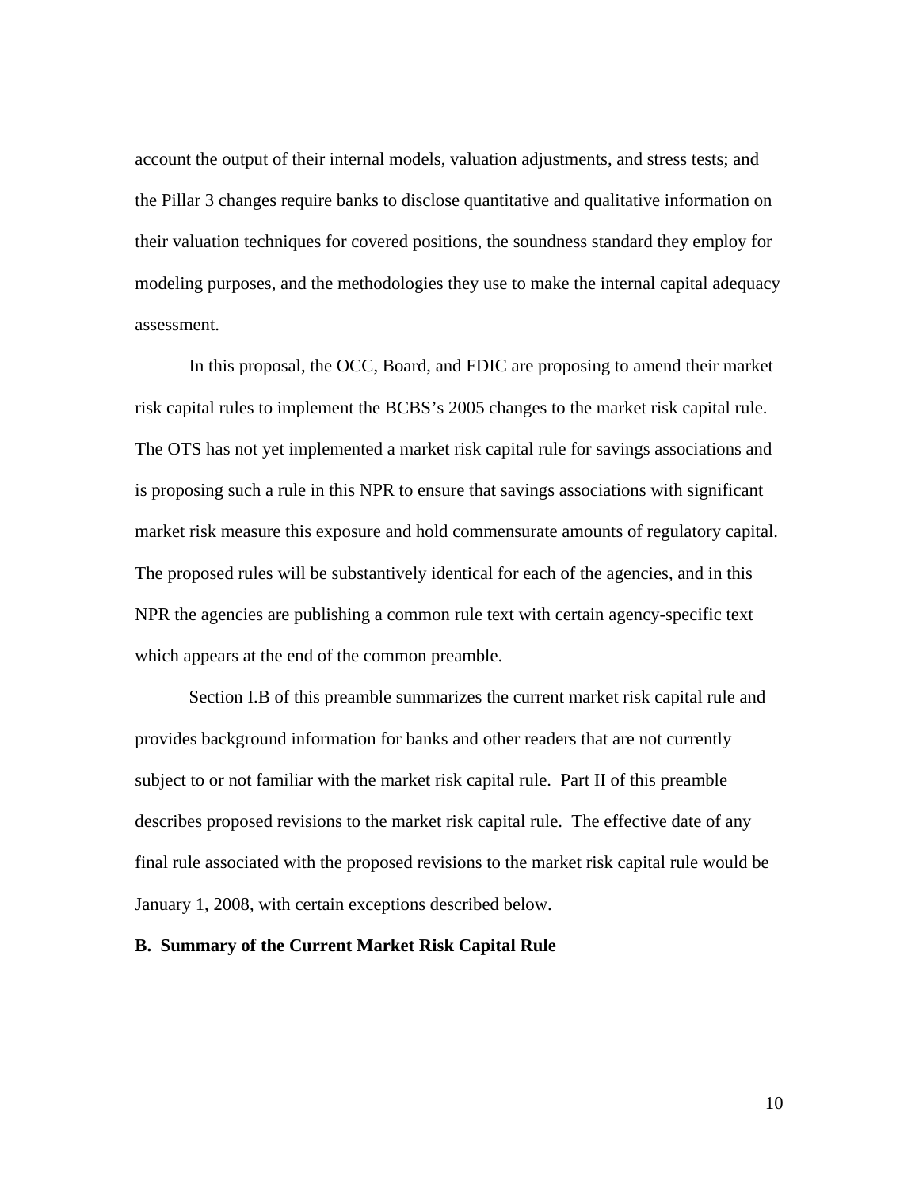account the output of their internal models, valuation adjustments, and stress tests; and the Pillar 3 changes require banks to disclose quantitative and qualitative information on their valuation techniques for covered positions, the soundness standard they employ for modeling purposes, and the methodologies they use to make the internal capital adequacy assessment.

In this proposal, the OCC, Board, and FDIC are proposing to amend their market risk capital rules to implement the BCBS's 2005 changes to the market risk capital rule. The OTS has not yet implemented a market risk capital rule for savings associations and is proposing such a rule in this NPR to ensure that savings associations with significant market risk measure this exposure and hold commensurate amounts of regulatory capital. The proposed rules will be substantively identical for each of the agencies, and in this NPR the agencies are publishing a common rule text with certain agency-specific text which appears at the end of the common preamble.

Section I.B of this preamble summarizes the current market risk capital rule and provides background information for banks and other readers that are not currently subject to or not familiar with the market risk capital rule. Part II of this preamble describes proposed revisions to the market risk capital rule. The effective date of any final rule associated with the proposed revisions to the market risk capital rule would be January 1, 2008, with certain exceptions described below.

**B. Summary of the Current Market Risk Capital Rule**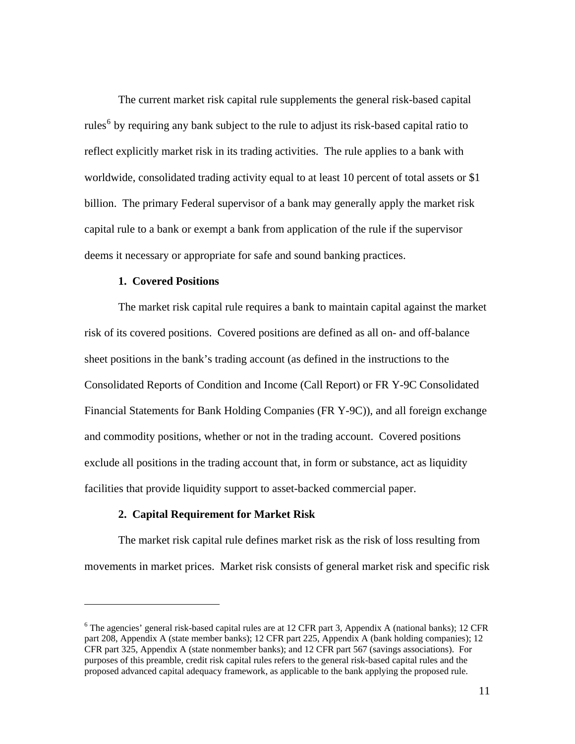The current market risk capital rule supplements the general risk-based capital rules[6] by requiring any bank subject to the rule to adjust its risk-based capital ratio to reflect explicitly market risk in its trading activities. The rule applies to a bank with worldwide, consolidated trading activity equal to at least 10 percent of total assets or $1 billion. The primary Federal supervisor of a bank may generally apply the market risk capital rule to a bank or exempt a bank from application of the rule if the supervisor deems it necessary or appropriate for safe and sound banking practices.

### 1. Covered Positions

The market risk capital rule requires a bank to maintain capital against the market risk of its covered positions. Covered positions are defined as all on- and off-balance sheet positions in the bank's trading account (as defined in the instructions to the Consolidated Reports of Condition and Income (Call Report) or FR Y-9C Consolidated Financial Statements for Bank Holding Companies (FR Y-9C)), and all foreign exchange and commodity positions, whether or not in the trading account. Covered positions exclude all positions in the trading account that, in form or substance, act as liquidity facilities that provide liquidity support to asset-backed commercial paper.

### 2. Capital Requirement for Market Risk

The market risk capital rule defines market risk as the risk of loss resulting from movements in market prices. Market risk consists of general market risk and specific risk

---

[6] The agencies' general risk-based capital rules are at 12 CFR part 3, Appendix A (national banks); 12 CFR part 208, Appendix A (state member banks); 12 CFR part 225, Appendix A (bank holding companies); 12 CFR part 325, Appendix A (state nonmember banks); and 12 CFR part 567 (savings associations). For purposes of this preamble, credit risk capital rules refers to the general risk-based capital rules and the proposed advanced capital adequacy framework, as applicable to the bank applying the proposed rule.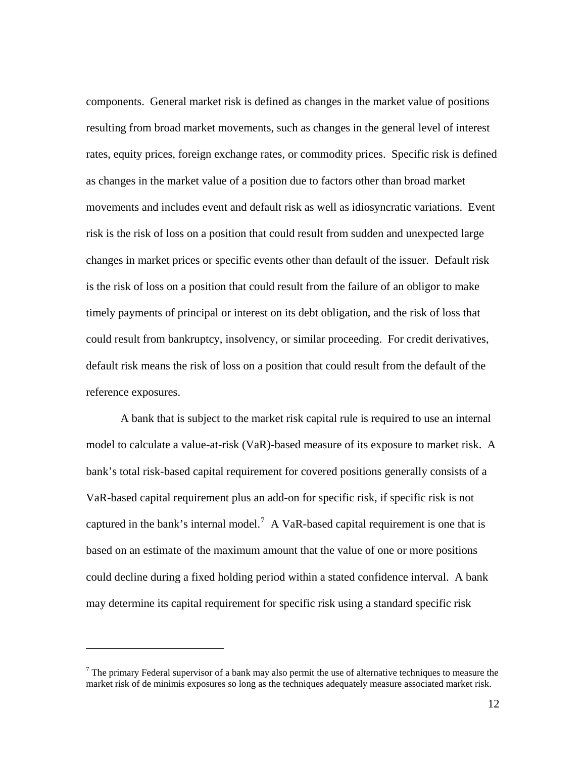components. General market risk is defined as changes in the market value of positions resulting from broad market movements, such as changes in the general level of interest rates, equity prices, foreign exchange rates, or commodity prices. Specific risk is defined as changes in the market value of a position due to factors other than broad market movements and includes event and default risk as well as idiosyncratic variations. Event risk is the risk of loss on a position that could result from sudden and unexpected large changes in market prices or specific events other than default of the issuer. Default risk is the risk of loss on a position that could result from the failure of an obligor to make timely payments of principal or interest on its debt obligation, and the risk of loss that could result from bankruptcy, insolvency, or similar proceeding. For credit derivatives, default risk means the risk of loss on a position that could result from the default of the reference exposures.

A bank that is subject to the market risk capital rule is required to use an internal model to calculate a value-at-risk (VaR)-based measure of its exposure to market risk. A bank's total risk-based capital requirement for covered positions generally consists of a VaR-based capital requirement plus an add-on for specific risk, if specific risk is not captured in the bank's internal model.[7] A VaR-based capital requirement is one that is based on an estimate of the maximum amount that the value of one or more positions could decline during a fixed holding period within a stated confidence interval. A bank may determine its capital requirement for specific risk using a standard specific risk

---

[7] The primary Federal supervisor of a bank may also permit the use of alternative techniques to measure the market risk of de minimis exposures so long as the techniques adequately measure associated market risk.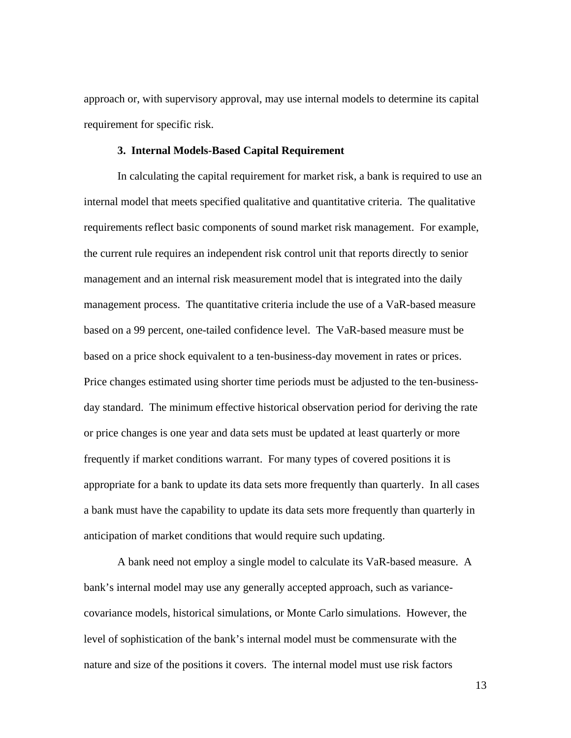approach or, with supervisory approval, may use internal models to determine its capital requirement for specific risk.

### 3. Internal Models-Based Capital Requirement

In calculating the capital requirement for market risk, a bank is required to use an internal model that meets specified qualitative and quantitative criteria. The qualitative requirements reflect basic components of sound market risk management. For example, the current rule requires an independent risk control unit that reports directly to senior management and an internal risk measurement model that is integrated into the daily management process. The quantitative criteria include the use of a VaR-based measure based on a 99 percent, one-tailed confidence level. The VaR-based measure must be based on a price shock equivalent to a ten-business-day movement in rates or prices. Price changes estimated using shorter time periods must be adjusted to the ten-business-day standard. The minimum effective historical observation period for deriving the rate or price changes is one year and data sets must be updated at least quarterly or more frequently if market conditions warrant. For many types of covered positions it is appropriate for a bank to update its data sets more frequently than quarterly. In all cases a bank must have the capability to update its data sets more frequently than quarterly in anticipation of market conditions that would require such updating.

A bank need not employ a single model to calculate its VaR-based measure. A bank's internal model may use any generally accepted approach, such as variance-covariance models, historical simulations, or Monte Carlo simulations. However, the level of sophistication of the bank's internal model must be commensurate with the nature and size of the positions it covers. The internal model must use risk factors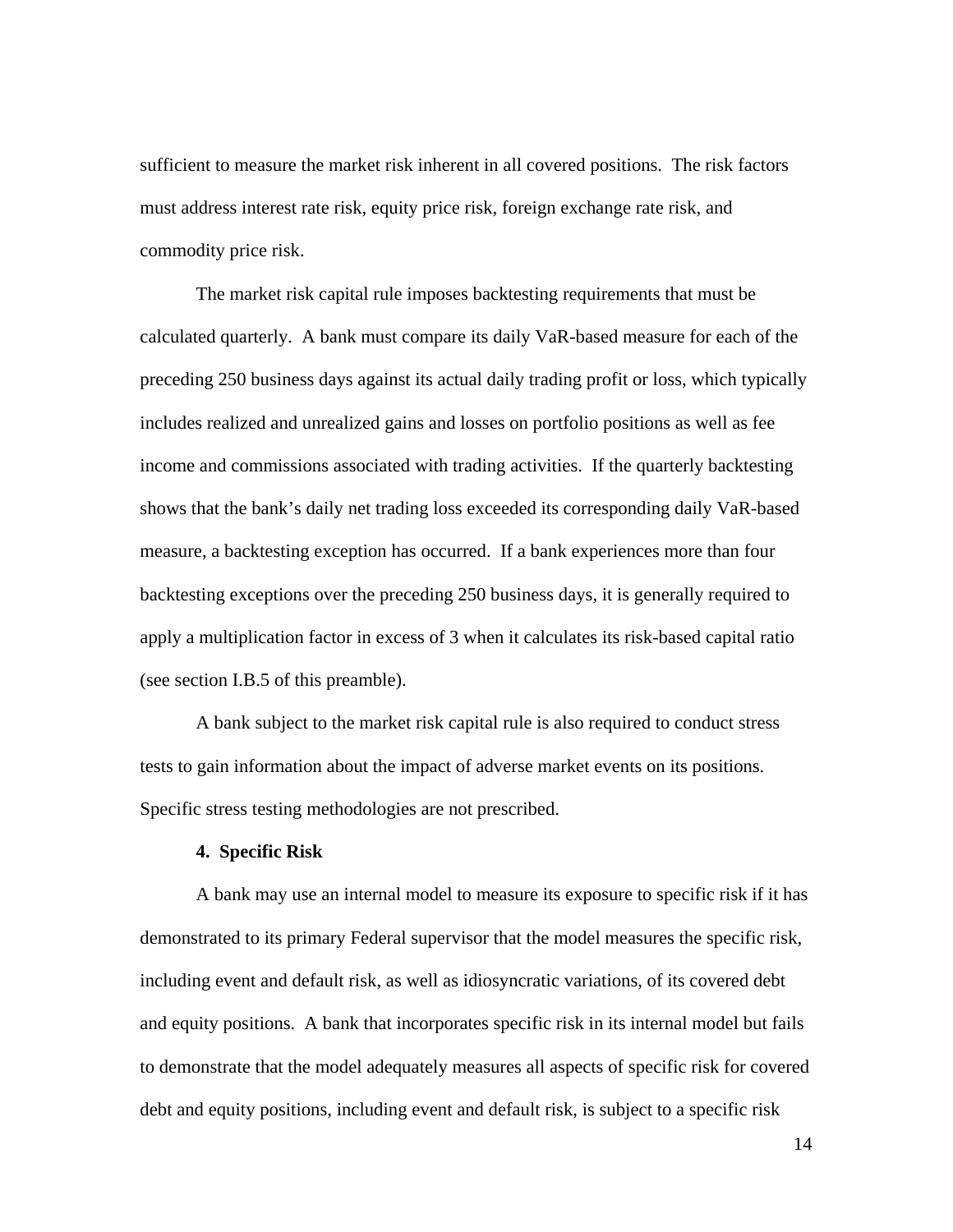sufficient to measure the market risk inherent in all covered positions. The risk factors must address interest rate risk, equity price risk, foreign exchange rate risk, and commodity price risk.

The market risk capital rule imposes backtesting requirements that must be calculated quarterly. A bank must compare its daily VaR-based measure for each of the preceding 250 business days against its actual daily trading profit or loss, which typically includes realized and unrealized gains and losses on portfolio positions as well as fee income and commissions associated with trading activities. If the quarterly backtesting shows that the bank's daily net trading loss exceeded its corresponding daily VaR-based measure, a backtesting exception has occurred. If a bank experiences more than four backtesting exceptions over the preceding 250 business days, it is generally required to apply a multiplication factor in excess of 3 when it calculates its risk-based capital ratio (see section I.B.5 of this preamble).

A bank subject to the market risk capital rule is also required to conduct stress tests to gain information about the impact of adverse market events on its positions. Specific stress testing methodologies are not prescribed.

**4. Specific Risk**

A bank may use an internal model to measure its exposure to specific risk if it has demonstrated to its primary Federal supervisor that the model measures the specific risk, including event and default risk, as well as idiosyncratic variations, of its covered debt and equity positions. A bank that incorporates specific risk in its internal model but fails to demonstrate that the model adequately measures all aspects of specific risk for covered debt and equity positions, including event and default risk, is subject to a specific risk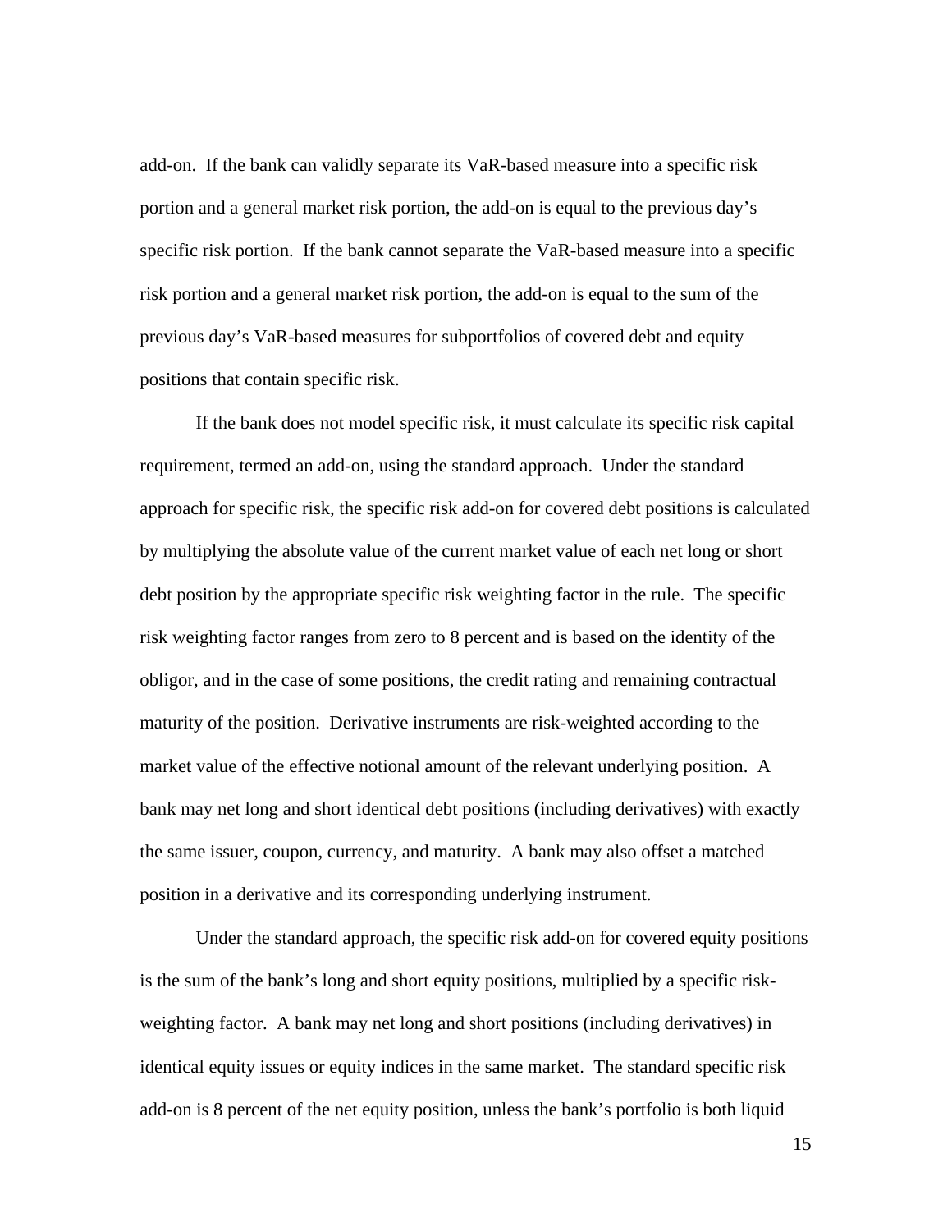add-on. If the bank can validly separate its VaR-based measure into a specific risk portion and a general market risk portion, the add-on is equal to the previous day's specific risk portion. If the bank cannot separate the VaR-based measure into a specific risk portion and a general market risk portion, the add-on is equal to the sum of the previous day's VaR-based measures for subportfolios of covered debt and equity positions that contain specific risk.

If the bank does not model specific risk, it must calculate its specific risk capital requirement, termed an add-on, using the standard approach. Under the standard approach for specific risk, the specific risk add-on for covered debt positions is calculated by multiplying the absolute value of the current market value of each net long or short debt position by the appropriate specific risk weighting factor in the rule. The specific risk weighting factor ranges from zero to 8 percent and is based on the identity of the obligor, and in the case of some positions, the credit rating and remaining contractual maturity of the position. Derivative instruments are risk-weighted according to the market value of the effective notional amount of the relevant underlying position. A bank may net long and short identical debt positions (including derivatives) with exactly the same issuer, coupon, currency, and maturity. A bank may also offset a matched position in a derivative and its corresponding underlying instrument.

Under the standard approach, the specific risk add-on for covered equity positions is the sum of the bank's long and short equity positions, multiplied by a specific risk-weighting factor. A bank may net long and short positions (including derivatives) in identical equity issues or equity indices in the same market. The standard specific risk add-on is 8 percent of the net equity position, unless the bank's portfolio is both liquid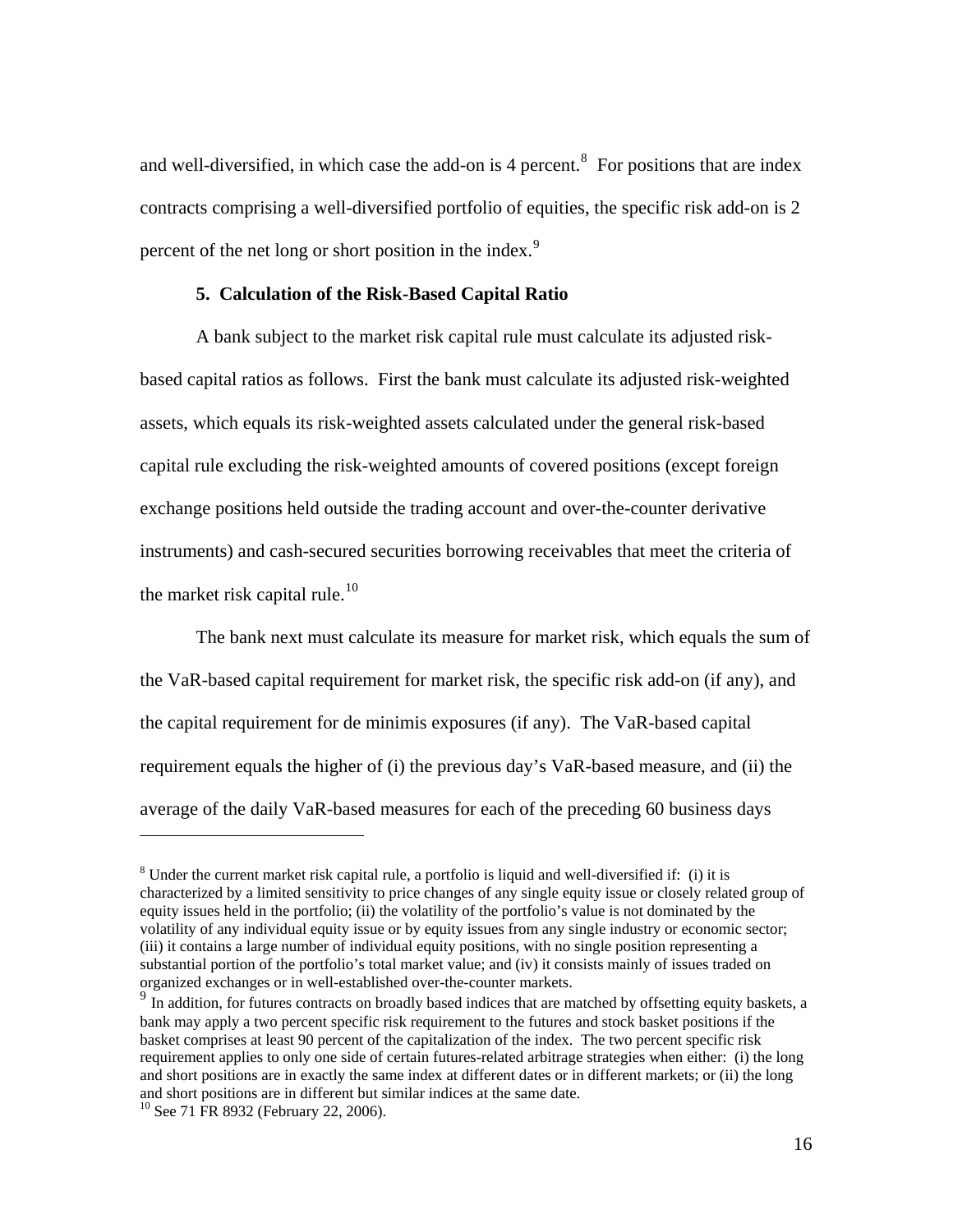and well-diversified, in which case the add-on is 4 percent.[8] For positions that are index contracts comprising a well-diversified portfolio of equities, the specific risk add-on is 2 percent of the net long or short position in the index.[9]

**5. Calculation of the Risk-Based Capital Ratio**

A bank subject to the market risk capital rule must calculate its adjusted risk-based capital ratios as follows. First the bank must calculate its adjusted risk-weighted assets, which equals its risk-weighted assets calculated under the general risk-based capital rule excluding the risk-weighted amounts of covered positions (except foreign exchange positions held outside the trading account and over-the-counter derivative instruments) and cash-secured securities borrowing receivables that meet the criteria of the market risk capital rule.[10]

The bank next must calculate its measure for market risk, which equals the sum of the VaR-based capital requirement for market risk, the specific risk add-on (if any), and the capital requirement for de minimis exposures (if any). The VaR-based capital requirement equals the higher of (i) the previous day's VaR-based measure, and (ii) the average of the daily VaR-based measures for each of the preceding 60 business days

---

[8] Under the current market risk capital rule, a portfolio is liquid and well-diversified if: (i) it is characterized by a limited sensitivity to price changes of any single equity issue or closely related group of equity issues held in the portfolio; (ii) the volatility of the portfolio's value is not dominated by the volatility of any individual equity issue or by equity issues from any single industry or economic sector; (iii) it contains a large number of individual equity positions, with no single position representing a substantial portion of the portfolio's total market value; and (iv) it consists mainly of issues traded on organized exchanges or in well-established over-the-counter markets.

[9] In addition, for futures contracts on broadly based indices that are matched by offsetting equity baskets, a bank may apply a two percent specific risk requirement to the futures and stock basket positions if the basket comprises at least 90 percent of the capitalization of the index. The two percent specific risk requirement applies to only one side of certain futures-related arbitrage strategies when either: (i) the long and short positions are in exactly the same index at different dates or in different markets; or (ii) the long and short positions are in different but similar indices at the same date.

[10] See 71 FR 8932 (February 22, 2006).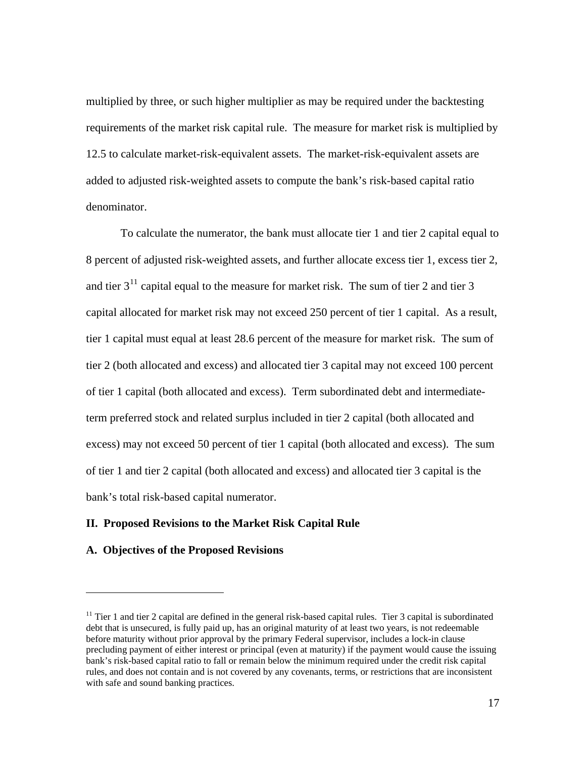multiplied by three, or such higher multiplier as may be required under the backtesting requirements of the market risk capital rule. The measure for market risk is multiplied by 12.5 to calculate market-risk-equivalent assets. The market-risk-equivalent assets are added to adjusted risk-weighted assets to compute the bank's risk-based capital ratio denominator.

To calculate the numerator, the bank must allocate tier 1 and tier 2 capital equal to 8 percent of adjusted risk-weighted assets, and further allocate excess tier 1, excess tier 2, and tier 3[11] capital equal to the measure for market risk. The sum of tier 2 and tier 3 capital allocated for market risk may not exceed 250 percent of tier 1 capital. As a result, tier 1 capital must equal at least 28.6 percent of the measure for market risk. The sum of tier 2 (both allocated and excess) and allocated tier 3 capital may not exceed 100 percent of tier 1 capital (both allocated and excess). Term subordinated debt and intermediate-term preferred stock and related surplus included in tier 2 capital (both allocated and excess) may not exceed 50 percent of tier 1 capital (both allocated and excess). The sum of tier 1 and tier 2 capital (both allocated and excess) and allocated tier 3 capital is the bank's total risk-based capital numerator.

## II. Proposed Revisions to the Market Risk Capital Rule

### A. Objectives of the Proposed Revisions

---

[11] Tier 1 and tier 2 capital are defined in the general risk-based capital rules. Tier 3 capital is subordinated debt that is unsecured, is fully paid up, has an original maturity of at least two years, is not redeemable before maturity without prior approval by the primary Federal supervisor, includes a lock-in clause precluding payment of either interest or principal (even at maturity) if the payment would cause the issuing bank's risk-based capital ratio to fall or remain below the minimum required under the credit risk capital rules, and does not contain and is not covered by any covenants, terms, or restrictions that are inconsistent with safe and sound banking practices.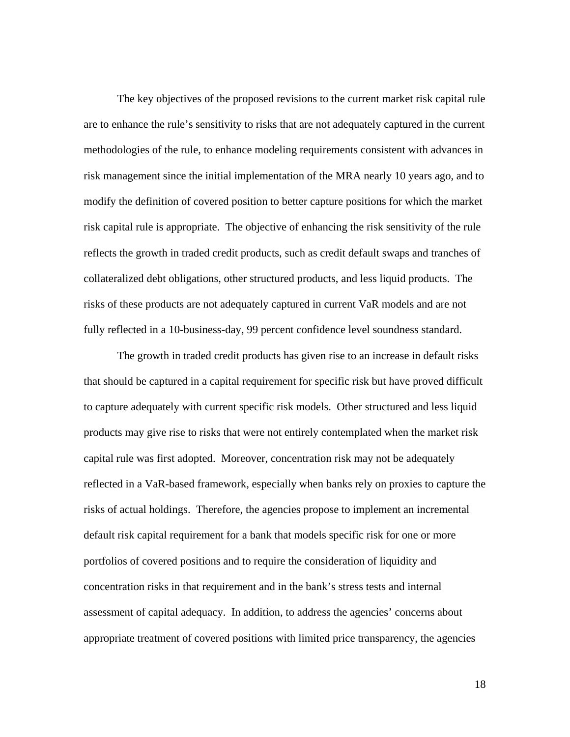The key objectives of the proposed revisions to the current market risk capital rule are to enhance the rule's sensitivity to risks that are not adequately captured in the current methodologies of the rule, to enhance modeling requirements consistent with advances in risk management since the initial implementation of the MRA nearly 10 years ago, and to modify the definition of covered position to better capture positions for which the market risk capital rule is appropriate. The objective of enhancing the risk sensitivity of the rule reflects the growth in traded credit products, such as credit default swaps and tranches of collateralized debt obligations, other structured products, and less liquid products. The risks of these products are not adequately captured in current VaR models and are not fully reflected in a 10-business-day, 99 percent confidence level soundness standard.

The growth in traded credit products has given rise to an increase in default risks that should be captured in a capital requirement for specific risk but have proved difficult to capture adequately with current specific risk models. Other structured and less liquid products may give rise to risks that were not entirely contemplated when the market risk capital rule was first adopted. Moreover, concentration risk may not be adequately reflected in a VaR-based framework, especially when banks rely on proxies to capture the risks of actual holdings. Therefore, the agencies propose to implement an incremental default risk capital requirement for a bank that models specific risk for one or more portfolios of covered positions and to require the consideration of liquidity and concentration risks in that requirement and in the bank's stress tests and internal assessment of capital adequacy. In addition, to address the agencies' concerns about appropriate treatment of covered positions with limited price transparency, the agencies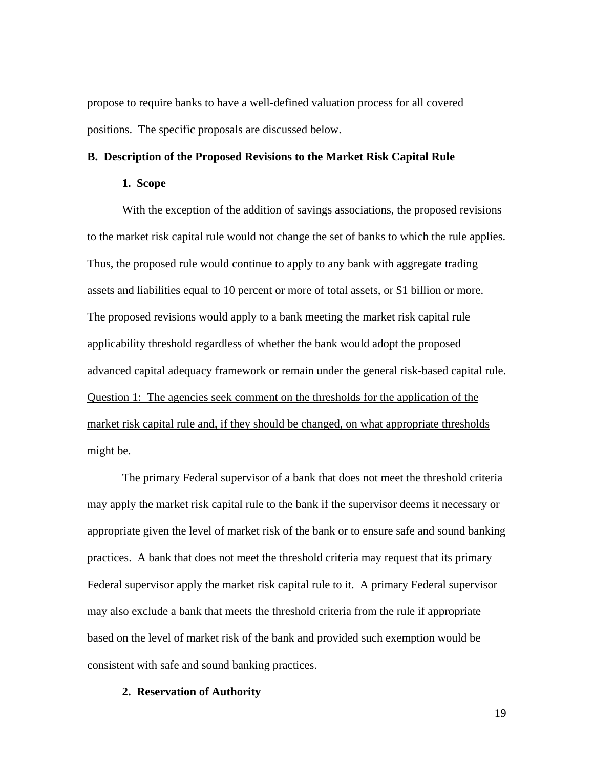propose to require banks to have a well-defined valuation process for all covered positions. The specific proposals are discussed below.

## B. Description of the Proposed Revisions to the Market Risk Capital Rule

### 1. Scope

With the exception of the addition of savings associations, the proposed revisions to the market risk capital rule would not change the set of banks to which the rule applies. Thus, the proposed rule would continue to apply to any bank with aggregate trading assets and liabilities equal to 10 percent or more of total assets, or $1 billion or more. The proposed revisions would apply to a bank meeting the market risk capital rule applicability threshold regardless of whether the bank would adopt the proposed advanced capital adequacy framework or remain under the general risk-based capital rule. <u>Question 1: The agencies seek comment on the thresholds for the application of the market risk capital rule and, if they should be changed, on what appropriate thresholds might be</u>.

The primary Federal supervisor of a bank that does not meet the threshold criteria may apply the market risk capital rule to the bank if the supervisor deems it necessary or appropriate given the level of market risk of the bank or to ensure safe and sound banking practices. A bank that does not meet the threshold criteria may request that its primary Federal supervisor apply the market risk capital rule to it. A primary Federal supervisor may also exclude a bank that meets the threshold criteria from the rule if appropriate based on the level of market risk of the bank and provided such exemption would be consistent with safe and sound banking practices.

### 2. Reservation of Authority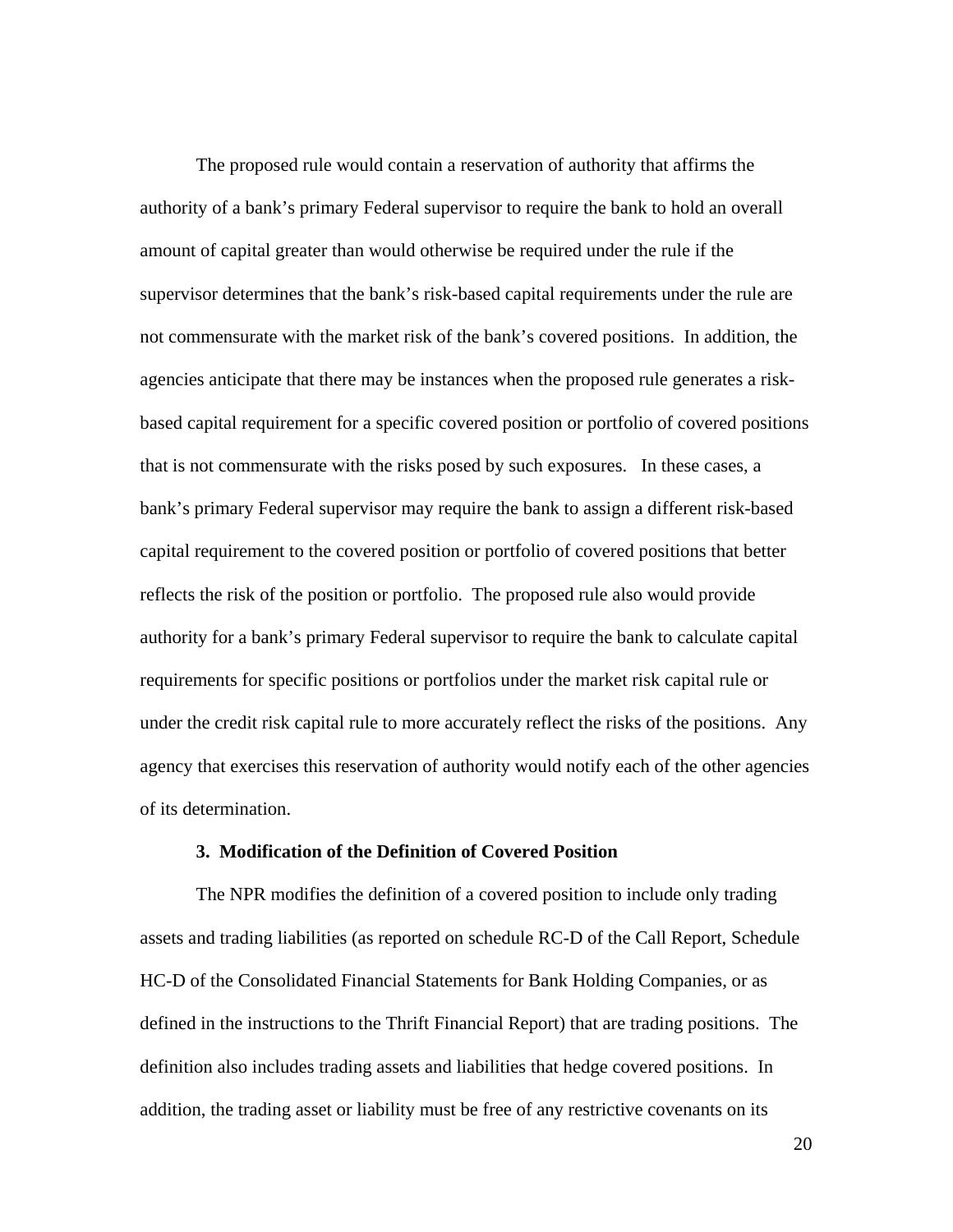The proposed rule would contain a reservation of authority that affirms the authority of a bank's primary Federal supervisor to require the bank to hold an overall amount of capital greater than would otherwise be required under the rule if the supervisor determines that the bank's risk-based capital requirements under the rule are not commensurate with the market risk of the bank's covered positions. In addition, the agencies anticipate that there may be instances when the proposed rule generates a risk-based capital requirement for a specific covered position or portfolio of covered positions that is not commensurate with the risks posed by such exposures. In these cases, a bank's primary Federal supervisor may require the bank to assign a different risk-based capital requirement to the covered position or portfolio of covered positions that better reflects the risk of the position or portfolio. The proposed rule also would provide authority for a bank's primary Federal supervisor to require the bank to calculate capital requirements for specific positions or portfolios under the market risk capital rule or under the credit risk capital rule to more accurately reflect the risks of the positions. Any agency that exercises this reservation of authority would notify each of the other agencies of its determination.

### 3. Modification of the Definition of Covered Position

The NPR modifies the definition of a covered position to include only trading assets and trading liabilities (as reported on schedule RC-D of the Call Report, Schedule HC-D of the Consolidated Financial Statements for Bank Holding Companies, or as defined in the instructions to the Thrift Financial Report) that are trading positions. The definition also includes trading assets and liabilities that hedge covered positions. In addition, the trading asset or liability must be free of any restrictive covenants on its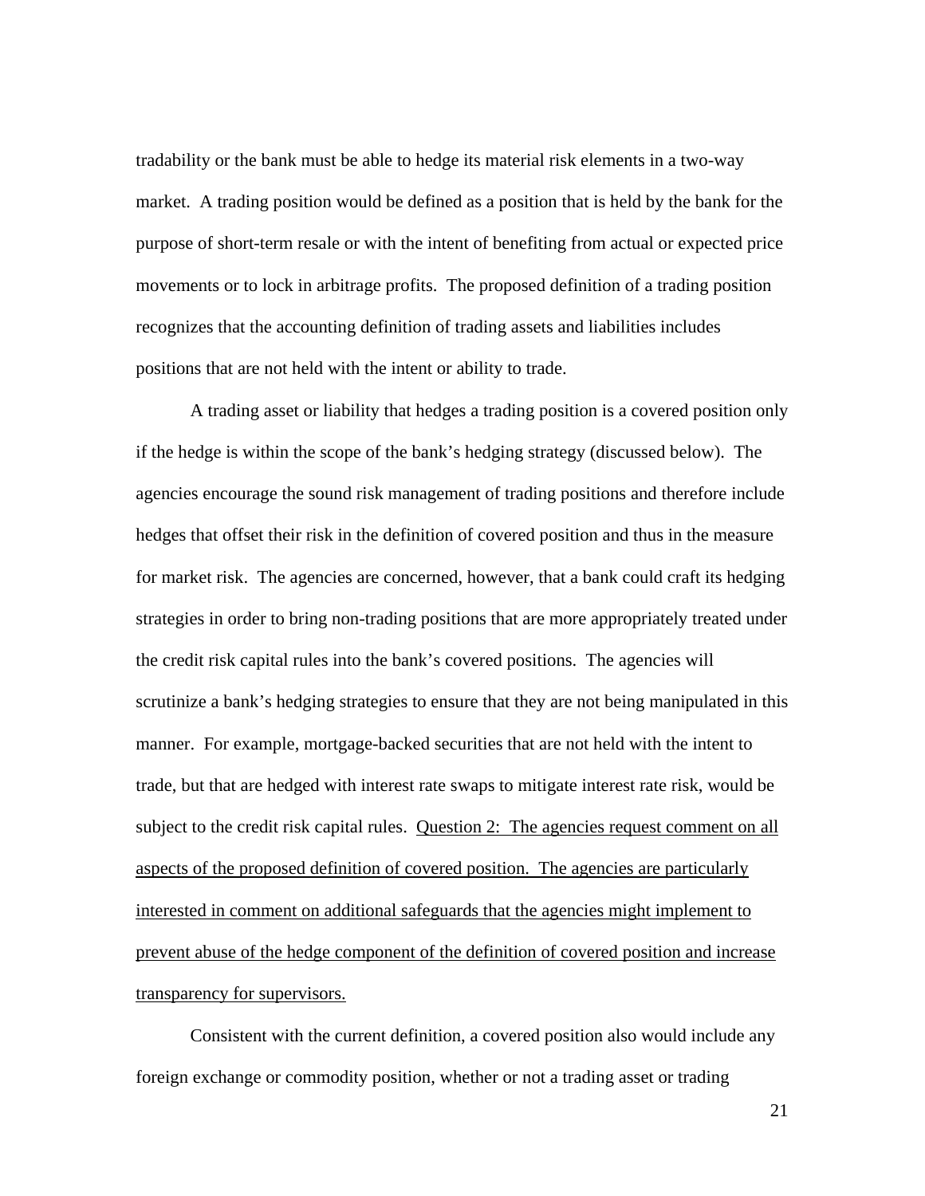tradability or the bank must be able to hedge its material risk elements in a two-way market. A trading position would be defined as a position that is held by the bank for the purpose of short-term resale or with the intent of benefiting from actual or expected price movements or to lock in arbitrage profits. The proposed definition of a trading position recognizes that the accounting definition of trading assets and liabilities includes positions that are not held with the intent or ability to trade.

A trading asset or liability that hedges a trading position is a covered position only if the hedge is within the scope of the bank's hedging strategy (discussed below). The agencies encourage the sound risk management of trading positions and therefore include hedges that offset their risk in the definition of covered position and thus in the measure for market risk. The agencies are concerned, however, that a bank could craft its hedging strategies in order to bring non-trading positions that are more appropriately treated under the credit risk capital rules into the bank's covered positions. The agencies will scrutinize a bank's hedging strategies to ensure that they are not being manipulated in this manner. For example, mortgage-backed securities that are not held with the intent to trade, but that are hedged with interest rate swaps to mitigate interest rate risk, would be subject to the credit risk capital rules. <u>Question 2: The agencies request comment on all aspects of the proposed definition of covered position. The agencies are particularly interested in comment on additional safeguards that the agencies might implement to prevent abuse of the hedge component of the definition of covered position and increase transparency for supervisors.</u>

Consistent with the current definition, a covered position also would include any foreign exchange or commodity position, whether or not a trading asset or trading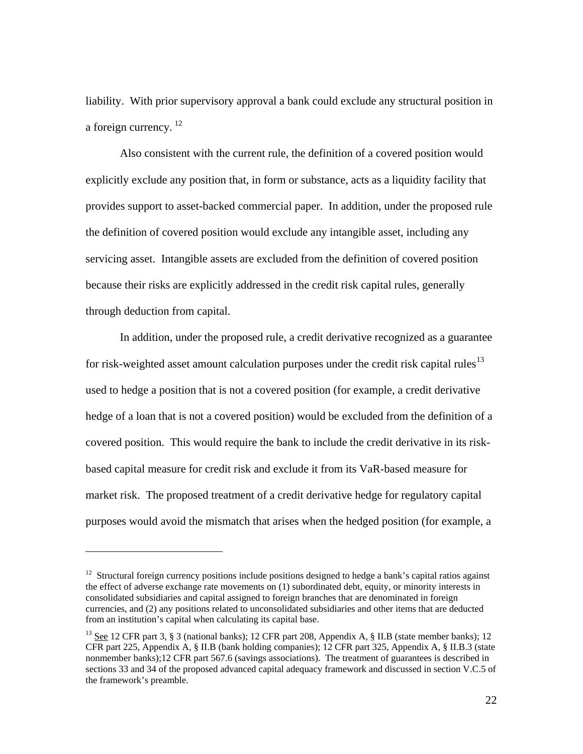liability. With prior supervisory approval a bank could exclude any structural position in a foreign currency. [12]

Also consistent with the current rule, the definition of a covered position would explicitly exclude any position that, in form or substance, acts as a liquidity facility that provides support to asset-backed commercial paper. In addition, under the proposed rule the definition of covered position would exclude any intangible asset, including any servicing asset. Intangible assets are excluded from the definition of covered position because their risks are explicitly addressed in the credit risk capital rules, generally through deduction from capital.

In addition, under the proposed rule, a credit derivative recognized as a guarantee for risk-weighted asset amount calculation purposes under the credit risk capital rules[13] used to hedge a position that is not a covered position (for example, a credit derivative hedge of a loan that is not a covered position) would be excluded from the definition of a covered position. This would require the bank to include the credit derivative in its risk-based capital measure for credit risk and exclude it from its VaR-based measure for market risk. The proposed treatment of a credit derivative hedge for regulatory capital purposes would avoid the mismatch that arises when the hedged position (for example, a

---

[12] Structural foreign currency positions include positions designed to hedge a bank's capital ratios against the effect of adverse exchange rate movements on (1) subordinated debt, equity, or minority interests in consolidated subsidiaries and capital assigned to foreign branches that are denominated in foreign currencies, and (2) any positions related to unconsolidated subsidiaries and other items that are deducted from an institution's capital when calculating its capital base.

[13] See 12 CFR part 3, § 3 (national banks); 12 CFR part 208, Appendix A, § II.B (state member banks); 12 CFR part 225, Appendix A, § II.B (bank holding companies); 12 CFR part 325, Appendix A, § II.B.3 (state nonmember banks);12 CFR part 567.6 (savings associations). The treatment of guarantees is described in sections 33 and 34 of the proposed advanced capital adequacy framework and discussed in section V.C.5 of the framework's preamble.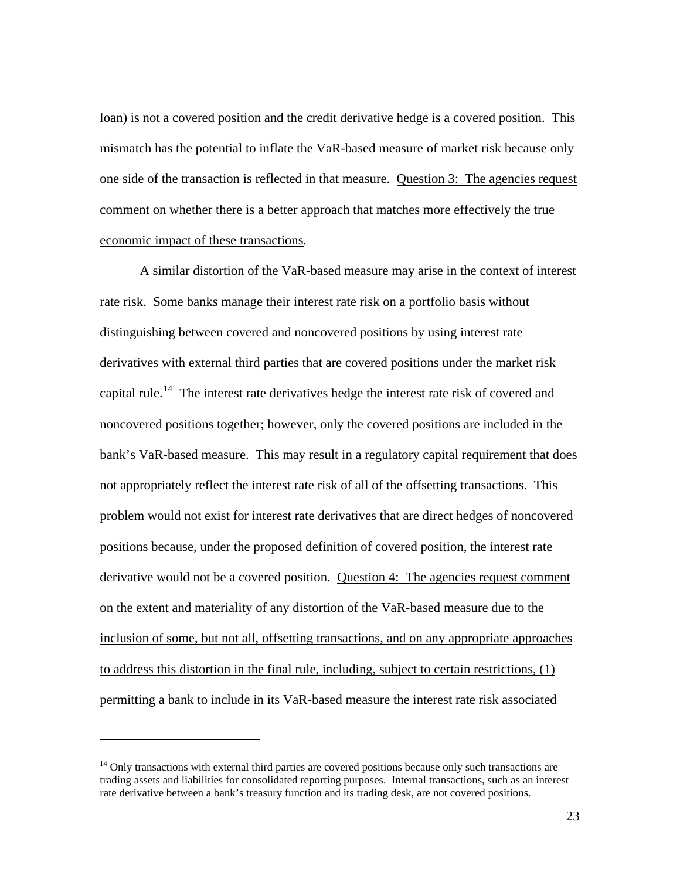loan) is not a covered position and the credit derivative hedge is a covered position. This mismatch has the potential to inflate the VaR-based measure of market risk because only one side of the transaction is reflected in that measure. <u>Question 3: The agencies request comment on whether there is a better approach that matches more effectively the true economic impact of these transactions</u>.

A similar distortion of the VaR-based measure may arise in the context of interest rate risk. Some banks manage their interest rate risk on a portfolio basis without distinguishing between covered and noncovered positions by using interest rate derivatives with external third parties that are covered positions under the market risk capital rule.[14] The interest rate derivatives hedge the interest rate risk of covered and noncovered positions together; however, only the covered positions are included in the bank's VaR-based measure. This may result in a regulatory capital requirement that does not appropriately reflect the interest rate risk of all of the offsetting transactions. This problem would not exist for interest rate derivatives that are direct hedges of noncovered positions because, under the proposed definition of covered position, the interest rate derivative would not be a covered position. <u>Question 4: The agencies request comment on the extent and materiality of any distortion of the VaR-based measure due to the inclusion of some, but not all, offsetting transactions, and on any appropriate approaches to address this distortion in the final rule, including, subject to certain restrictions, (1) permitting a bank to include in its VaR-based measure the interest rate risk associated</u>

---

[14] Only transactions with external third parties are covered positions because only such transactions are trading assets and liabilities for consolidated reporting purposes. Internal transactions, such as an interest rate derivative between a bank's treasury function and its trading desk, are not covered positions.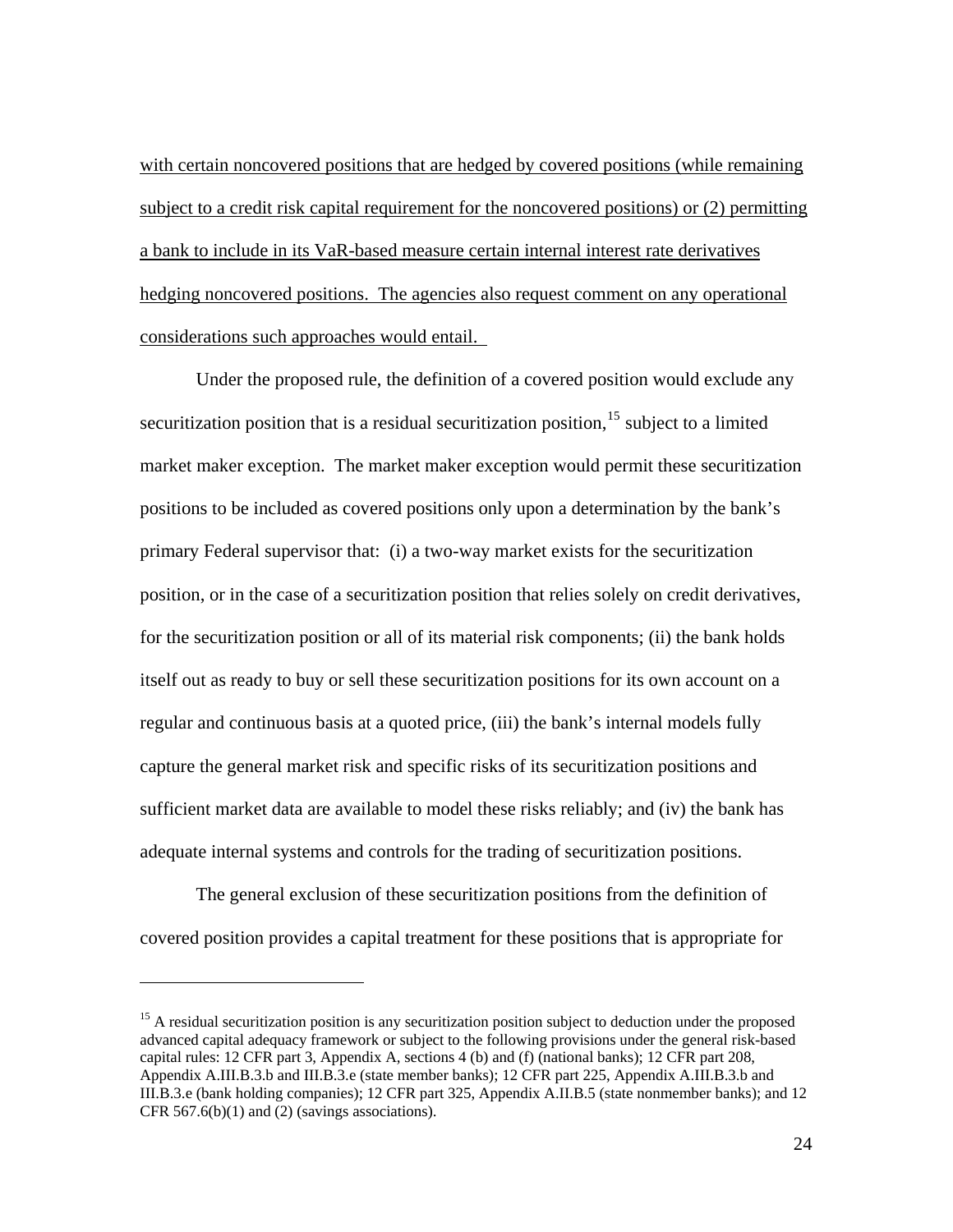<u>with certain noncovered positions that are hedged by covered positions (while remaining subject to a credit risk capital requirement for the noncovered positions) or (2) permitting a bank to include in its VaR-based measure certain internal interest rate derivatives hedging noncovered positions. The agencies also request comment on any operational considerations such approaches would entail.</u>

Under the proposed rule, the definition of a covered position would exclude any securitization position that is a residual securitization position,[15] subject to a limited market maker exception. The market maker exception would permit these securitization positions to be included as covered positions only upon a determination by the bank's primary Federal supervisor that: (i) a two-way market exists for the securitization position, or in the case of a securitization position that relies solely on credit derivatives, for the securitization position or all of its material risk components; (ii) the bank holds itself out as ready to buy or sell these securitization positions for its own account on a regular and continuous basis at a quoted price, (iii) the bank's internal models fully capture the general market risk and specific risks of its securitization positions and sufficient market data are available to model these risks reliably; and (iv) the bank has adequate internal systems and controls for the trading of securitization positions.

The general exclusion of these securitization positions from the definition of covered position provides a capital treatment for these positions that is appropriate for

---

[15] A residual securitization position is any securitization position subject to deduction under the proposed advanced capital adequacy framework or subject to the following provisions under the general risk-based capital rules: 12 CFR part 3, Appendix A, sections 4 (b) and (f) (national banks); 12 CFR part 208, Appendix A.III.B.3.b and III.B.3.e (state member banks); 12 CFR part 225, Appendix A.III.B.3.b and III.B.3.e (bank holding companies); 12 CFR part 325, Appendix A.II.B.5 (state nonmember banks); and 12 CFR 567.6(b)(1) and (2) (savings associations).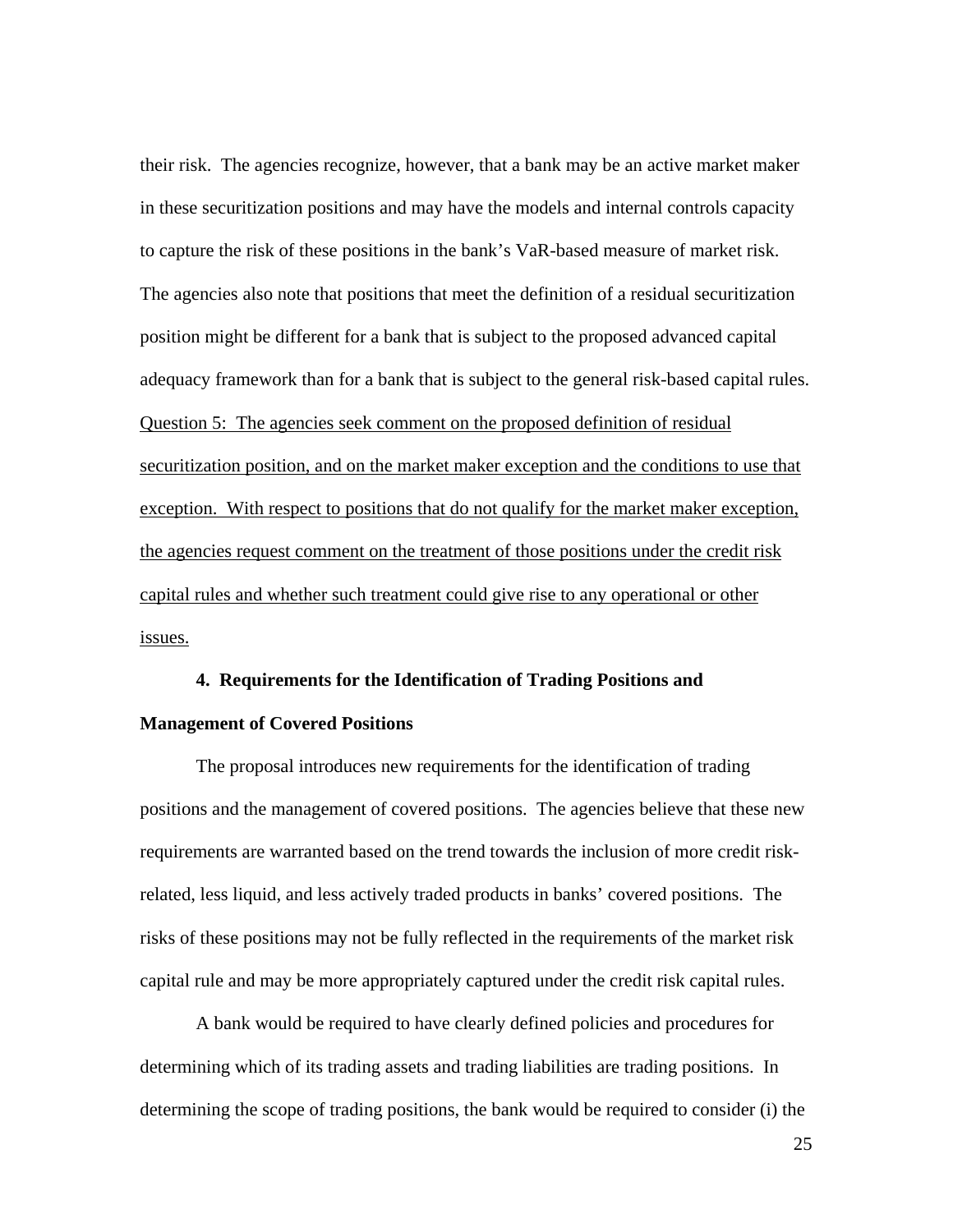their risk. The agencies recognize, however, that a bank may be an active market maker in these securitization positions and may have the models and internal controls capacity to capture the risk of these positions in the bank's VaR-based measure of market risk. The agencies also note that positions that meet the definition of a residual securitization position might be different for a bank that is subject to the proposed advanced capital adequacy framework than for a bank that is subject to the general risk-based capital rules.

<u>Question 5: The agencies seek comment on the proposed definition of residual securitization position, and on the market maker exception and the conditions to use that exception. With respect to positions that do not qualify for the market maker exception, the agencies request comment on the treatment of those positions under the credit risk capital rules and whether such treatment could give rise to any operational or other issues.</u>

**4. Requirements for the Identification of Trading Positions and Management of Covered Positions**

The proposal introduces new requirements for the identification of trading positions and the management of covered positions. The agencies believe that these new requirements are warranted based on the trend towards the inclusion of more credit risk-related, less liquid, and less actively traded products in banks' covered positions. The risks of these positions may not be fully reflected in the requirements of the market risk capital rule and may be more appropriately captured under the credit risk capital rules.

A bank would be required to have clearly defined policies and procedures for determining which of its trading assets and trading liabilities are trading positions. In determining the scope of trading positions, the bank would be required to consider (i) the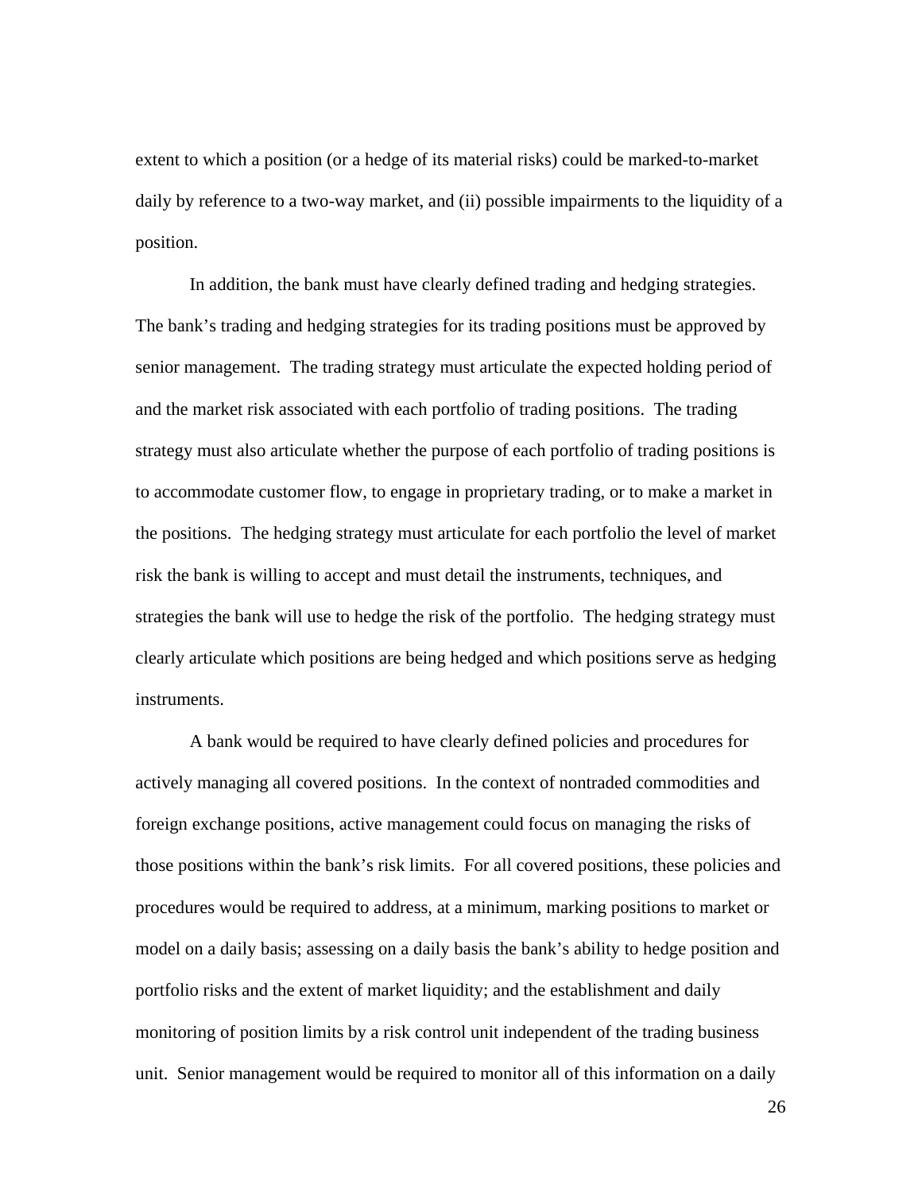extent to which a position (or a hedge of its material risks) could be marked-to-market daily by reference to a two-way market, and (ii) possible impairments to the liquidity of a position.

In addition, the bank must have clearly defined trading and hedging strategies. The bank's trading and hedging strategies for its trading positions must be approved by senior management. The trading strategy must articulate the expected holding period of and the market risk associated with each portfolio of trading positions. The trading strategy must also articulate whether the purpose of each portfolio of trading positions is to accommodate customer flow, to engage in proprietary trading, or to make a market in the positions. The hedging strategy must articulate for each portfolio the level of market risk the bank is willing to accept and must detail the instruments, techniques, and strategies the bank will use to hedge the risk of the portfolio. The hedging strategy must clearly articulate which positions are being hedged and which positions serve as hedging instruments.

A bank would be required to have clearly defined policies and procedures for actively managing all covered positions. In the context of nontraded commodities and foreign exchange positions, active management could focus on managing the risks of those positions within the bank's risk limits. For all covered positions, these policies and procedures would be required to address, at a minimum, marking positions to market or model on a daily basis; assessing on a daily basis the bank's ability to hedge position and portfolio risks and the extent of market liquidity; and the establishment and daily monitoring of position limits by a risk control unit independent of the trading business unit. Senior management would be required to monitor all of this information on a daily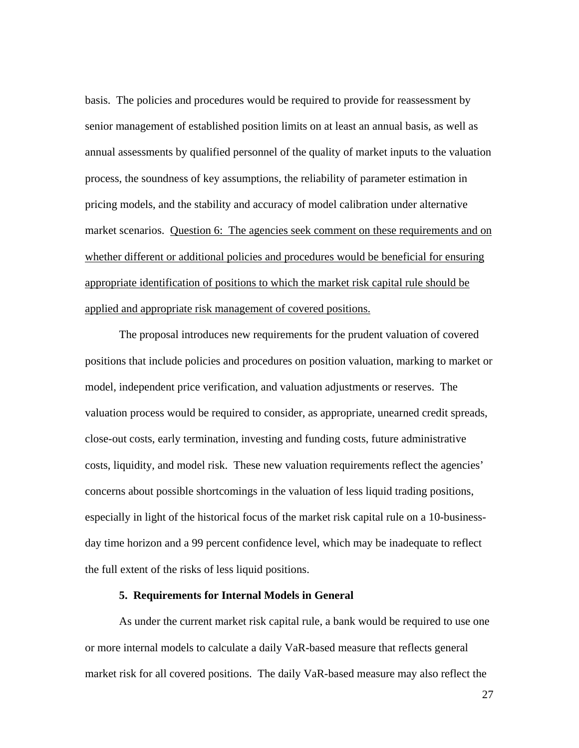basis. The policies and procedures would be required to provide for reassessment by senior management of established position limits on at least an annual basis, as well as annual assessments by qualified personnel of the quality of market inputs to the valuation process, the soundness of key assumptions, the reliability of parameter estimation in pricing models, and the stability and accuracy of model calibration under alternative market scenarios. <u>Question 6: The agencies seek comment on these requirements and on whether different or additional policies and procedures would be beneficial for ensuring appropriate identification of positions to which the market risk capital rule should be applied and appropriate risk management of covered positions.</u>

The proposal introduces new requirements for the prudent valuation of covered positions that include policies and procedures on position valuation, marking to market or model, independent price verification, and valuation adjustments or reserves. The valuation process would be required to consider, as appropriate, unearned credit spreads, close-out costs, early termination, investing and funding costs, future administrative costs, liquidity, and model risk. These new valuation requirements reflect the agencies' concerns about possible shortcomings in the valuation of less liquid trading positions, especially in light of the historical focus of the market risk capital rule on a 10-business-day time horizon and a 99 percent confidence level, which may be inadequate to reflect the full extent of the risks of less liquid positions.

**5. Requirements for Internal Models in General**

As under the current market risk capital rule, a bank would be required to use one or more internal models to calculate a daily VaR-based measure that reflects general market risk for all covered positions. The daily VaR-based measure may also reflect the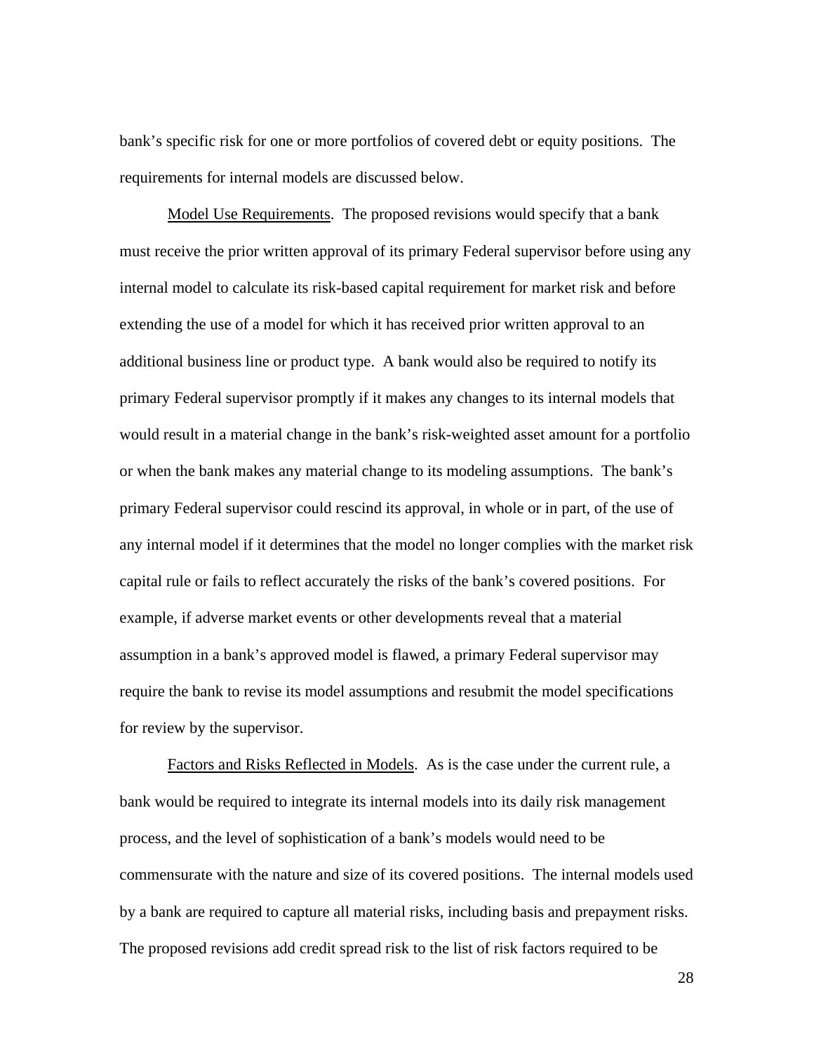bank's specific risk for one or more portfolios of covered debt or equity positions. The requirements for internal models are discussed below.

Model Use Requirements. The proposed revisions would specify that a bank must receive the prior written approval of its primary Federal supervisor before using any internal model to calculate its risk-based capital requirement for market risk and before extending the use of a model for which it has received prior written approval to an additional business line or product type. A bank would also be required to notify its primary Federal supervisor promptly if it makes any changes to its internal models that would result in a material change in the bank's risk-weighted asset amount for a portfolio or when the bank makes any material change to its modeling assumptions. The bank's primary Federal supervisor could rescind its approval, in whole or in part, of the use of any internal model if it determines that the model no longer complies with the market risk capital rule or fails to reflect accurately the risks of the bank's covered positions. For example, if adverse market events or other developments reveal that a material assumption in a bank's approved model is flawed, a primary Federal supervisor may require the bank to revise its model assumptions and resubmit the model specifications for review by the supervisor.

Factors and Risks Reflected in Models. As is the case under the current rule, a bank would be required to integrate its internal models into its daily risk management process, and the level of sophistication of a bank's models would need to be commensurate with the nature and size of its covered positions. The internal models used by a bank are required to capture all material risks, including basis and prepayment risks. The proposed revisions add credit spread risk to the list of risk factors required to be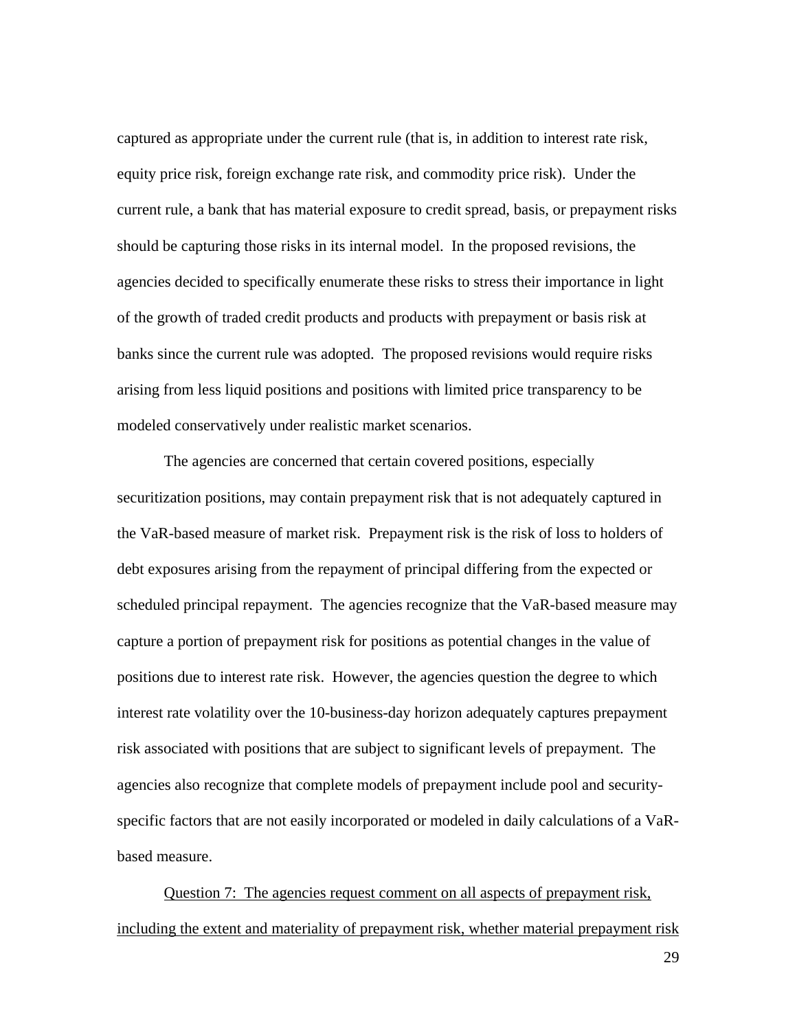captured as appropriate under the current rule (that is, in addition to interest rate risk, equity price risk, foreign exchange rate risk, and commodity price risk). Under the current rule, a bank that has material exposure to credit spread, basis, or prepayment risks should be capturing those risks in its internal model. In the proposed revisions, the agencies decided to specifically enumerate these risks to stress their importance in light of the growth of traded credit products and products with prepayment or basis risk at banks since the current rule was adopted. The proposed revisions would require risks arising from less liquid positions and positions with limited price transparency to be modeled conservatively under realistic market scenarios.

The agencies are concerned that certain covered positions, especially securitization positions, may contain prepayment risk that is not adequately captured in the VaR-based measure of market risk. Prepayment risk is the risk of loss to holders of debt exposures arising from the repayment of principal differing from the expected or scheduled principal repayment. The agencies recognize that the VaR-based measure may capture a portion of prepayment risk for positions as potential changes in the value of positions due to interest rate risk. However, the agencies question the degree to which interest rate volatility over the 10-business-day horizon adequately captures prepayment risk associated with positions that are subject to significant levels of prepayment. The agencies also recognize that complete models of prepayment include pool and security-specific factors that are not easily incorporated or modeled in daily calculations of a VaR-based measure.

<u>Question 7: The agencies request comment on all aspects of prepayment risk, including the extent and materiality of prepayment risk, whether material prepayment risk</u>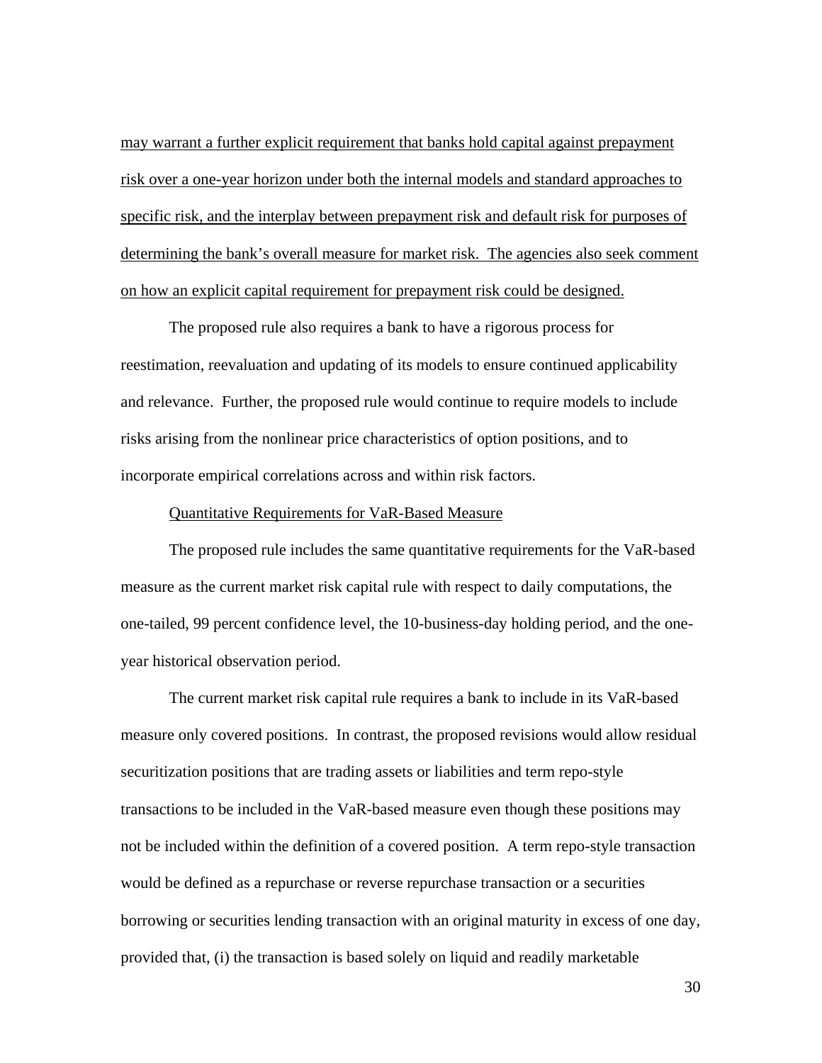may warrant a further explicit requirement that banks hold capital against prepayment risk over a one-year horizon under both the internal models and standard approaches to specific risk, and the interplay between prepayment risk and default risk for purposes of determining the bank's overall measure for market risk. The agencies also seek comment on how an explicit capital requirement for prepayment risk could be designed.

The proposed rule also requires a bank to have a rigorous process for reestimation, reevaluation and updating of its models to ensure continued applicability and relevance. Further, the proposed rule would continue to require models to include risks arising from the nonlinear price characteristics of option positions, and to incorporate empirical correlations across and within risk factors.

Quantitative Requirements for VaR-Based Measure

The proposed rule includes the same quantitative requirements for the VaR-based measure as the current market risk capital rule with respect to daily computations, the one-tailed, 99 percent confidence level, the 10-business-day holding period, and the one-year historical observation period.

The current market risk capital rule requires a bank to include in its VaR-based measure only covered positions. In contrast, the proposed revisions would allow residual securitization positions that are trading assets or liabilities and term repo-style transactions to be included in the VaR-based measure even though these positions may not be included within the definition of a covered position. A term repo-style transaction would be defined as a repurchase or reverse repurchase transaction or a securities borrowing or securities lending transaction with an original maturity in excess of one day, provided that, (i) the transaction is based solely on liquid and readily marketable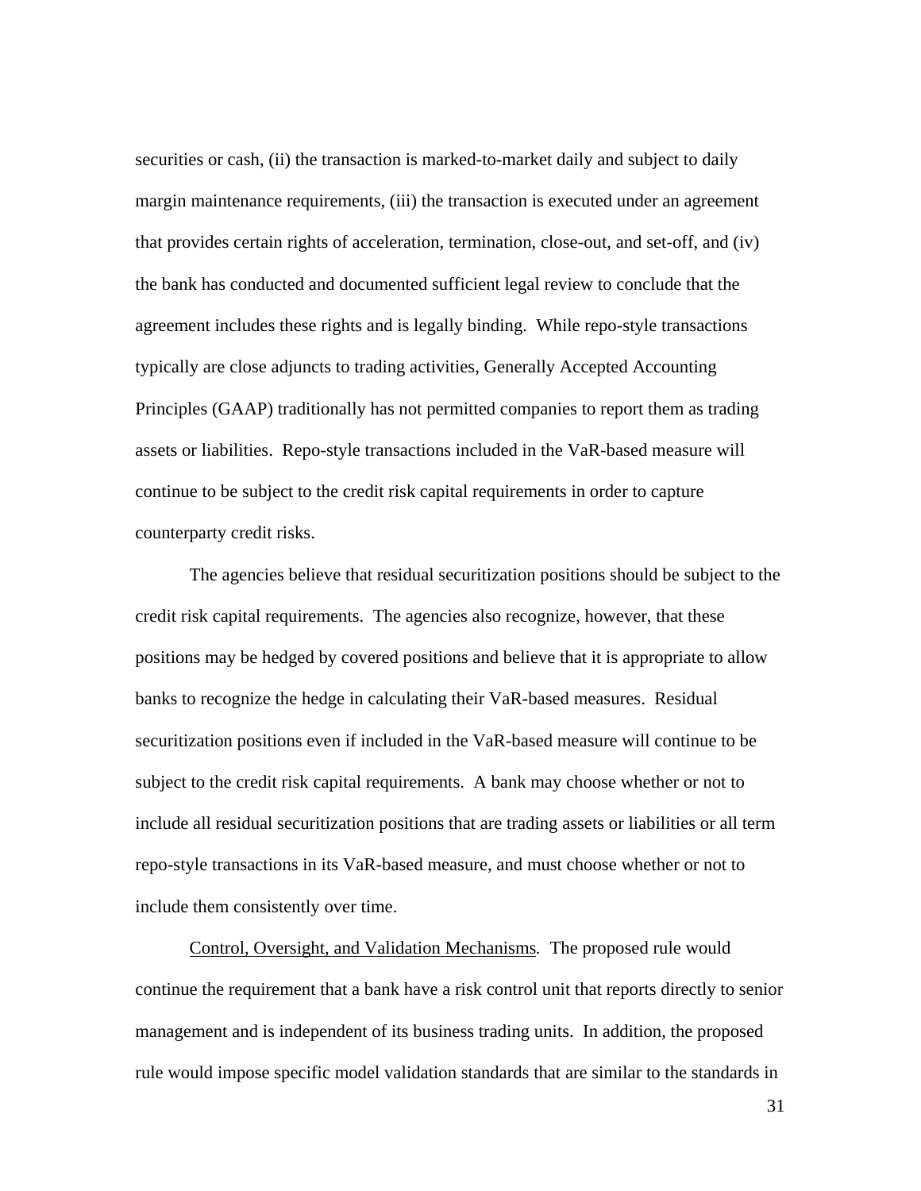securities or cash, (ii) the transaction is marked-to-market daily and subject to daily margin maintenance requirements, (iii) the transaction is executed under an agreement that provides certain rights of acceleration, termination, close-out, and set-off, and (iv) the bank has conducted and documented sufficient legal review to conclude that the agreement includes these rights and is legally binding. While repo-style transactions typically are close adjuncts to trading activities, Generally Accepted Accounting Principles (GAAP) traditionally has not permitted companies to report them as trading assets or liabilities. Repo-style transactions included in the VaR-based measure will continue to be subject to the credit risk capital requirements in order to capture counterparty credit risks.

The agencies believe that residual securitization positions should be subject to the credit risk capital requirements. The agencies also recognize, however, that these positions may be hedged by covered positions and believe that it is appropriate to allow banks to recognize the hedge in calculating their VaR-based measures. Residual securitization positions even if included in the VaR-based measure will continue to be subject to the credit risk capital requirements. A bank may choose whether or not to include all residual securitization positions that are trading assets or liabilities or all term repo-style transactions in its VaR-based measure, and must choose whether or not to include them consistently over time.

<u>Control, Oversight, and Validation Mechanisms</u>*.* The proposed rule would continue the requirement that a bank have a risk control unit that reports directly to senior management and is independent of its business trading units. In addition, the proposed rule would impose specific model validation standards that are similar to the standards in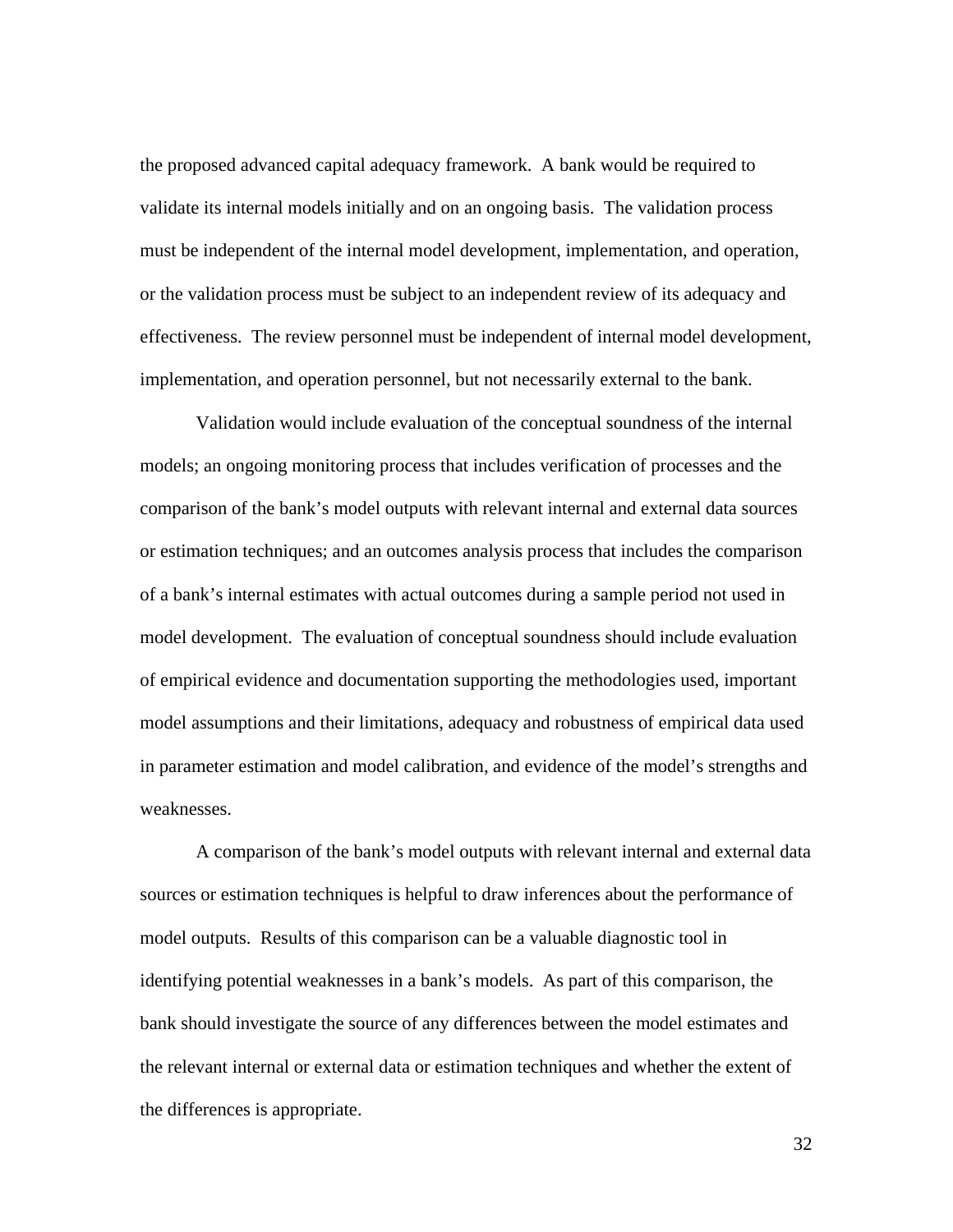the proposed advanced capital adequacy framework. A bank would be required to validate its internal models initially and on an ongoing basis. The validation process must be independent of the internal model development, implementation, and operation, or the validation process must be subject to an independent review of its adequacy and effectiveness. The review personnel must be independent of internal model development, implementation, and operation personnel, but not necessarily external to the bank.

Validation would include evaluation of the conceptual soundness of the internal models; an ongoing monitoring process that includes verification of processes and the comparison of the bank's model outputs with relevant internal and external data sources or estimation techniques; and an outcomes analysis process that includes the comparison of a bank's internal estimates with actual outcomes during a sample period not used in model development. The evaluation of conceptual soundness should include evaluation of empirical evidence and documentation supporting the methodologies used, important model assumptions and their limitations, adequacy and robustness of empirical data used in parameter estimation and model calibration, and evidence of the model's strengths and weaknesses.

A comparison of the bank's model outputs with relevant internal and external data sources or estimation techniques is helpful to draw inferences about the performance of model outputs. Results of this comparison can be a valuable diagnostic tool in identifying potential weaknesses in a bank's models. As part of this comparison, the bank should investigate the source of any differences between the model estimates and the relevant internal or external data or estimation techniques and whether the extent of the differences is appropriate.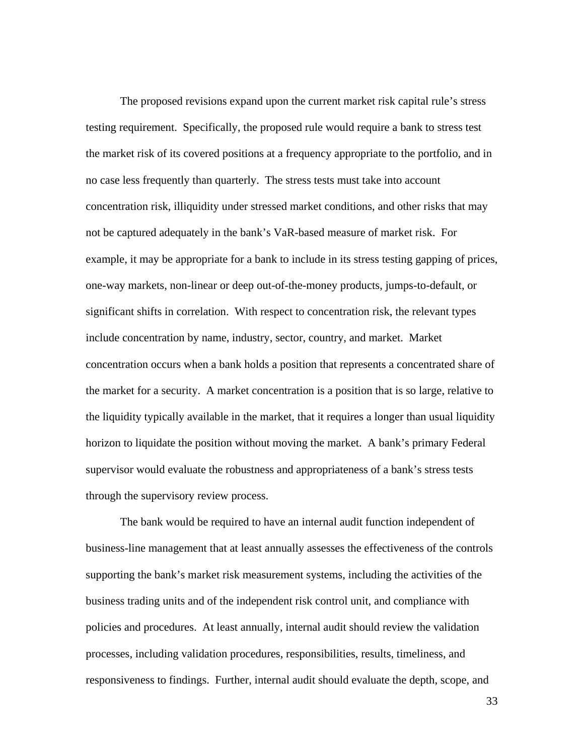The proposed revisions expand upon the current market risk capital rule's stress testing requirement. Specifically, the proposed rule would require a bank to stress test the market risk of its covered positions at a frequency appropriate to the portfolio, and in no case less frequently than quarterly. The stress tests must take into account concentration risk, illiquidity under stressed market conditions, and other risks that may not be captured adequately in the bank's VaR-based measure of market risk. For example, it may be appropriate for a bank to include in its stress testing gapping of prices, one-way markets, non-linear or deep out-of-the-money products, jumps-to-default, or significant shifts in correlation. With respect to concentration risk, the relevant types include concentration by name, industry, sector, country, and market. Market concentration occurs when a bank holds a position that represents a concentrated share of the market for a security. A market concentration is a position that is so large, relative to the liquidity typically available in the market, that it requires a longer than usual liquidity horizon to liquidate the position without moving the market. A bank's primary Federal supervisor would evaluate the robustness and appropriateness of a bank's stress tests through the supervisory review process.

The bank would be required to have an internal audit function independent of business-line management that at least annually assesses the effectiveness of the controls supporting the bank's market risk measurement systems, including the activities of the business trading units and of the independent risk control unit, and compliance with policies and procedures. At least annually, internal audit should review the validation processes, including validation procedures, responsibilities, results, timeliness, and responsiveness to findings. Further, internal audit should evaluate the depth, scope, and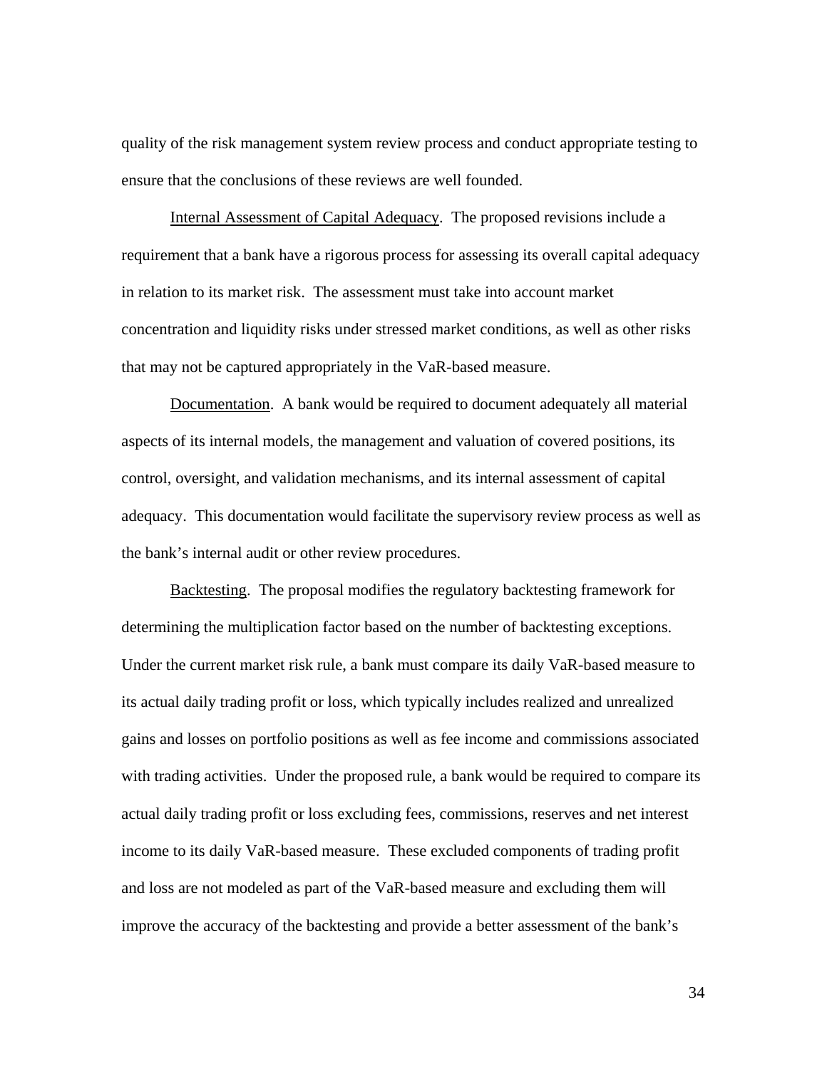quality of the risk management system review process and conduct appropriate testing to ensure that the conclusions of these reviews are well founded.

Internal Assessment of Capital Adequacy. The proposed revisions include a requirement that a bank have a rigorous process for assessing its overall capital adequacy in relation to its market risk. The assessment must take into account market concentration and liquidity risks under stressed market conditions, as well as other risks that may not be captured appropriately in the VaR-based measure.

Documentation. A bank would be required to document adequately all material aspects of its internal models, the management and valuation of covered positions, its control, oversight, and validation mechanisms, and its internal assessment of capital adequacy. This documentation would facilitate the supervisory review process as well as the bank's internal audit or other review procedures.

Backtesting. The proposal modifies the regulatory backtesting framework for determining the multiplication factor based on the number of backtesting exceptions. Under the current market risk rule, a bank must compare its daily VaR-based measure to its actual daily trading profit or loss, which typically includes realized and unrealized gains and losses on portfolio positions as well as fee income and commissions associated with trading activities. Under the proposed rule, a bank would be required to compare its actual daily trading profit or loss excluding fees, commissions, reserves and net interest income to its daily VaR-based measure. These excluded components of trading profit and loss are not modeled as part of the VaR-based measure and excluding them will improve the accuracy of the backtesting and provide a better assessment of the bank's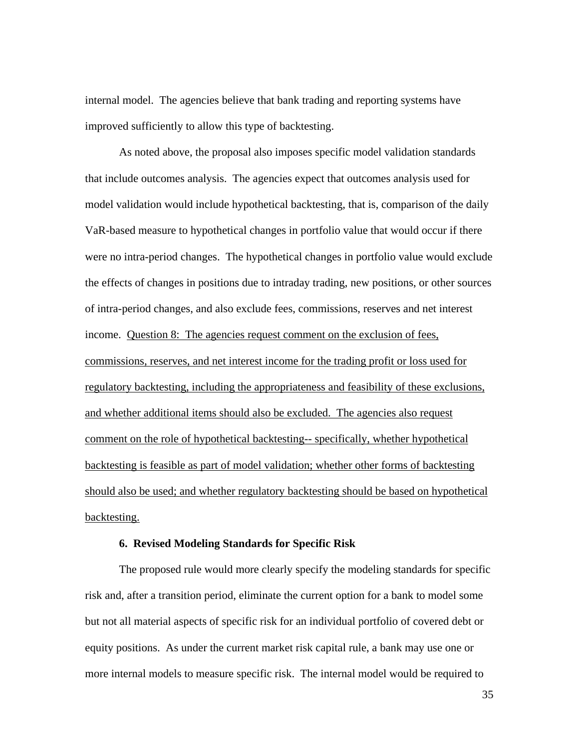internal model. The agencies believe that bank trading and reporting systems have improved sufficiently to allow this type of backtesting.

As noted above, the proposal also imposes specific model validation standards that include outcomes analysis. The agencies expect that outcomes analysis used for model validation would include hypothetical backtesting, that is, comparison of the daily VaR-based measure to hypothetical changes in portfolio value that would occur if there were no intra-period changes. The hypothetical changes in portfolio value would exclude the effects of changes in positions due to intraday trading, new positions, or other sources of intra-period changes, and also exclude fees, commissions, reserves and net interest income. <u>Question 8: The agencies request comment on the exclusion of fees, commissions, reserves, and net interest income for the trading profit or loss used for regulatory backtesting, including the appropriateness and feasibility of these exclusions, and whether additional items should also be excluded. The agencies also request comment on the role of hypothetical backtesting-- specifically, whether hypothetical backtesting is feasible as part of model validation; whether other forms of backtesting should also be used; and whether regulatory backtesting should be based on hypothetical backtesting.</u>

### 6. Revised Modeling Standards for Specific Risk

The proposed rule would more clearly specify the modeling standards for specific risk and, after a transition period, eliminate the current option for a bank to model some but not all material aspects of specific risk for an individual portfolio of covered debt or equity positions. As under the current market risk capital rule, a bank may use one or more internal models to measure specific risk. The internal model would be required to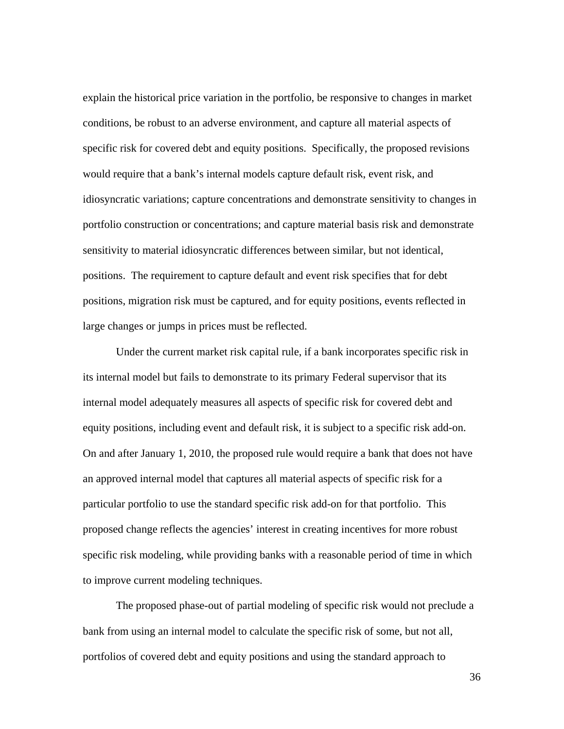explain the historical price variation in the portfolio, be responsive to changes in market conditions, be robust to an adverse environment, and capture all material aspects of specific risk for covered debt and equity positions. Specifically, the proposed revisions would require that a bank's internal models capture default risk, event risk, and idiosyncratic variations; capture concentrations and demonstrate sensitivity to changes in portfolio construction or concentrations; and capture material basis risk and demonstrate sensitivity to material idiosyncratic differences between similar, but not identical, positions. The requirement to capture default and event risk specifies that for debt positions, migration risk must be captured, and for equity positions, events reflected in large changes or jumps in prices must be reflected.

Under the current market risk capital rule, if a bank incorporates specific risk in its internal model but fails to demonstrate to its primary Federal supervisor that its internal model adequately measures all aspects of specific risk for covered debt and equity positions, including event and default risk, it is subject to a specific risk add-on. On and after January 1, 2010, the proposed rule would require a bank that does not have an approved internal model that captures all material aspects of specific risk for a particular portfolio to use the standard specific risk add-on for that portfolio. This proposed change reflects the agencies' interest in creating incentives for more robust specific risk modeling, while providing banks with a reasonable period of time in which to improve current modeling techniques.

The proposed phase-out of partial modeling of specific risk would not preclude a bank from using an internal model to calculate the specific risk of some, but not all, portfolios of covered debt and equity positions and using the standard approach to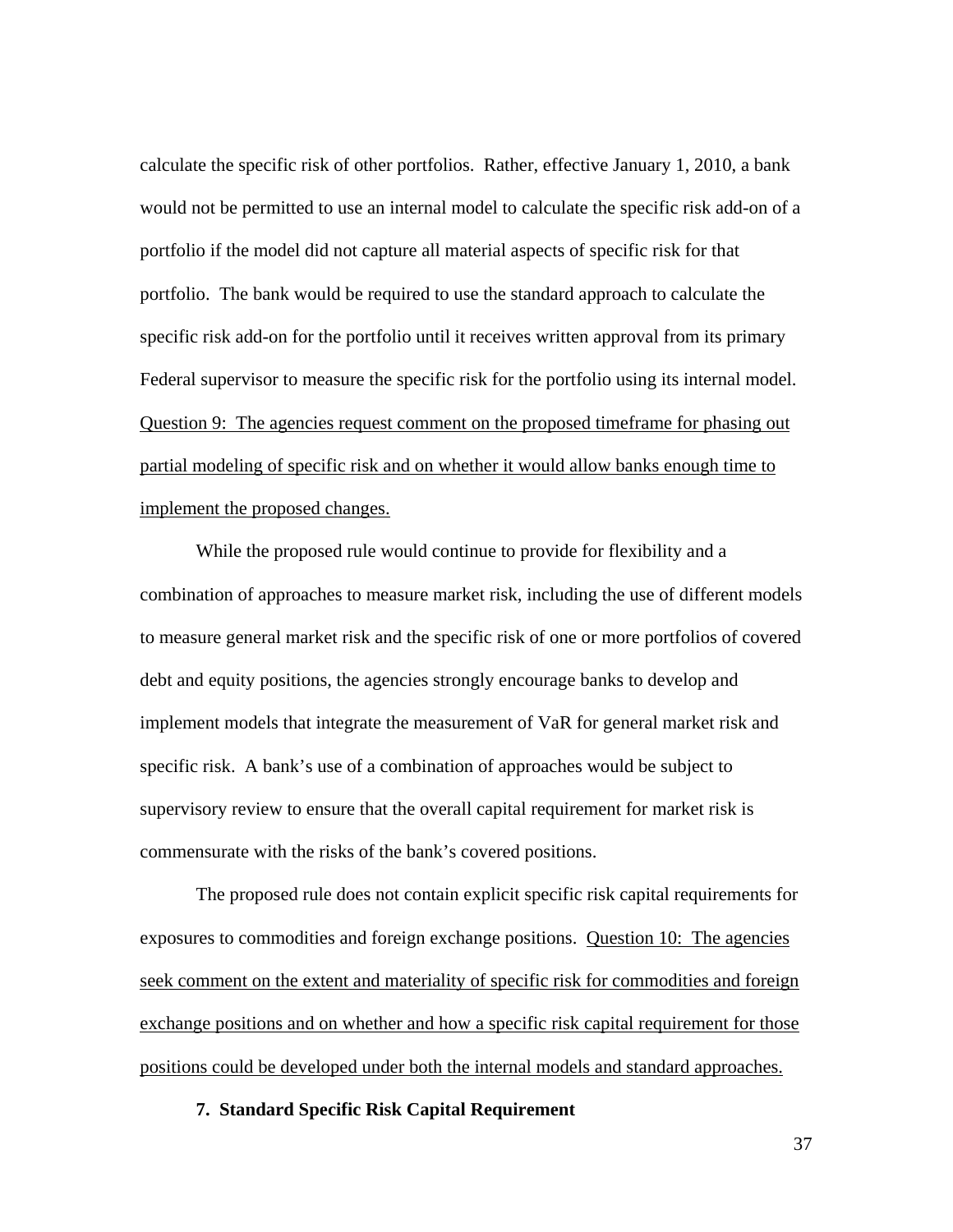calculate the specific risk of other portfolios. Rather, effective January 1, 2010, a bank would not be permitted to use an internal model to calculate the specific risk add-on of a portfolio if the model did not capture all material aspects of specific risk for that portfolio. The bank would be required to use the standard approach to calculate the specific risk add-on for the portfolio until it receives written approval from its primary Federal supervisor to measure the specific risk for the portfolio using its internal model. <u>Question 9: The agencies request comment on the proposed timeframe for phasing out partial modeling of specific risk and on whether it would allow banks enough time to implement the proposed changes.</u>

While the proposed rule would continue to provide for flexibility and a combination of approaches to measure market risk, including the use of different models to measure general market risk and the specific risk of one or more portfolios of covered debt and equity positions, the agencies strongly encourage banks to develop and implement models that integrate the measurement of VaR for general market risk and specific risk. A bank's use of a combination of approaches would be subject to supervisory review to ensure that the overall capital requirement for market risk is commensurate with the risks of the bank's covered positions.

The proposed rule does not contain explicit specific risk capital requirements for exposures to commodities and foreign exchange positions. <u>Question 10: The agencies seek comment on the extent and materiality of specific risk for commodities and foreign exchange positions and on whether and how a specific risk capital requirement for those positions could be developed under both the internal models and standard approaches.</u>

**7. Standard Specific Risk Capital Requirement**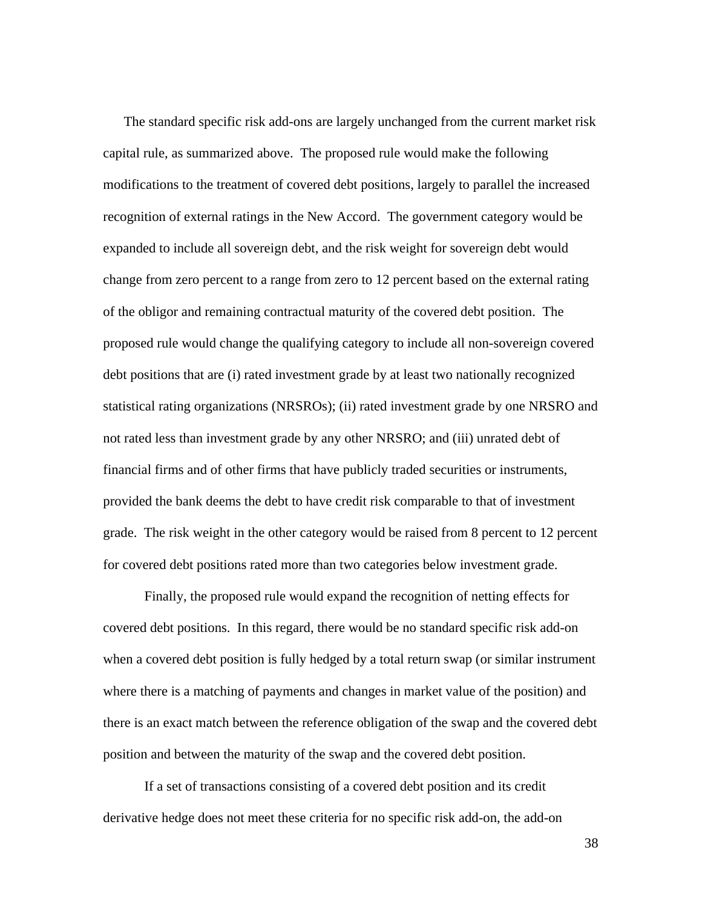The standard specific risk add-ons are largely unchanged from the current market risk capital rule, as summarized above. The proposed rule would make the following modifications to the treatment of covered debt positions, largely to parallel the increased recognition of external ratings in the New Accord. The government category would be expanded to include all sovereign debt, and the risk weight for sovereign debt would change from zero percent to a range from zero to 12 percent based on the external rating of the obligor and remaining contractual maturity of the covered debt position. The proposed rule would change the qualifying category to include all non-sovereign covered debt positions that are (i) rated investment grade by at least two nationally recognized statistical rating organizations (NRSROs); (ii) rated investment grade by one NRSRO and not rated less than investment grade by any other NRSRO; and (iii) unrated debt of financial firms and of other firms that have publicly traded securities or instruments, provided the bank deems the debt to have credit risk comparable to that of investment grade. The risk weight in the other category would be raised from 8 percent to 12 percent for covered debt positions rated more than two categories below investment grade.

Finally, the proposed rule would expand the recognition of netting effects for covered debt positions. In this regard, there would be no standard specific risk add-on when a covered debt position is fully hedged by a total return swap (or similar instrument where there is a matching of payments and changes in market value of the position) and there is an exact match between the reference obligation of the swap and the covered debt position and between the maturity of the swap and the covered debt position.

If a set of transactions consisting of a covered debt position and its credit derivative hedge does not meet these criteria for no specific risk add-on, the add-on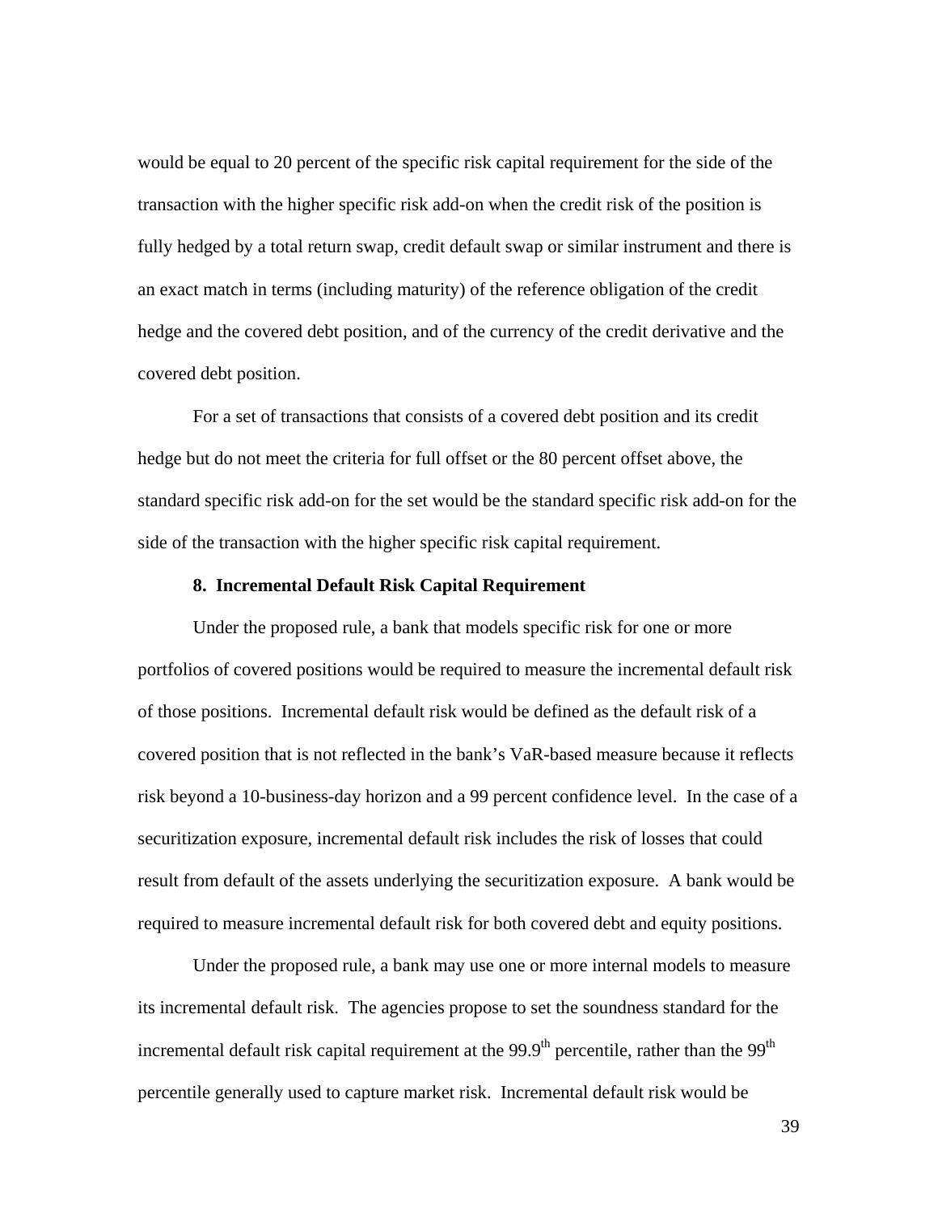would be equal to 20 percent of the specific risk capital requirement for the side of the transaction with the higher specific risk add-on when the credit risk of the position is fully hedged by a total return swap, credit default swap or similar instrument and there is an exact match in terms (including maturity) of the reference obligation of the credit hedge and the covered debt position, and of the currency of the credit derivative and the covered debt position.

For a set of transactions that consists of a covered debt position and its credit hedge but do not meet the criteria for full offset or the 80 percent offset above, the standard specific risk add-on for the set would be the standard specific risk add-on for the side of the transaction with the higher specific risk capital requirement.

### 8. Incremental Default Risk Capital Requirement

Under the proposed rule, a bank that models specific risk for one or more portfolios of covered positions would be required to measure the incremental default risk of those positions. Incremental default risk would be defined as the default risk of a covered position that is not reflected in the bank's VaR-based measure because it reflects risk beyond a 10-business-day horizon and a 99 percent confidence level. In the case of a securitization exposure, incremental default risk includes the risk of losses that could result from default of the assets underlying the securitization exposure. A bank would be required to measure incremental default risk for both covered debt and equity positions.

Under the proposed rule, a bank may use one or more internal models to measure its incremental default risk. The agencies propose to set the soundness standard for the incremental default risk capital requirement at the $99.9^{th}$ percentile, rather than the $99^{th}$ percentile generally used to capture market risk. Incremental default risk would be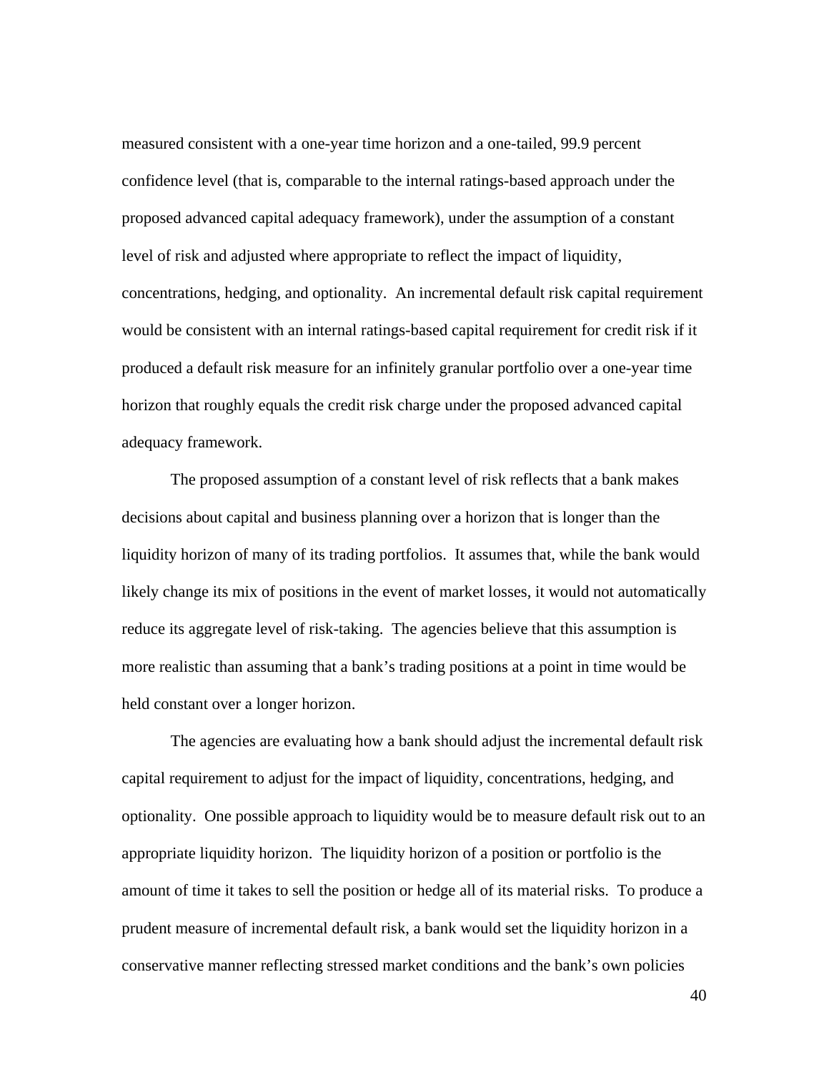measured consistent with a one-year time horizon and a one-tailed, 99.9 percent confidence level (that is, comparable to the internal ratings-based approach under the proposed advanced capital adequacy framework), under the assumption of a constant level of risk and adjusted where appropriate to reflect the impact of liquidity, concentrations, hedging, and optionality. An incremental default risk capital requirement would be consistent with an internal ratings-based capital requirement for credit risk if it produced a default risk measure for an infinitely granular portfolio over a one-year time horizon that roughly equals the credit risk charge under the proposed advanced capital adequacy framework.

The proposed assumption of a constant level of risk reflects that a bank makes decisions about capital and business planning over a horizon that is longer than the liquidity horizon of many of its trading portfolios. It assumes that, while the bank would likely change its mix of positions in the event of market losses, it would not automatically reduce its aggregate level of risk-taking. The agencies believe that this assumption is more realistic than assuming that a bank's trading positions at a point in time would be held constant over a longer horizon.

The agencies are evaluating how a bank should adjust the incremental default risk capital requirement to adjust for the impact of liquidity, concentrations, hedging, and optionality. One possible approach to liquidity would be to measure default risk out to an appropriate liquidity horizon. The liquidity horizon of a position or portfolio is the amount of time it takes to sell the position or hedge all of its material risks. To produce a prudent measure of incremental default risk, a bank would set the liquidity horizon in a conservative manner reflecting stressed market conditions and the bank's own policies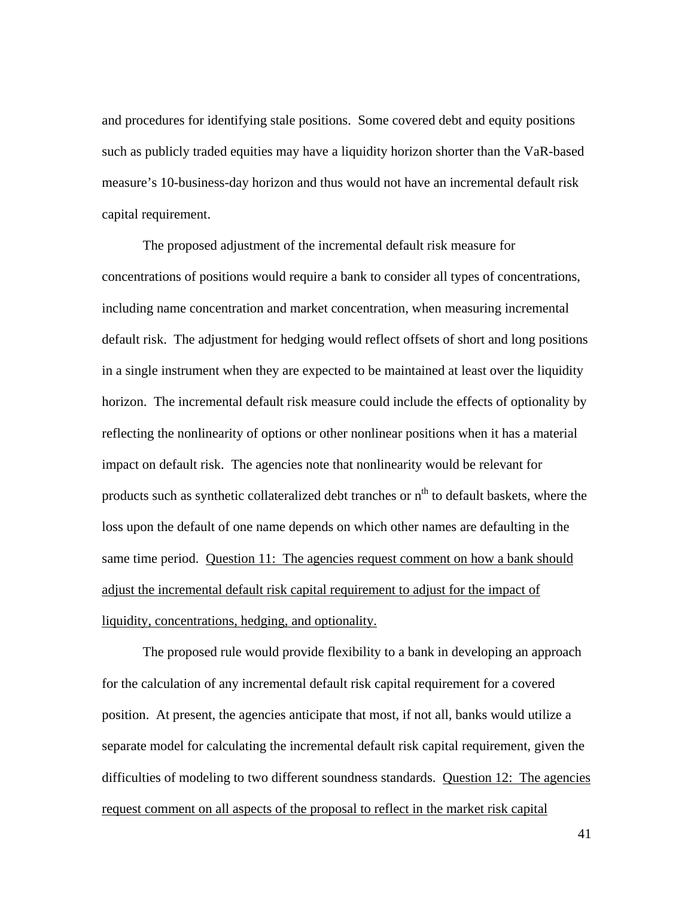and procedures for identifying stale positions. Some covered debt and equity positions such as publicly traded equities may have a liquidity horizon shorter than the VaR-based measure's 10-business-day horizon and thus would not have an incremental default risk capital requirement.

The proposed adjustment of the incremental default risk measure for concentrations of positions would require a bank to consider all types of concentrations, including name concentration and market concentration, when measuring incremental default risk. The adjustment for hedging would reflect offsets of short and long positions in a single instrument when they are expected to be maintained at least over the liquidity horizon. The incremental default risk measure could include the effects of optionality by reflecting the nonlinearity of options or other nonlinear positions when it has a material impact on default risk. The agencies note that nonlinearity would be relevant for products such as synthetic collateralized debt tranches or $n^{th}$ to default baskets, where the loss upon the default of one name depends on which other names are defaulting in the same time period. <u>Question 11: The agencies request comment on how a bank should adjust the incremental default risk capital requirement to adjust for the impact of liquidity, concentrations, hedging, and optionality.</u>

The proposed rule would provide flexibility to a bank in developing an approach for the calculation of any incremental default risk capital requirement for a covered position. At present, the agencies anticipate that most, if not all, banks would utilize a separate model for calculating the incremental default risk capital requirement, given the difficulties of modeling to two different soundness standards. <u>Question 12: The agencies request comment on all aspects of the proposal to reflect in the market risk capital</u>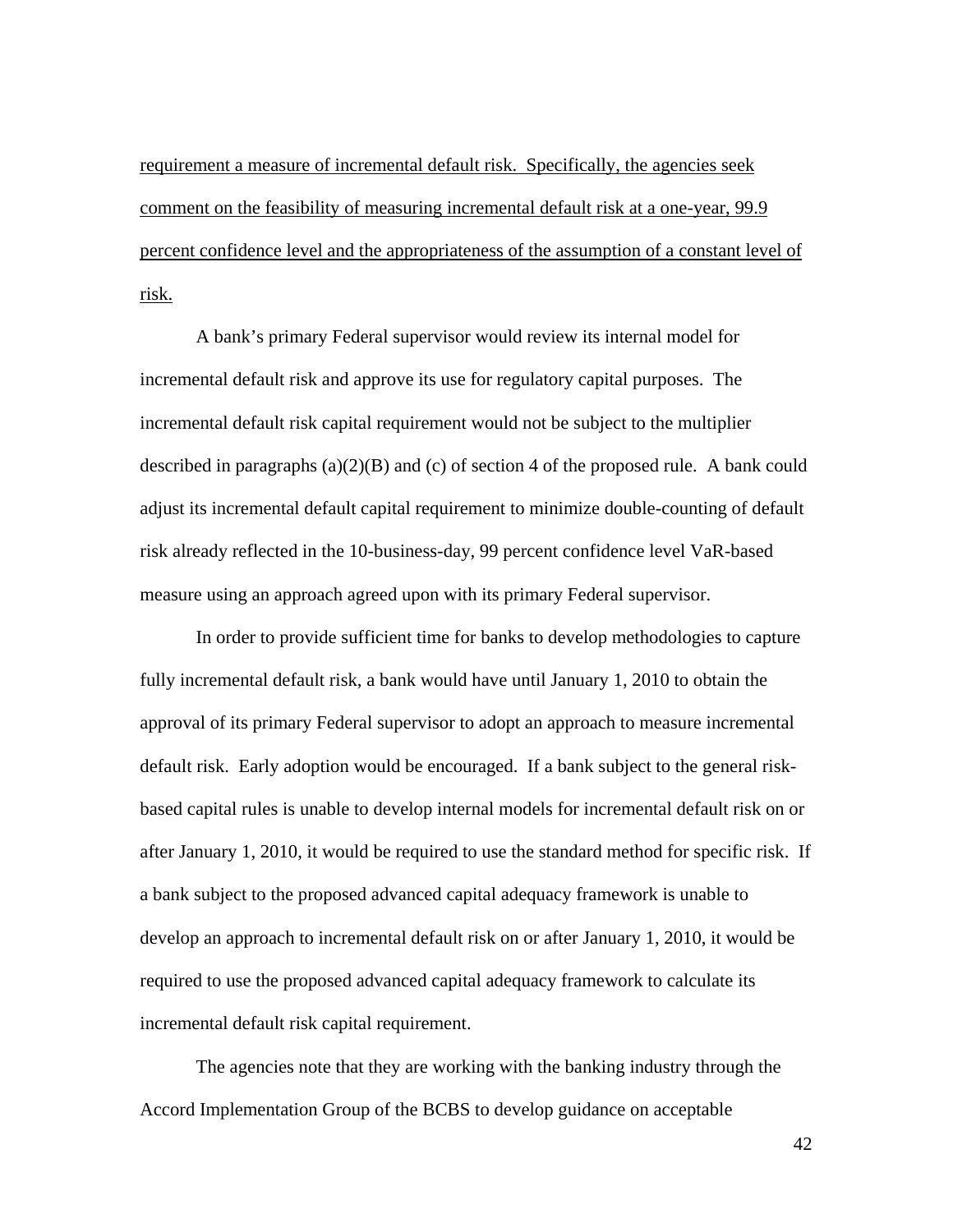requirement a measure of incremental default risk. Specifically, the agencies seek comment on the feasibility of measuring incremental default risk at a one-year, 99.9 percent confidence level and the appropriateness of the assumption of a constant level of risk.

A bank's primary Federal supervisor would review its internal model for incremental default risk and approve its use for regulatory capital purposes. The incremental default risk capital requirement would not be subject to the multiplier described in paragraphs (a)(2)(B) and (c) of section 4 of the proposed rule. A bank could adjust its incremental default capital requirement to minimize double-counting of default risk already reflected in the 10-business-day, 99 percent confidence level VaR-based measure using an approach agreed upon with its primary Federal supervisor.

In order to provide sufficient time for banks to develop methodologies to capture fully incremental default risk, a bank would have until January 1, 2010 to obtain the approval of its primary Federal supervisor to adopt an approach to measure incremental default risk. Early adoption would be encouraged. If a bank subject to the general risk-based capital rules is unable to develop internal models for incremental default risk on or after January 1, 2010, it would be required to use the standard method for specific risk. If a bank subject to the proposed advanced capital adequacy framework is unable to develop an approach to incremental default risk on or after January 1, 2010, it would be required to use the proposed advanced capital adequacy framework to calculate its incremental default risk capital requirement.

The agencies note that they are working with the banking industry through the Accord Implementation Group of the BCBS to develop guidance on acceptable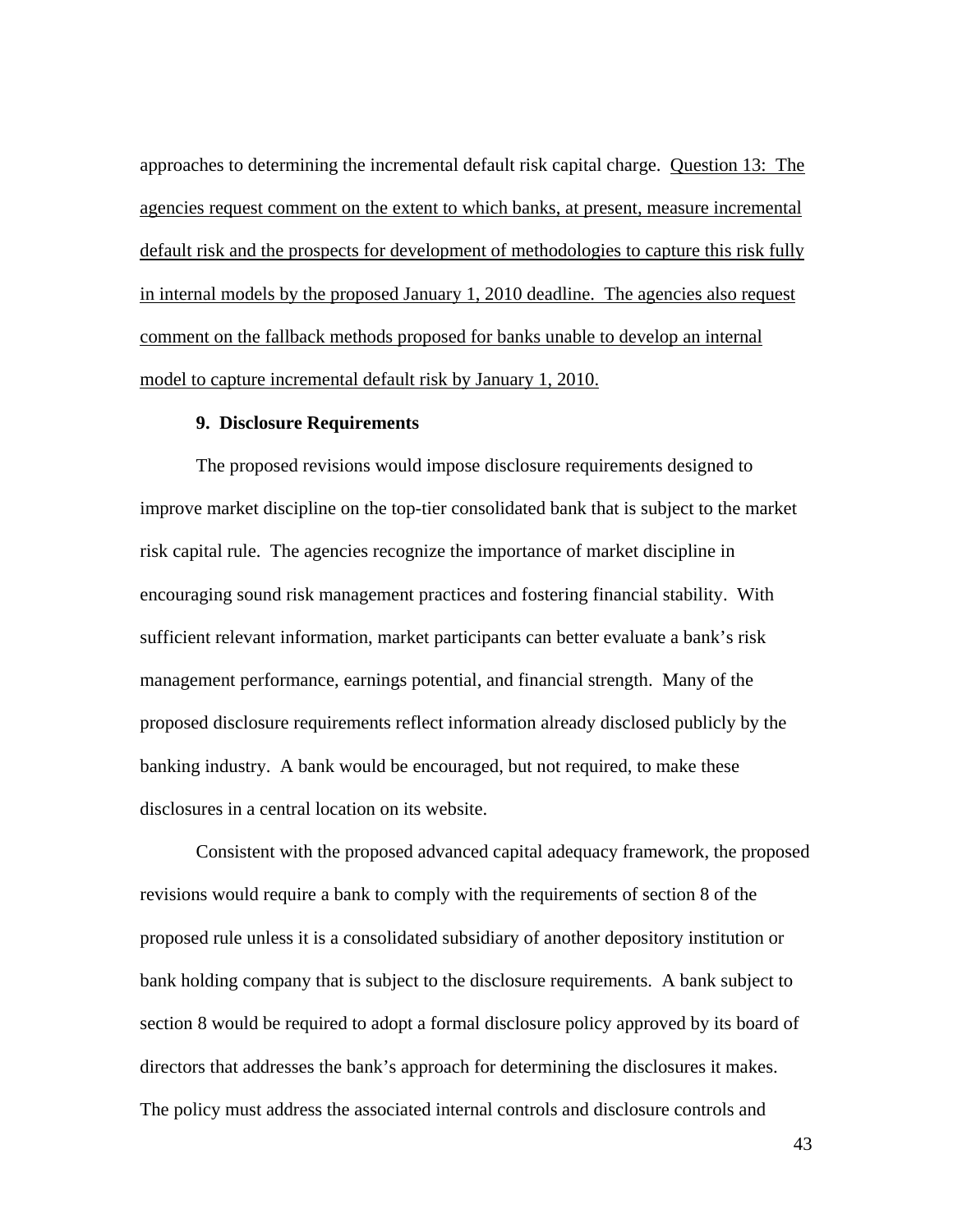approaches to determining the incremental default risk capital charge. <u>Question 13: The agencies request comment on the extent to which banks, at present, measure incremental default risk and the prospects for development of methodologies to capture this risk fully in internal models by the proposed January 1, 2010 deadline. The agencies also request comment on the fallback methods proposed for banks unable to develop an internal model to capture incremental default risk by January 1, 2010.</u>

**9. Disclosure Requirements**

The proposed revisions would impose disclosure requirements designed to improve market discipline on the top-tier consolidated bank that is subject to the market risk capital rule. The agencies recognize the importance of market discipline in encouraging sound risk management practices and fostering financial stability. With sufficient relevant information, market participants can better evaluate a bank's risk management performance, earnings potential, and financial strength. Many of the proposed disclosure requirements reflect information already disclosed publicly by the banking industry. A bank would be encouraged, but not required, to make these disclosures in a central location on its website.

Consistent with the proposed advanced capital adequacy framework, the proposed revisions would require a bank to comply with the requirements of section 8 of the proposed rule unless it is a consolidated subsidiary of another depository institution or bank holding company that is subject to the disclosure requirements. A bank subject to section 8 would be required to adopt a formal disclosure policy approved by its board of directors that addresses the bank's approach for determining the disclosures it makes. The policy must address the associated internal controls and disclosure controls and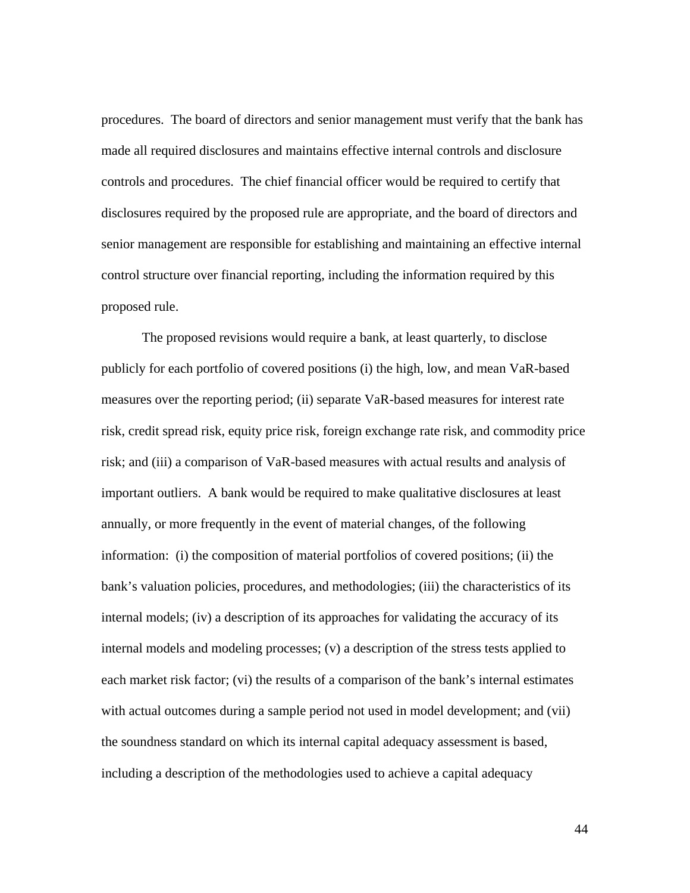procedures. The board of directors and senior management must verify that the bank has made all required disclosures and maintains effective internal controls and disclosure controls and procedures. The chief financial officer would be required to certify that disclosures required by the proposed rule are appropriate, and the board of directors and senior management are responsible for establishing and maintaining an effective internal control structure over financial reporting, including the information required by this proposed rule.

The proposed revisions would require a bank, at least quarterly, to disclose publicly for each portfolio of covered positions (i) the high, low, and mean VaR-based measures over the reporting period; (ii) separate VaR-based measures for interest rate risk, credit spread risk, equity price risk, foreign exchange rate risk, and commodity price risk; and (iii) a comparison of VaR-based measures with actual results and analysis of important outliers. A bank would be required to make qualitative disclosures at least annually, or more frequently in the event of material changes, of the following information: (i) the composition of material portfolios of covered positions; (ii) the bank's valuation policies, procedures, and methodologies; (iii) the characteristics of its internal models; (iv) a description of its approaches for validating the accuracy of its internal models and modeling processes; (v) a description of the stress tests applied to each market risk factor; (vi) the results of a comparison of the bank's internal estimates with actual outcomes during a sample period not used in model development; and (vii) the soundness standard on which its internal capital adequacy assessment is based, including a description of the methodologies used to achieve a capital adequacy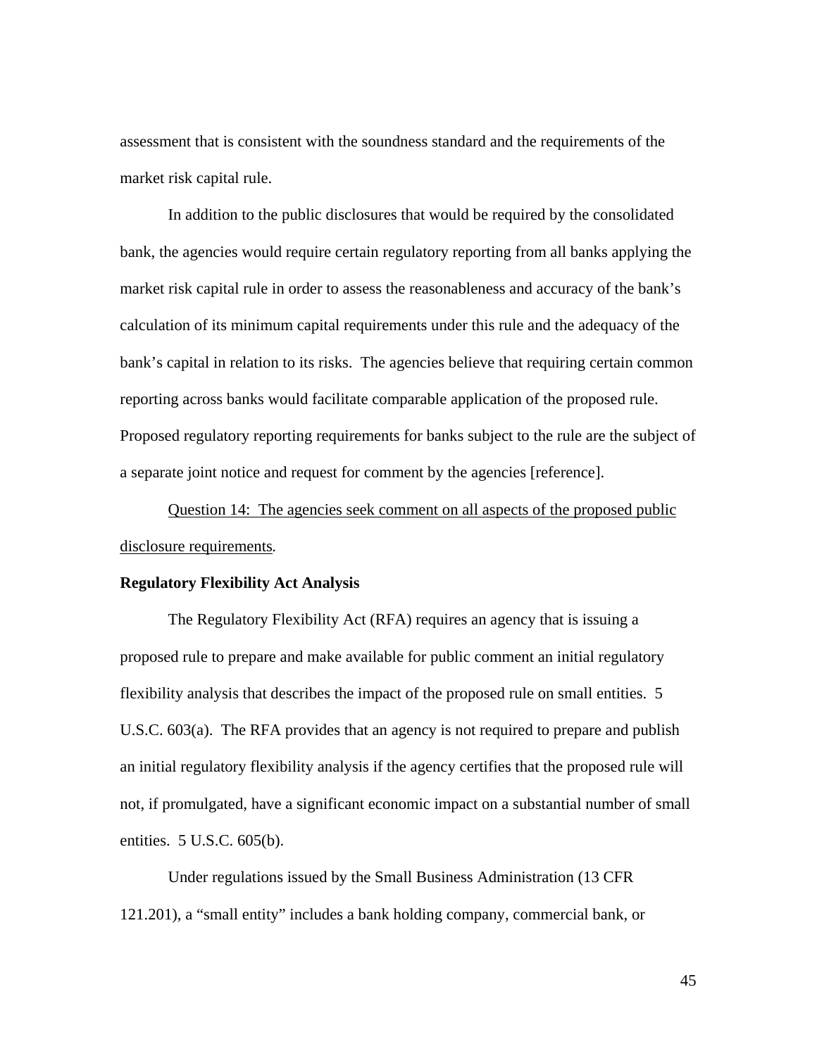assessment that is consistent with the soundness standard and the requirements of the market risk capital rule.

In addition to the public disclosures that would be required by the consolidated bank, the agencies would require certain regulatory reporting from all banks applying the market risk capital rule in order to assess the reasonableness and accuracy of the bank's calculation of its minimum capital requirements under this rule and the adequacy of the bank's capital in relation to its risks. The agencies believe that requiring certain common reporting across banks would facilitate comparable application of the proposed rule. Proposed regulatory reporting requirements for banks subject to the rule are the subject of a separate joint notice and request for comment by the agencies [reference].

<u>Question 14: The agencies seek comment on all aspects of the proposed public disclosure requirements</u>.

**Regulatory Flexibility Act Analysis**

The Regulatory Flexibility Act (RFA) requires an agency that is issuing a proposed rule to prepare and make available for public comment an initial regulatory flexibility analysis that describes the impact of the proposed rule on small entities. 5 U.S.C. 603(a). The RFA provides that an agency is not required to prepare and publish an initial regulatory flexibility analysis if the agency certifies that the proposed rule will not, if promulgated, have a significant economic impact on a substantial number of small entities. 5 U.S.C. 605(b).

Under regulations issued by the Small Business Administration (13 CFR 121.201), a "small entity" includes a bank holding company, commercial bank, or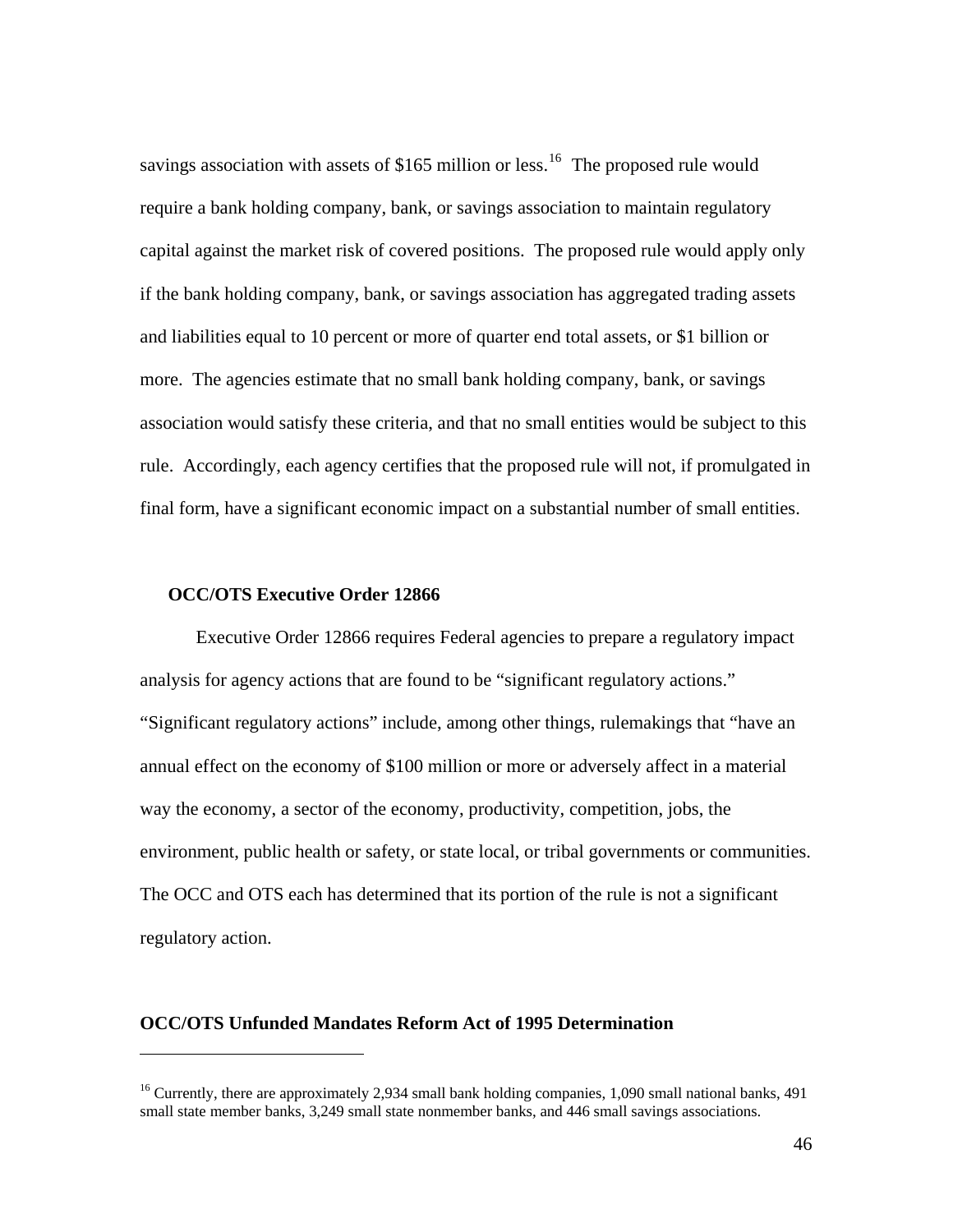savings association with assets of $165 million or less.[16] The proposed rule would require a bank holding company, bank, or savings association to maintain regulatory capital against the market risk of covered positions. The proposed rule would apply only if the bank holding company, bank, or savings association has aggregated trading assets and liabilities equal to 10 percent or more of quarter end total assets, or $1 billion or more. The agencies estimate that no small bank holding company, bank, or savings association would satisfy these criteria, and that no small entities would be subject to this rule. Accordingly, each agency certifies that the proposed rule will not, if promulgated in final form, have a significant economic impact on a substantial number of small entities.

**OCC/OTS Executive Order 12866**

Executive Order 12866 requires Federal agencies to prepare a regulatory impact analysis for agency actions that are found to be "significant regulatory actions." "Significant regulatory actions" include, among other things, rulemakings that "have an annual effect on the economy of $100 million or more or adversely affect in a material way the economy, a sector of the economy, productivity, competition, jobs, the environment, public health or safety, or state local, or tribal governments or communities. The OCC and OTS each has determined that its portion of the rule is not a significant regulatory action.

**OCC/OTS Unfunded Mandates Reform Act of 1995 Determination**

[16] Currently, there are approximately 2,934 small bank holding companies, 1,090 small national banks, 491 small state member banks, 3,249 small state nonmember banks, and 446 small savings associations.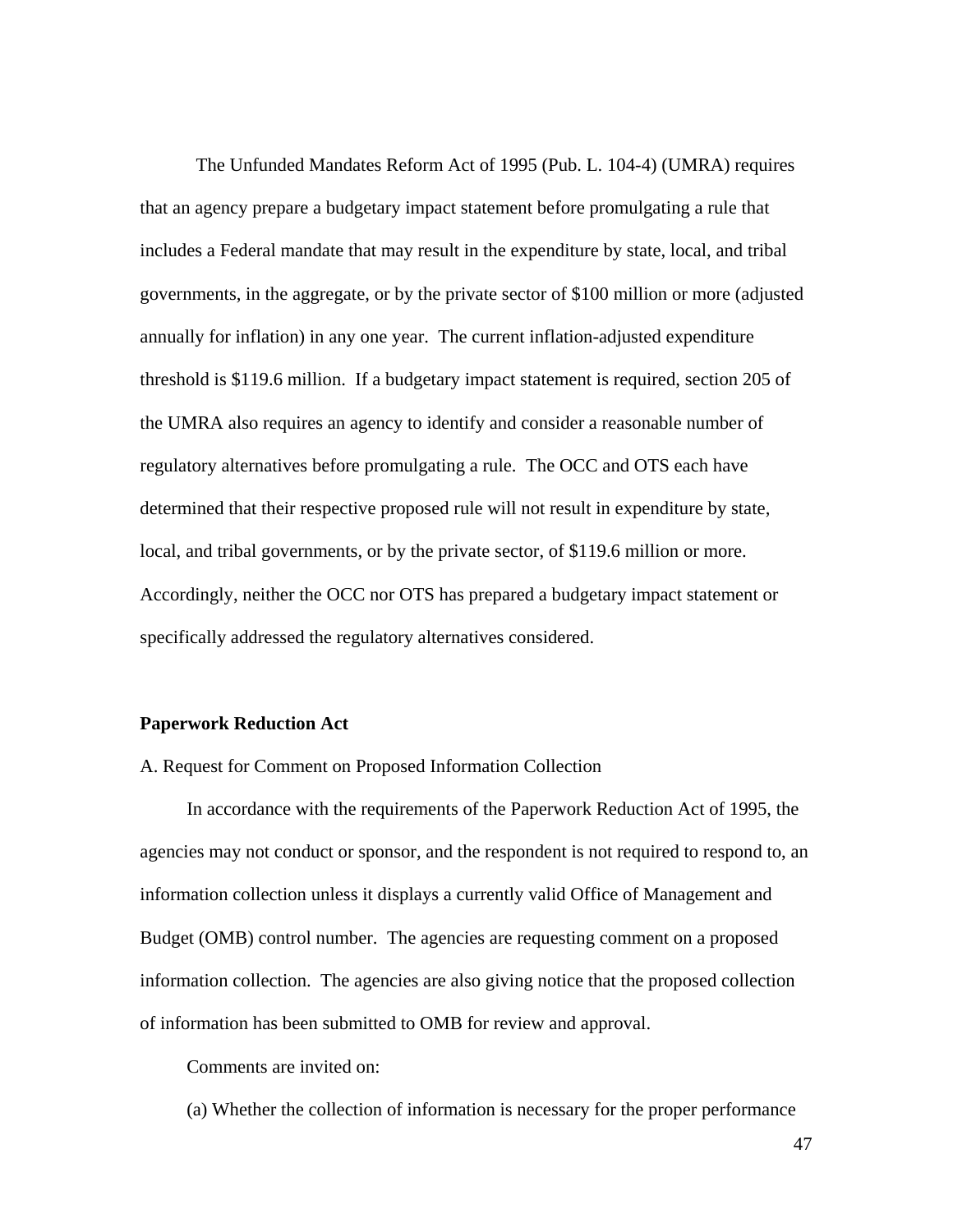The Unfunded Mandates Reform Act of 1995 (Pub. L. 104-4) (UMRA) requires that an agency prepare a budgetary impact statement before promulgating a rule that includes a Federal mandate that may result in the expenditure by state, local, and tribal governments, in the aggregate, or by the private sector of $100 million or more (adjusted annually for inflation) in any one year. The current inflation-adjusted expenditure threshold is $119.6 million. If a budgetary impact statement is required, section 205 of the UMRA also requires an agency to identify and consider a reasonable number of regulatory alternatives before promulgating a rule. The OCC and OTS each have determined that their respective proposed rule will not result in expenditure by state, local, and tribal governments, or by the private sector, of $119.6 million or more. Accordingly, neither the OCC nor OTS has prepared a budgetary impact statement or specifically addressed the regulatory alternatives considered.

**Paperwork Reduction Act**

A. Request for Comment on Proposed Information Collection

In accordance with the requirements of the Paperwork Reduction Act of 1995, the agencies may not conduct or sponsor, and the respondent is not required to respond to, an information collection unless it displays a currently valid Office of Management and Budget (OMB) control number. The agencies are requesting comment on a proposed information collection. The agencies are also giving notice that the proposed collection of information has been submitted to OMB for review and approval.

Comments are invited on:

(a) Whether the collection of information is necessary for the proper performance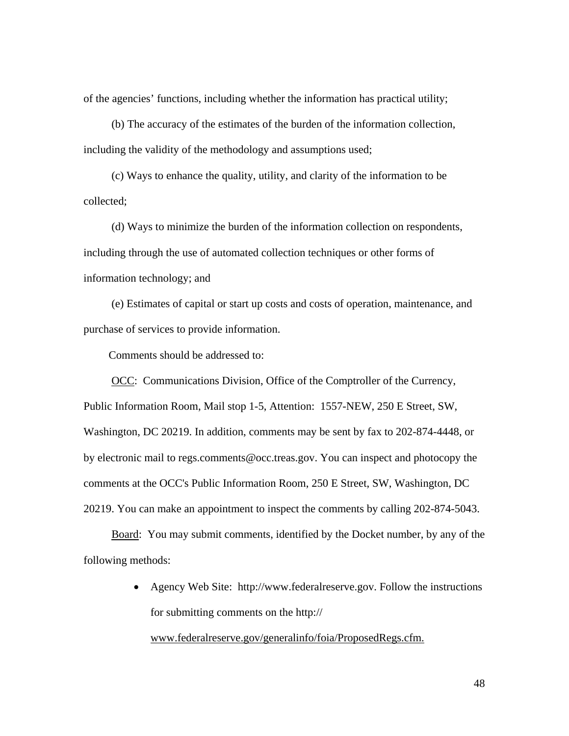of the agencies' functions, including whether the information has practical utility;

(b) The accuracy of the estimates of the burden of the information collection, including the validity of the methodology and assumptions used;

(c) Ways to enhance the quality, utility, and clarity of the information to be collected;

(d) Ways to minimize the burden of the information collection on respondents, including through the use of automated collection techniques or other forms of information technology; and

(e) Estimates of capital or start up costs and costs of operation, maintenance, and purchase of services to provide information.

Comments should be addressed to:

<u>OCC</u>: Communications Division, Office of the Comptroller of the Currency, Public Information Room, Mail stop 1-5, Attention: 1557-NEW, 250 E Street, SW, Washington, DC 20219. In addition, comments may be sent by fax to 202-874-4448, or by electronic mail to regs.comments@occ.treas.gov. You can inspect and photocopy the comments at the OCC's Public Information Room, 250 E Street, SW, Washington, DC 20219. You can make an appointment to inspect the comments by calling 202-874-5043.

<u>Board</u>: You may submit comments, identified by the Docket number, by any of the following methods:

- Agency Web Site: http://www.federalreserve.gov. Follow the instructions for submitting comments on the http:// www.federalreserve.gov/generalinfo/foia/ProposedRegs.cfm.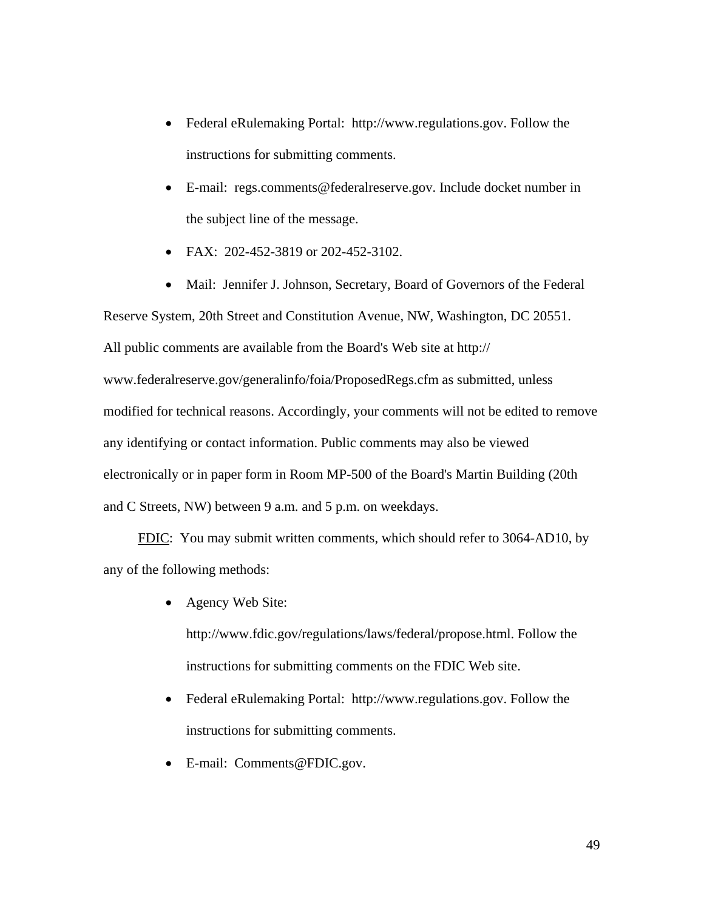- Federal eRulemaking Portal:  http://www.regulations.gov. Follow the instructions for submitting comments.
- E-mail:  regs.comments@federalreserve.gov. Include docket number in the subject line of the message.
- FAX:  202-452-3819 or 202-452-3102.
- Mail:  Jennifer J. Johnson, Secretary, Board of Governors of the Federal Reserve System, 20th Street and Constitution Avenue, NW, Washington, DC 20551.

All public comments are available from the Board's Web site at http:// www.federalreserve.gov/generalinfo/foia/ProposedRegs.cfm as submitted, unless modified for technical reasons. Accordingly, your comments will not be edited to remove any identifying or contact information. Public comments may also be viewed electronically or in paper form in Room MP-500 of the Board's Martin Building (20th and C Streets, NW) between 9 a.m. and 5 p.m. on weekdays.

FDIC:  You may submit written comments, which should refer to 3064-AD10, by any of the following methods:

- Agency Web Site: http://www.fdic.gov/regulations/laws/federal/propose.html. Follow the instructions for submitting comments on the FDIC Web site.
- Federal eRulemaking Portal:  http://www.regulations.gov. Follow the instructions for submitting comments.
- E-mail:  Comments@FDIC.gov.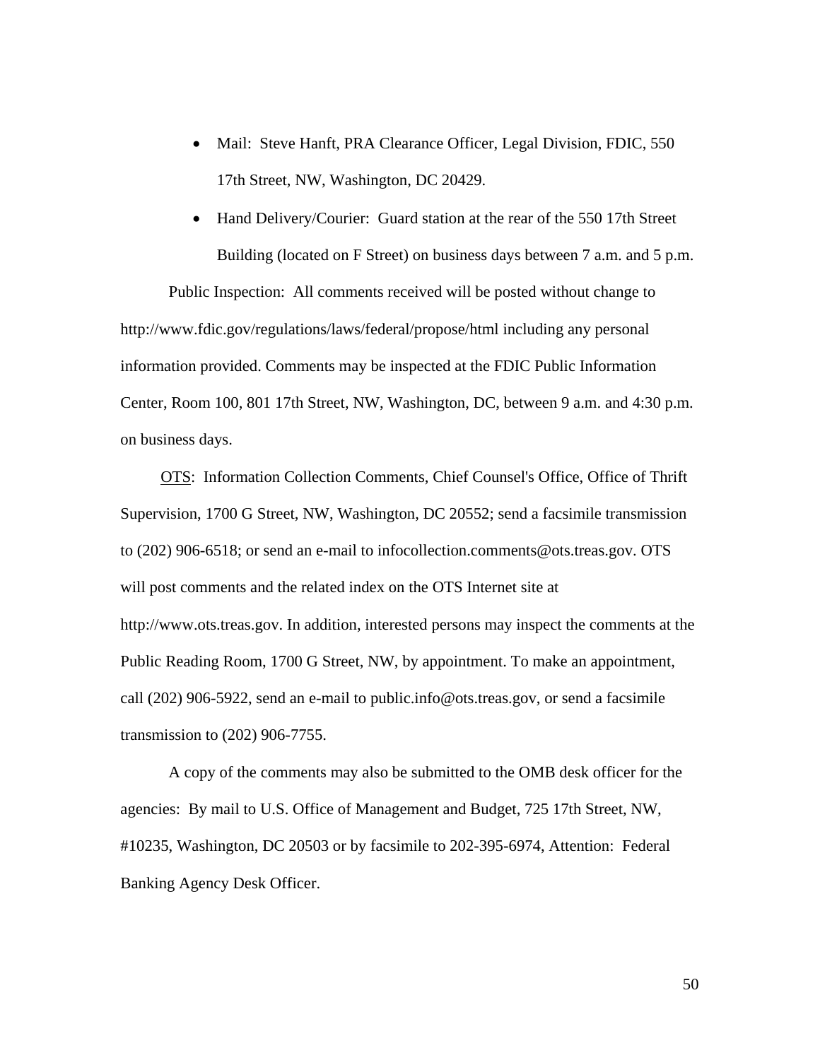- Mail: Steve Hanft, PRA Clearance Officer, Legal Division, FDIC, 550 17th Street, NW, Washington, DC 20429.
- Hand Delivery/Courier: Guard station at the rear of the 550 17th Street Building (located on F Street) on business days between 7 a.m. and 5 p.m.

Public Inspection: All comments received will be posted without change to http://www.fdic.gov/regulations/laws/federal/propose/html including any personal information provided. Comments may be inspected at the FDIC Public Information Center, Room 100, 801 17th Street, NW, Washington, DC, between 9 a.m. and 4:30 p.m. on business days.

OTS: Information Collection Comments, Chief Counsel's Office, Office of Thrift Supervision, 1700 G Street, NW, Washington, DC 20552; send a facsimile transmission to (202) 906-6518; or send an e-mail to infocollection.comments@ots.treas.gov. OTS will post comments and the related index on the OTS Internet site at http://www.ots.treas.gov. In addition, interested persons may inspect the comments at the Public Reading Room, 1700 G Street, NW, by appointment. To make an appointment, call (202) 906-5922, send an e-mail to public.info@ots.treas.gov, or send a facsimile transmission to (202) 906-7755.

A copy of the comments may also be submitted to the OMB desk officer for the agencies: By mail to U.S. Office of Management and Budget, 725 17th Street, NW, #10235, Washington, DC 20503 or by facsimile to 202-395-6974, Attention: Federal Banking Agency Desk Officer.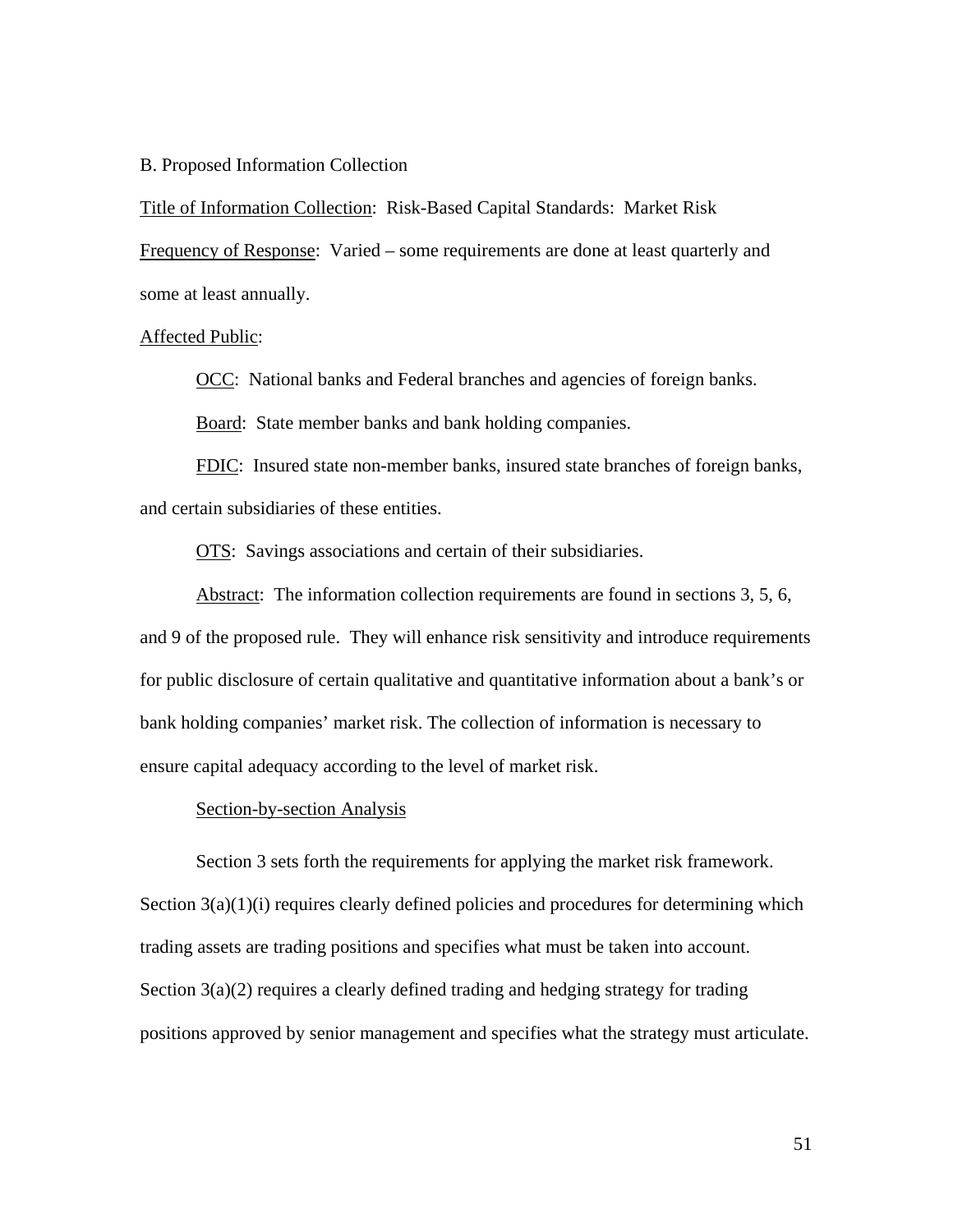B. Proposed Information Collection

<u>Title of Information Collection</u>: Risk-Based Capital Standards: Market Risk

<u>Frequency of Response</u>: Varied – some requirements are done at least quarterly and some at least annually.

<u>Affected Public</u>:

<u>OCC</u>: National banks and Federal branches and agencies of foreign banks.

<u>Board</u>: State member banks and bank holding companies.

<u>FDIC</u>: Insured state non-member banks, insured state branches of foreign banks, and certain subsidiaries of these entities.

<u>OTS</u>: Savings associations and certain of their subsidiaries.

<u>Abstract</u>: The information collection requirements are found in sections 3, 5, 6, and 9 of the proposed rule. They will enhance risk sensitivity and introduce requirements for public disclosure of certain qualitative and quantitative information about a bank's or bank holding companies' market risk. The collection of information is necessary to ensure capital adequacy according to the level of market risk.

<u>Section-by-section Analysis</u>

Section 3 sets forth the requirements for applying the market risk framework. Section 3(a)(1)(i) requires clearly defined policies and procedures for determining which trading assets are trading positions and specifies what must be taken into account. Section 3(a)(2) requires a clearly defined trading and hedging strategy for trading positions approved by senior management and specifies what the strategy must articulate.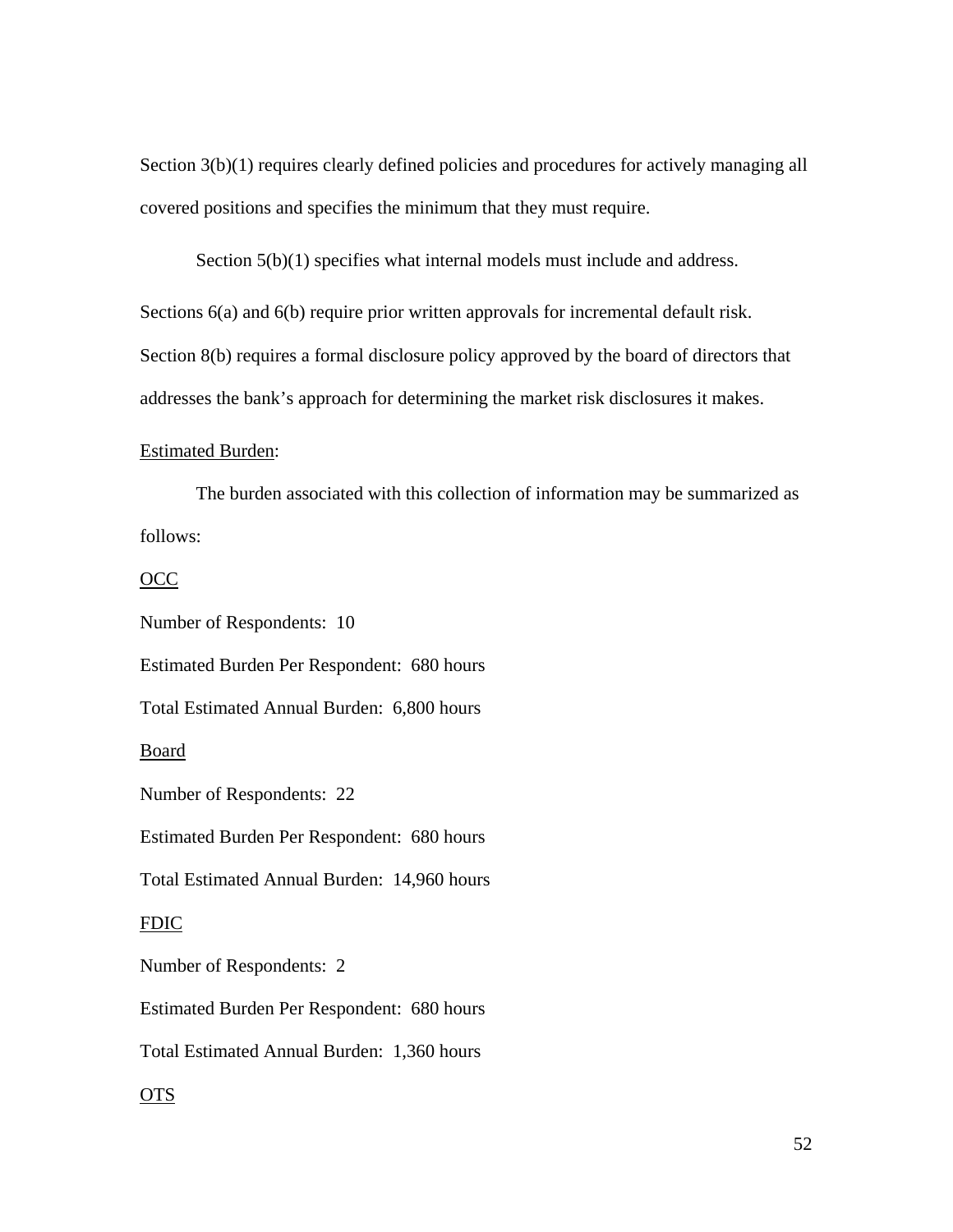Section 3(b)(1) requires clearly defined policies and procedures for actively managing all covered positions and specifies the minimum that they must require.

Section 5(b)(1) specifies what internal models must include and address.

Sections 6(a) and 6(b) require prior written approvals for incremental default risk.

Section 8(b) requires a formal disclosure policy approved by the board of directors that addresses the bank's approach for determining the market risk disclosures it makes.

<u>Estimated Burden</u>:

The burden associated with this collection of information may be summarized as follows:

<u>OCC</u>

Number of Respondents: 10

Estimated Burden Per Respondent: 680 hours

Total Estimated Annual Burden: 6,800 hours

<u>Board</u>

Number of Respondents: 22

Estimated Burden Per Respondent: 680 hours

Total Estimated Annual Burden: 14,960 hours

<u>FDIC</u>

Number of Respondents: 2

Estimated Burden Per Respondent: 680 hours

Total Estimated Annual Burden: 1,360 hours

<u>OTS</u>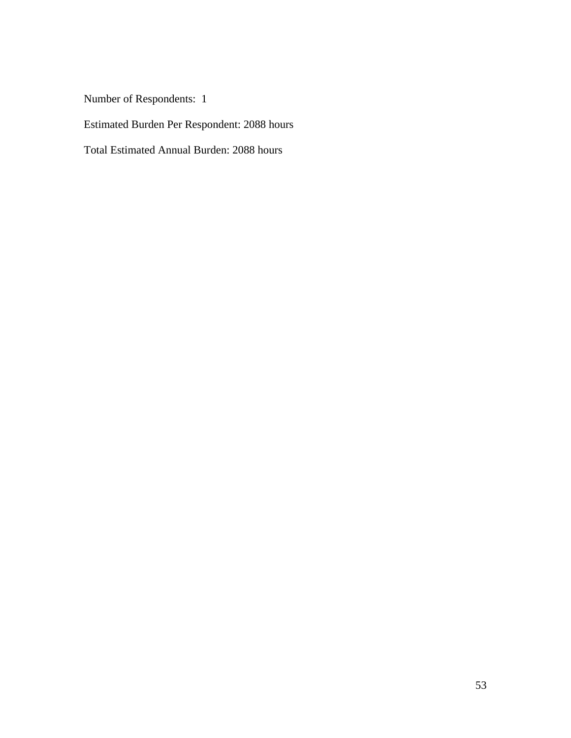Number of Respondents:  1

Estimated Burden Per Respondent: 2088 hours

Total Estimated Annual Burden: 2088 hours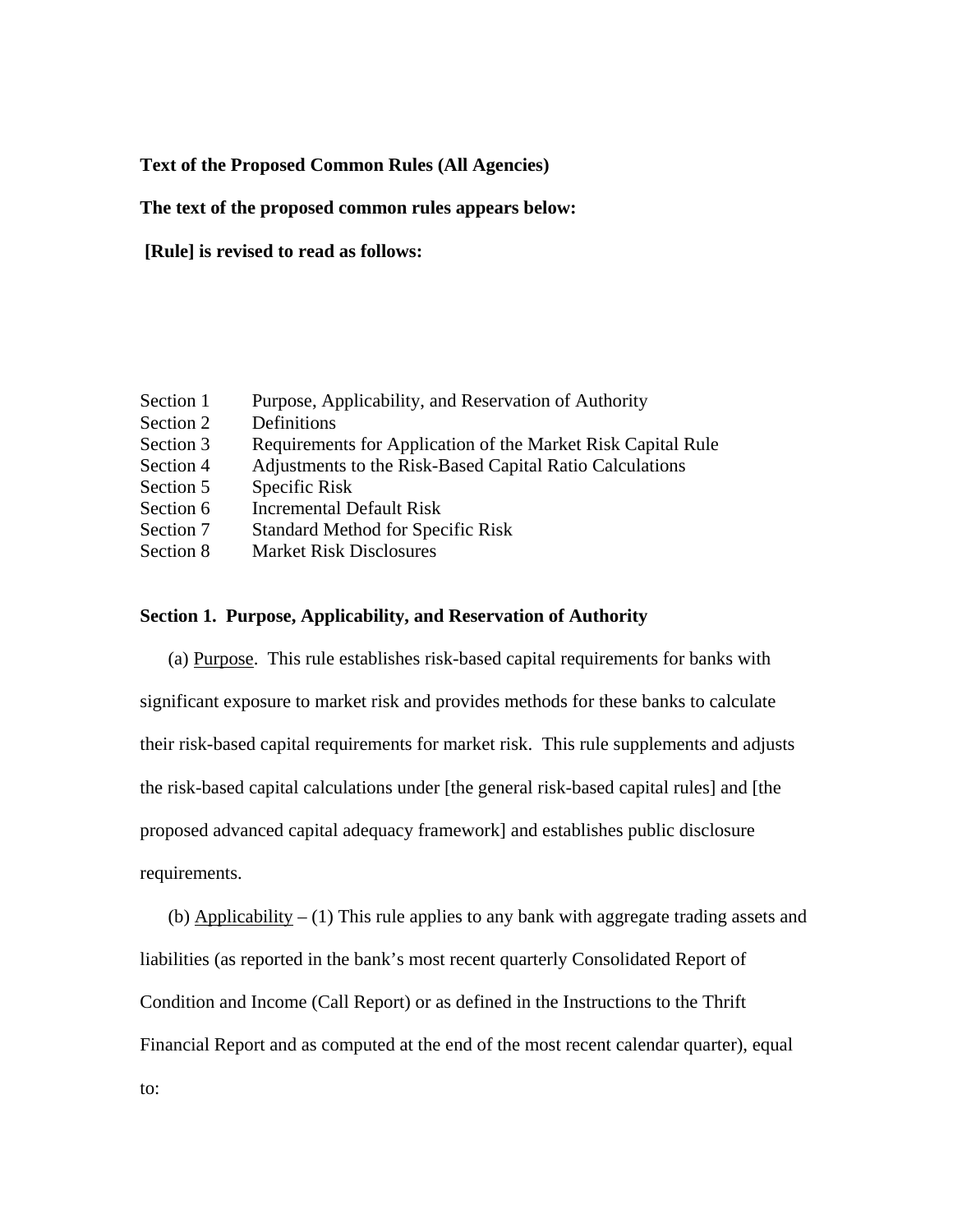**Text of the Proposed Common Rules (All Agencies)**

**The text of the proposed common rules appears below:**

**[Rule] is revised to read as follows:**

| | |
|---|---|
| Section 1 | Purpose, Applicability, and Reservation of Authority |
| Section 2 | Definitions |
| Section 3 | Requirements for Application of the Market Risk Capital Rule |
| Section 4 | Adjustments to the Risk-Based Capital Ratio Calculations |
| Section 5 | Specific Risk |
| Section 6 | Incremental Default Risk |
| Section 7 | Standard Method for Specific Risk |
| Section 8 | Market Risk Disclosures |

**Section 1. Purpose, Applicability, and Reservation of Authority**

(a) Purpose. This rule establishes risk-based capital requirements for banks with significant exposure to market risk and provides methods for these banks to calculate their risk-based capital requirements for market risk. This rule supplements and adjusts the risk-based capital calculations under [the general risk-based capital rules] and [the proposed advanced capital adequacy framework] and establishes public disclosure requirements.

(b) Applicability – (1) This rule applies to any bank with aggregate trading assets and liabilities (as reported in the bank's most recent quarterly Consolidated Report of Condition and Income (Call Report) or as defined in the Instructions to the Thrift Financial Report and as computed at the end of the most recent calendar quarter), equal to: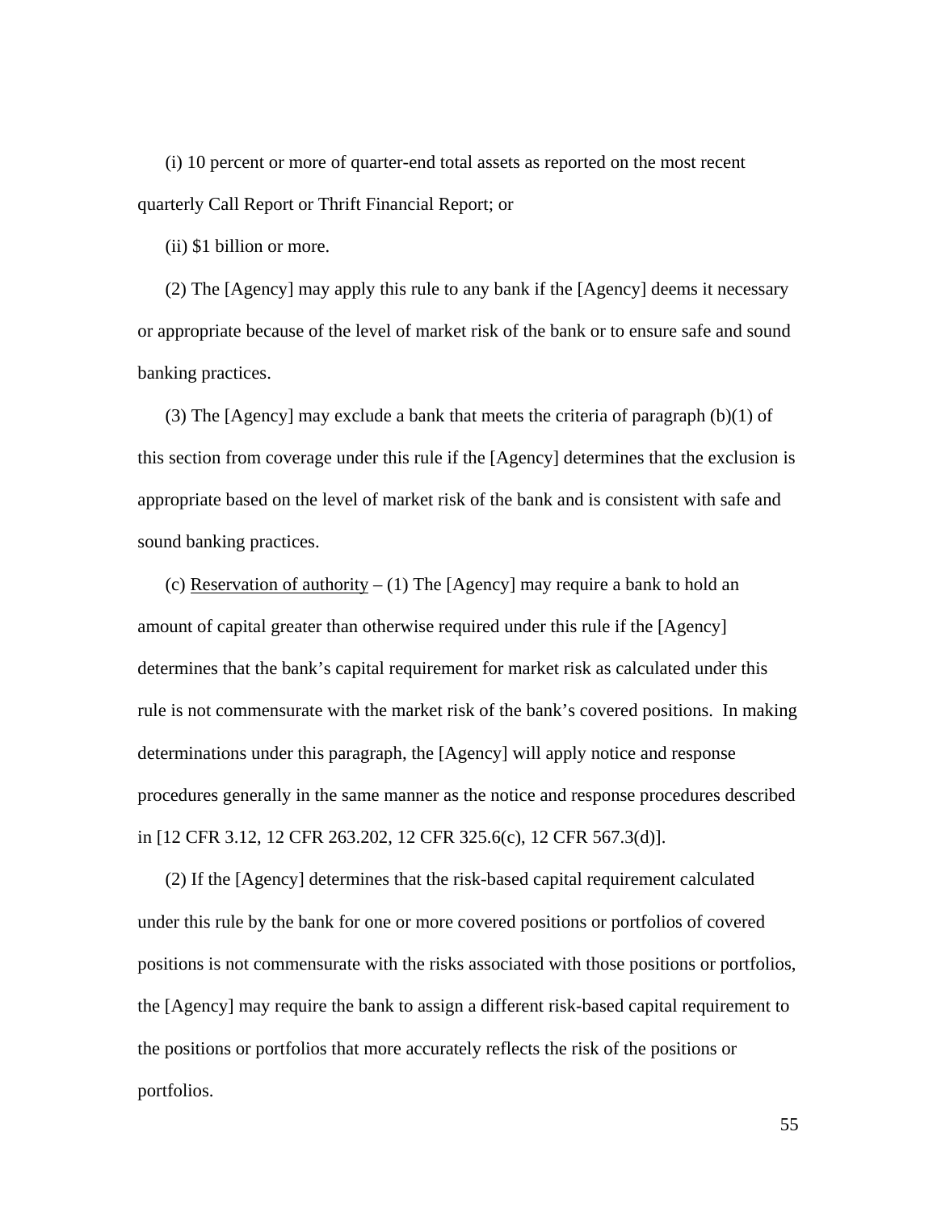(i) 10 percent or more of quarter-end total assets as reported on the most recent quarterly Call Report or Thrift Financial Report; or

(ii) $1 billion or more.

(2) The [Agency] may apply this rule to any bank if the [Agency] deems it necessary or appropriate because of the level of market risk of the bank or to ensure safe and sound banking practices.

(3) The [Agency] may exclude a bank that meets the criteria of paragraph (b)(1) of this section from coverage under this rule if the [Agency] determines that the exclusion is appropriate based on the level of market risk of the bank and is consistent with safe and sound banking practices.

(c) <u>Reservation of authority</u> – (1) The [Agency] may require a bank to hold an amount of capital greater than otherwise required under this rule if the [Agency] determines that the bank's capital requirement for market risk as calculated under this rule is not commensurate with the market risk of the bank's covered positions. In making determinations under this paragraph, the [Agency] will apply notice and response procedures generally in the same manner as the notice and response procedures described in [12 CFR 3.12, 12 CFR 263.202, 12 CFR 325.6(c), 12 CFR 567.3(d)].

(2) If the [Agency] determines that the risk-based capital requirement calculated under this rule by the bank for one or more covered positions or portfolios of covered positions is not commensurate with the risks associated with those positions or portfolios, the [Agency] may require the bank to assign a different risk-based capital requirement to the positions or portfolios that more accurately reflects the risk of the positions or portfolios.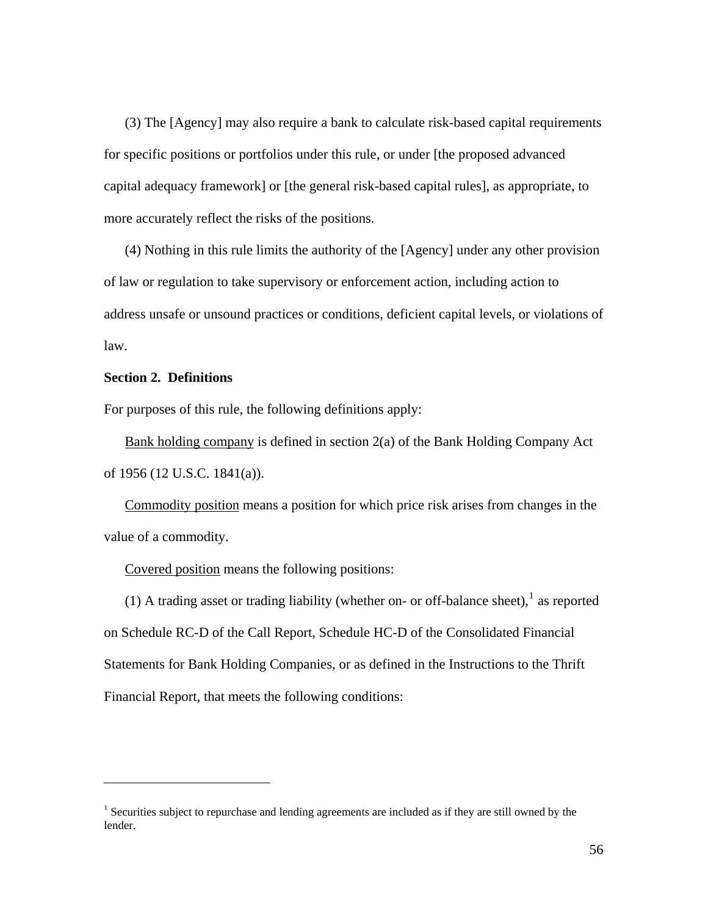(3) The [Agency] may also require a bank to calculate risk-based capital requirements for specific positions or portfolios under this rule, or under [the proposed advanced capital adequacy framework] or [the general risk-based capital rules], as appropriate, to more accurately reflect the risks of the positions.

(4) Nothing in this rule limits the authority of the [Agency] under any other provision of law or regulation to take supervisory or enforcement action, including action to address unsafe or unsound practices or conditions, deficient capital levels, or violations of law.

**Section 2. Definitions**

For purposes of this rule, the following definitions apply:

Bank holding company is defined in section 2(a) of the Bank Holding Company Act of 1956 (12 U.S.C. 1841(a)).

Commodity position means a position for which price risk arises from changes in the value of a commodity.

Covered position means the following positions:

(1) A trading asset or trading liability (whether on- or off-balance sheet),[1] as reported on Schedule RC-D of the Call Report, Schedule HC-D of the Consolidated Financial Statements for Bank Holding Companies, or as defined in the Instructions to the Thrift Financial Report, that meets the following conditions:

---

[1] Securities subject to repurchase and lending agreements are included as if they are still owned by the lender.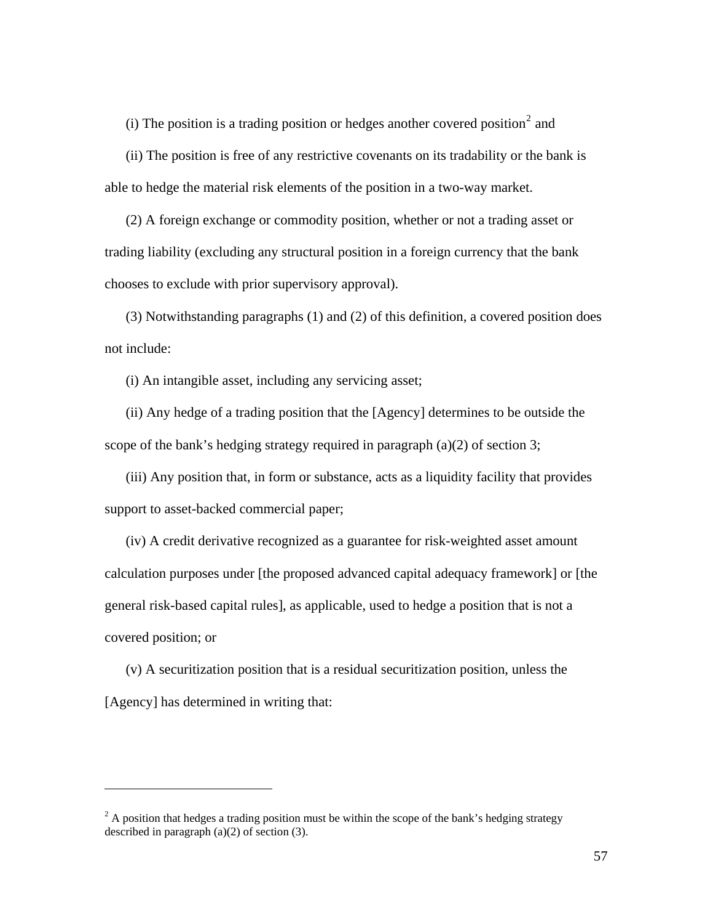(i) The position is a trading position or hedges another covered position[2] and

(ii) The position is free of any restrictive covenants on its tradability or the bank is able to hedge the material risk elements of the position in a two-way market.

(2) A foreign exchange or commodity position, whether or not a trading asset or trading liability (excluding any structural position in a foreign currency that the bank chooses to exclude with prior supervisory approval).

(3) Notwithstanding paragraphs (1) and (2) of this definition, a covered position does not include:

(i) An intangible asset, including any servicing asset;

(ii) Any hedge of a trading position that the [Agency] determines to be outside the scope of the bank's hedging strategy required in paragraph (a)(2) of section 3;

(iii) Any position that, in form or substance, acts as a liquidity facility that provides support to asset-backed commercial paper;

(iv) A credit derivative recognized as a guarantee for risk-weighted asset amount calculation purposes under [the proposed advanced capital adequacy framework] or [the general risk-based capital rules], as applicable, used to hedge a position that is not a covered position; or

(v) A securitization position that is a residual securitization position, unless the [Agency] has determined in writing that:

---

[2] A position that hedges a trading position must be within the scope of the bank's hedging strategy described in paragraph (a)(2) of section (3).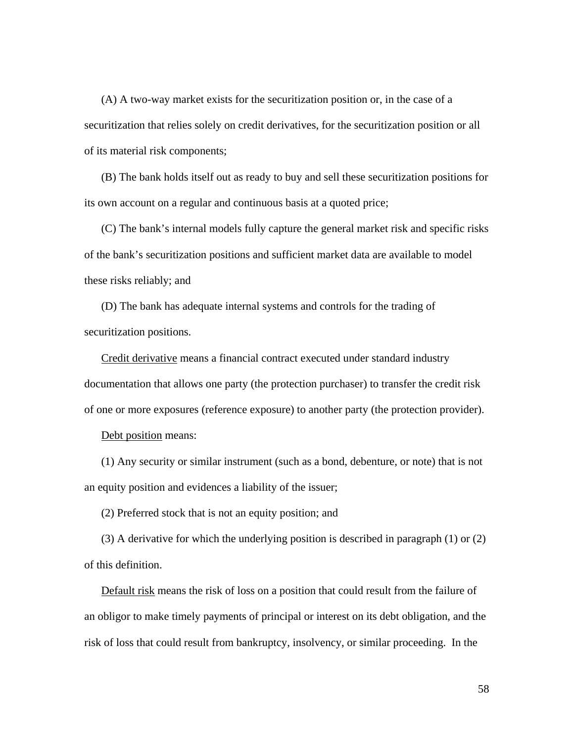(A) A two-way market exists for the securitization position or, in the case of a securitization that relies solely on credit derivatives, for the securitization position or all of its material risk components;

(B) The bank holds itself out as ready to buy and sell these securitization positions for its own account on a regular and continuous basis at a quoted price;

(C) The bank's internal models fully capture the general market risk and specific risks of the bank's securitization positions and sufficient market data are available to model these risks reliably; and

(D) The bank has adequate internal systems and controls for the trading of securitization positions.

<u>Credit derivative</u> means a financial contract executed under standard industry documentation that allows one party (the protection purchaser) to transfer the credit risk of one or more exposures (reference exposure) to another party (the protection provider).

<u>Debt position</u> means:

(1) Any security or similar instrument (such as a bond, debenture, or note) that is not an equity position and evidences a liability of the issuer;

(2) Preferred stock that is not an equity position; and

(3) A derivative for which the underlying position is described in paragraph (1) or (2) of this definition.

<u>Default risk</u> means the risk of loss on a position that could result from the failure of an obligor to make timely payments of principal or interest on its debt obligation, and the risk of loss that could result from bankruptcy, insolvency, or similar proceeding. In the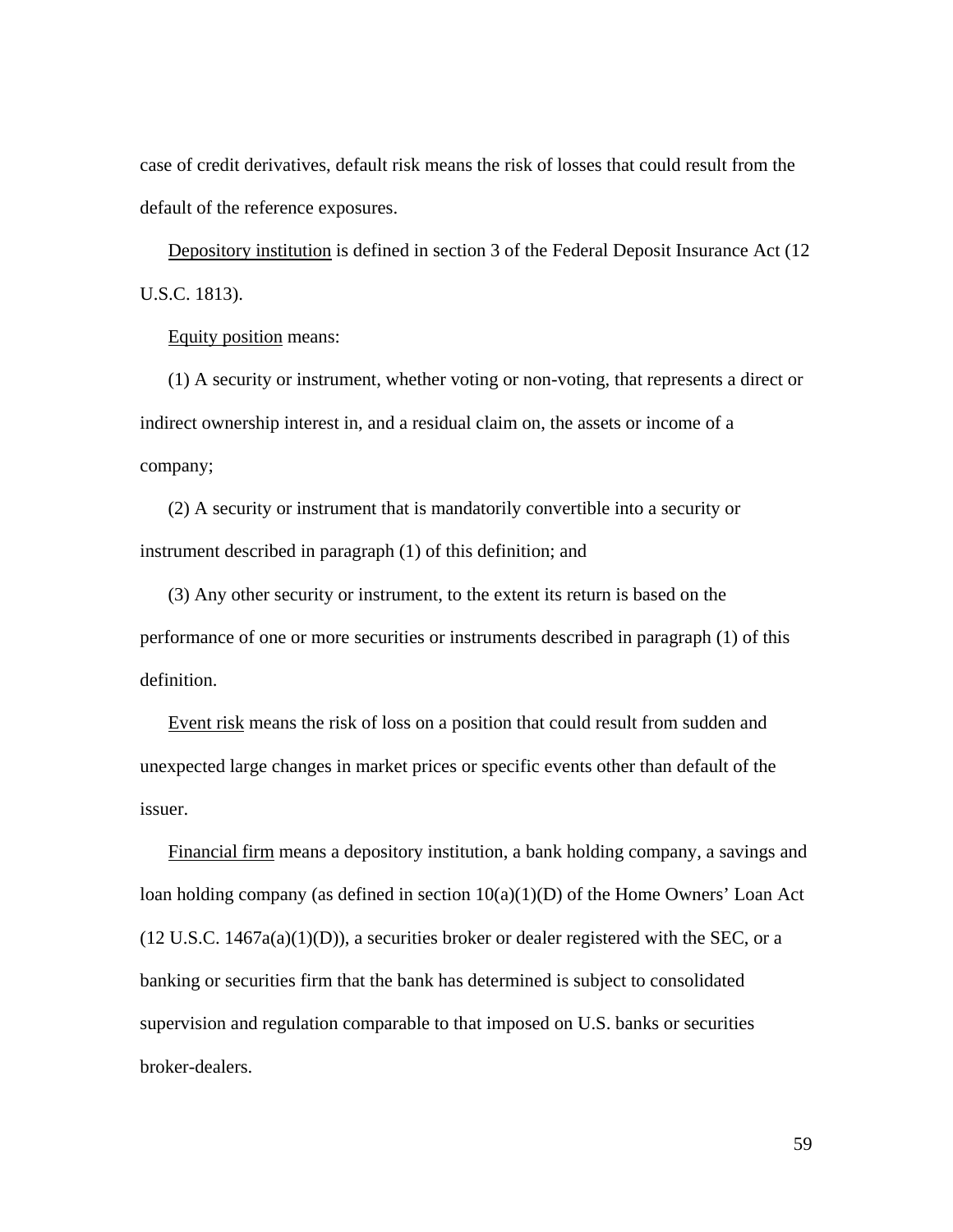case of credit derivatives, default risk means the risk of losses that could result from the default of the reference exposures.

Depository institution is defined in section 3 of the Federal Deposit Insurance Act (12 U.S.C. 1813).

Equity position means:

(1) A security or instrument, whether voting or non-voting, that represents a direct or indirect ownership interest in, and a residual claim on, the assets or income of a company;

(2) A security or instrument that is mandatorily convertible into a security or instrument described in paragraph (1) of this definition; and

(3) Any other security or instrument, to the extent its return is based on the performance of one or more securities or instruments described in paragraph (1) of this definition.

Event risk means the risk of loss on a position that could result from sudden and unexpected large changes in market prices or specific events other than default of the issuer.

Financial firm means a depository institution, a bank holding company, a savings and loan holding company (as defined in section 10(a)(1)(D) of the Home Owners' Loan Act (12 U.S.C. 1467a(a)(1)(D)), a securities broker or dealer registered with the SEC, or a banking or securities firm that the bank has determined is subject to consolidated supervision and regulation comparable to that imposed on U.S. banks or securities broker-dealers.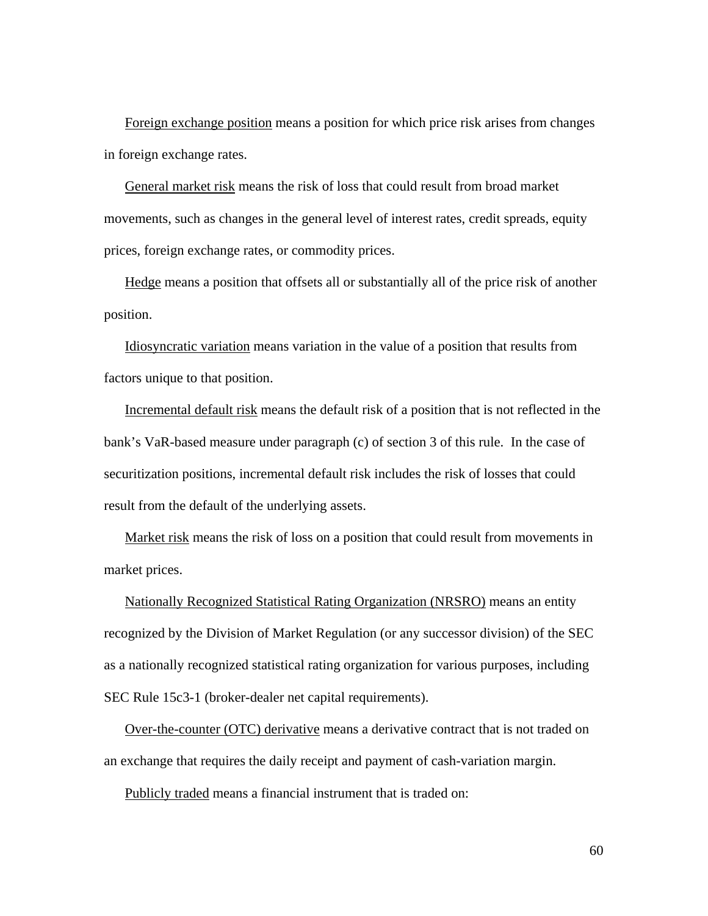Foreign exchange position means a position for which price risk arises from changes in foreign exchange rates.

General market risk means the risk of loss that could result from broad market movements, such as changes in the general level of interest rates, credit spreads, equity prices, foreign exchange rates, or commodity prices.

Hedge means a position that offsets all or substantially all of the price risk of another position.

Idiosyncratic variation means variation in the value of a position that results from factors unique to that position.

Incremental default risk means the default risk of a position that is not reflected in the bank's VaR-based measure under paragraph (c) of section 3 of this rule. In the case of securitization positions, incremental default risk includes the risk of losses that could result from the default of the underlying assets.

Market risk means the risk of loss on a position that could result from movements in market prices.

Nationally Recognized Statistical Rating Organization (NRSRO) means an entity recognized by the Division of Market Regulation (or any successor division) of the SEC as a nationally recognized statistical rating organization for various purposes, including SEC Rule 15c3-1 (broker-dealer net capital requirements).

Over-the-counter (OTC) derivative means a derivative contract that is not traded on an exchange that requires the daily receipt and payment of cash-variation margin.

Publicly traded means a financial instrument that is traded on: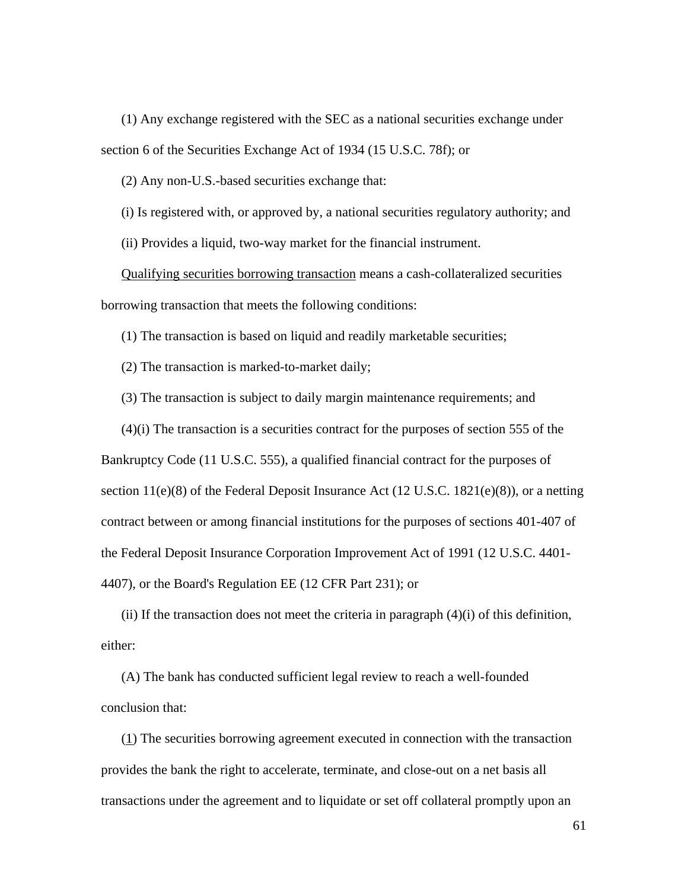(1) Any exchange registered with the SEC as a national securities exchange under section 6 of the Securities Exchange Act of 1934 (15 U.S.C. 78f); or

(2) Any non-U.S.-based securities exchange that:

(i) Is registered with, or approved by, a national securities regulatory authority; and

(ii) Provides a liquid, two-way market for the financial instrument.

<u>Qualifying securities borrowing transaction</u> means a cash-collateralized securities borrowing transaction that meets the following conditions:

(1) The transaction is based on liquid and readily marketable securities;

(2) The transaction is marked-to-market daily;

(3) The transaction is subject to daily margin maintenance requirements; and

(4)(i) The transaction is a securities contract for the purposes of section 555 of the Bankruptcy Code (11 U.S.C. 555), a qualified financial contract for the purposes of section 11(e)(8) of the Federal Deposit Insurance Act (12 U.S.C. 1821(e)(8)), or a netting contract between or among financial institutions for the purposes of sections 401-407 of the Federal Deposit Insurance Corporation Improvement Act of 1991 (12 U.S.C. 4401-4407), or the Board's Regulation EE (12 CFR Part 231); or

(ii) If the transaction does not meet the criteria in paragraph (4)(i) of this definition, either:

(A) The bank has conducted sufficient legal review to reach a well-founded conclusion that:

(<u>1</u>) The securities borrowing agreement executed in connection with the transaction provides the bank the right to accelerate, terminate, and close-out on a net basis all transactions under the agreement and to liquidate or set off collateral promptly upon an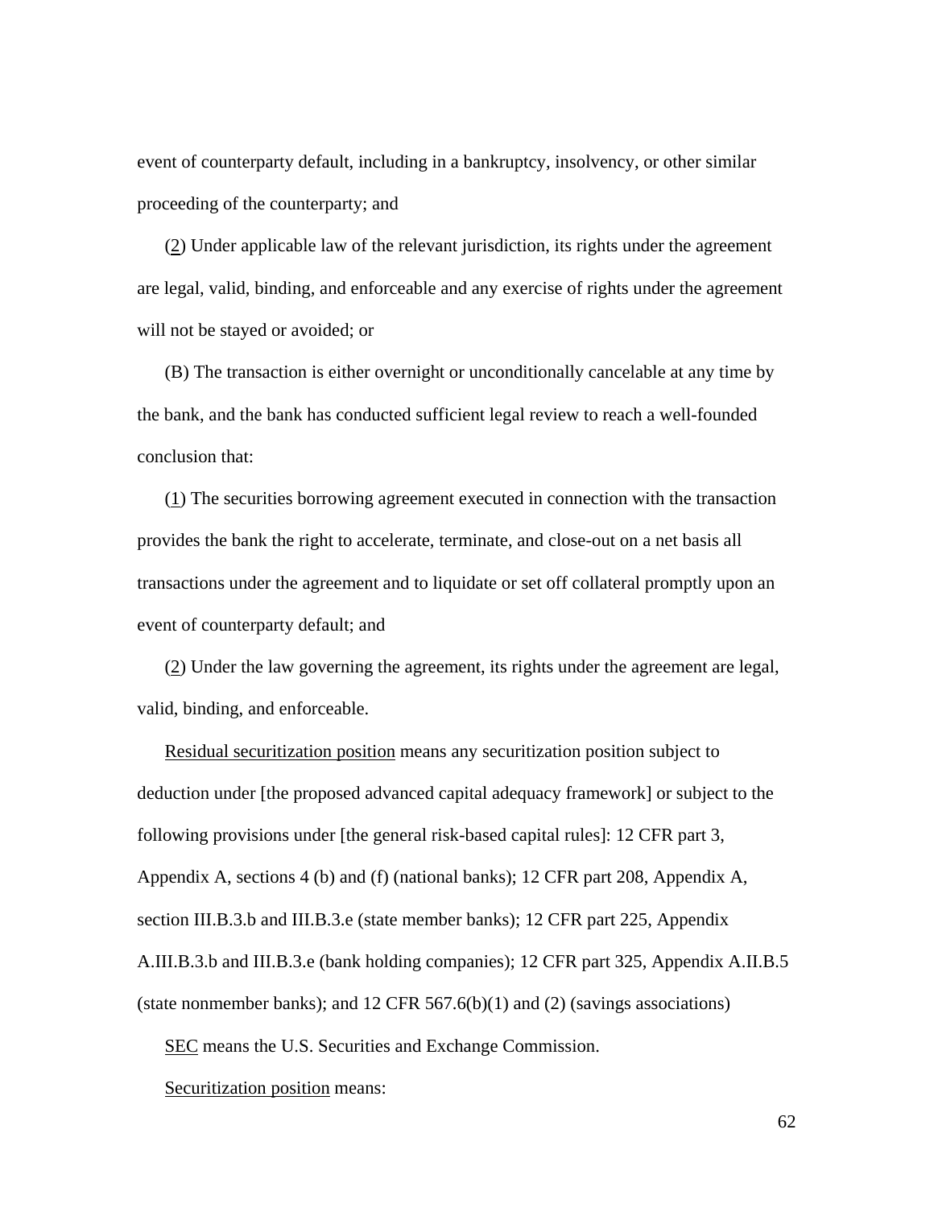event of counterparty default, including in a bankruptcy, insolvency, or other similar proceeding of the counterparty; and

(2) Under applicable law of the relevant jurisdiction, its rights under the agreement are legal, valid, binding, and enforceable and any exercise of rights under the agreement will not be stayed or avoided; or

(B) The transaction is either overnight or unconditionally cancelable at any time by the bank, and the bank has conducted sufficient legal review to reach a well-founded conclusion that:

(1) The securities borrowing agreement executed in connection with the transaction provides the bank the right to accelerate, terminate, and close-out on a net basis all transactions under the agreement and to liquidate or set off collateral promptly upon an event of counterparty default; and

(2) Under the law governing the agreement, its rights under the agreement are legal, valid, binding, and enforceable.

Residual securitization position means any securitization position subject to deduction under [the proposed advanced capital adequacy framework] or subject to the following provisions under [the general risk-based capital rules]: 12 CFR part 3, Appendix A, sections 4 (b) and (f) (national banks); 12 CFR part 208, Appendix A, section III.B.3.b and III.B.3.e (state member banks); 12 CFR part 225, Appendix A.III.B.3.b and III.B.3.e (bank holding companies); 12 CFR part 325, Appendix A.II.B.5 (state nonmember banks); and 12 CFR 567.6(b)(1) and (2) (savings associations)

SEC means the U.S. Securities and Exchange Commission.

Securitization position means: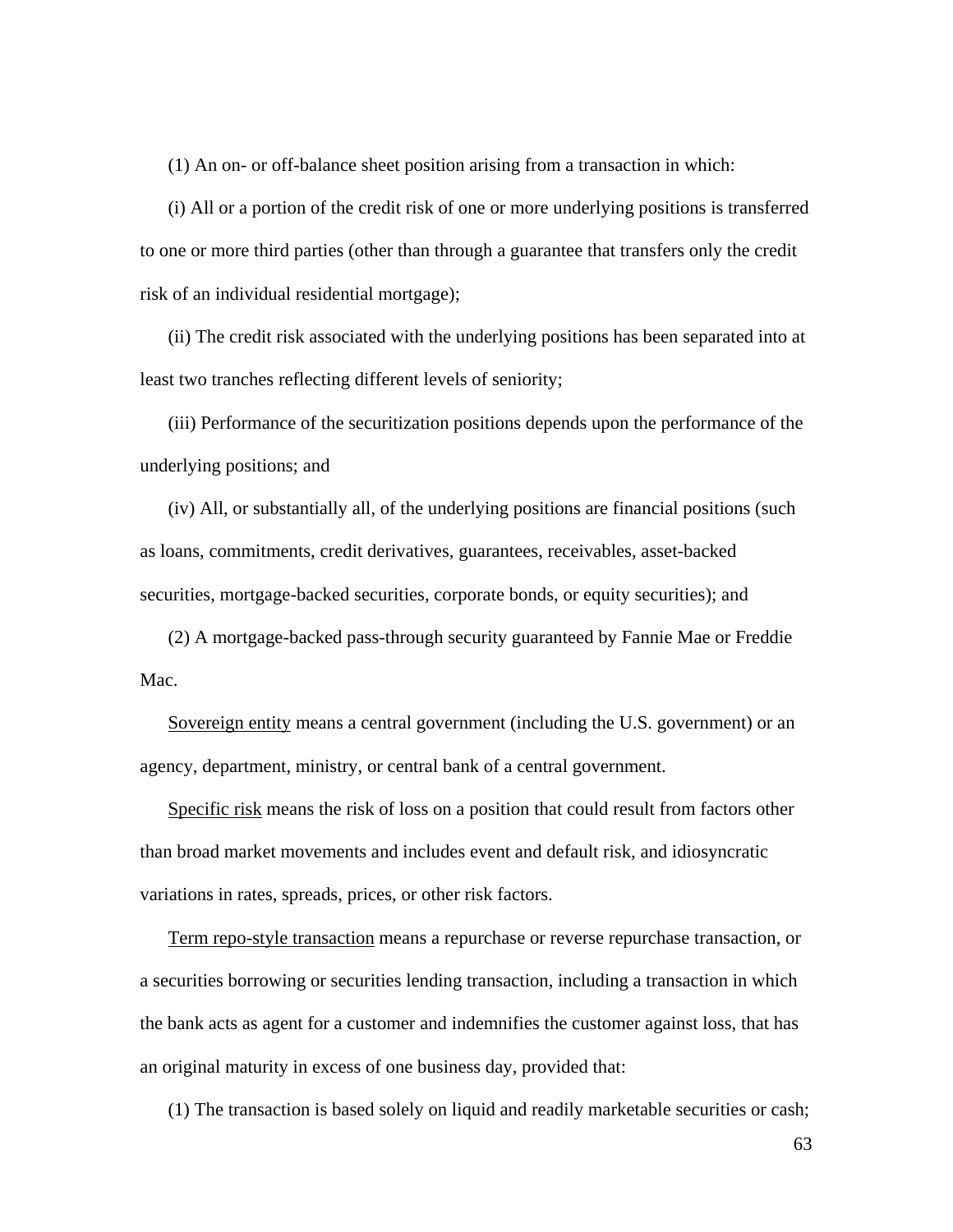(1) An on- or off-balance sheet position arising from a transaction in which:

(i) All or a portion of the credit risk of one or more underlying positions is transferred to one or more third parties (other than through a guarantee that transfers only the credit risk of an individual residential mortgage);

(ii) The credit risk associated with the underlying positions has been separated into at least two tranches reflecting different levels of seniority;

(iii) Performance of the securitization positions depends upon the performance of the underlying positions; and

(iv) All, or substantially all, of the underlying positions are financial positions (such as loans, commitments, credit derivatives, guarantees, receivables, asset-backed securities, mortgage-backed securities, corporate bonds, or equity securities); and

(2) A mortgage-backed pass-through security guaranteed by Fannie Mae or Freddie Mac.

<u>Sovereign entity</u> means a central government (including the U.S. government) or an agency, department, ministry, or central bank of a central government.

<u>Specific risk</u> means the risk of loss on a position that could result from factors other than broad market movements and includes event and default risk, and idiosyncratic variations in rates, spreads, prices, or other risk factors.

<u>Term repo-style transaction</u> means a repurchase or reverse repurchase transaction, or a securities borrowing or securities lending transaction, including a transaction in which the bank acts as agent for a customer and indemnifies the customer against loss, that has an original maturity in excess of one business day, provided that:

(1) The transaction is based solely on liquid and readily marketable securities or cash;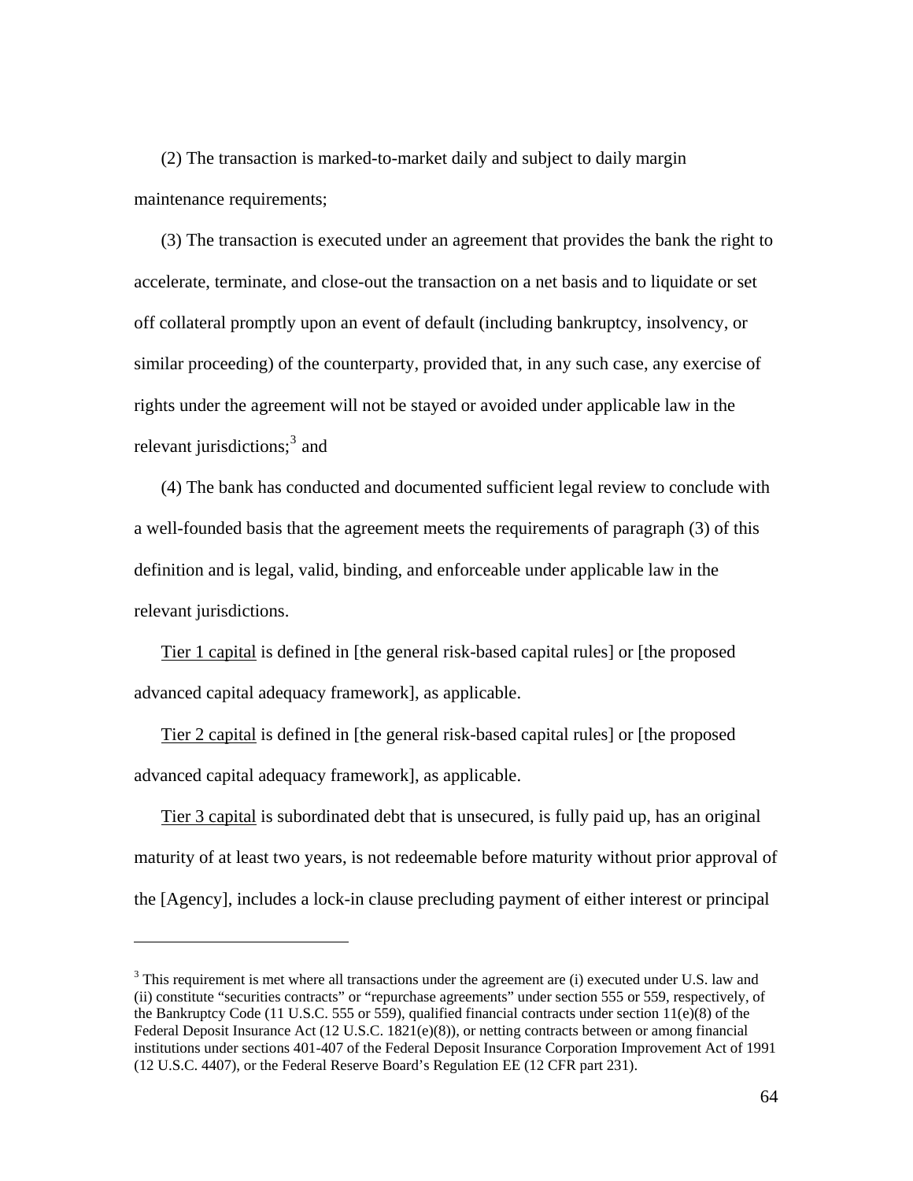(2) The transaction is marked-to-market daily and subject to daily margin maintenance requirements;

(3) The transaction is executed under an agreement that provides the bank the right to accelerate, terminate, and close-out the transaction on a net basis and to liquidate or set off collateral promptly upon an event of default (including bankruptcy, insolvency, or similar proceeding) of the counterparty, provided that, in any such case, any exercise of rights under the agreement will not be stayed or avoided under applicable law in the relevant jurisdictions;[3] and

(4) The bank has conducted and documented sufficient legal review to conclude with a well-founded basis that the agreement meets the requirements of paragraph (3) of this definition and is legal, valid, binding, and enforceable under applicable law in the relevant jurisdictions.

Tier 1 capital is defined in [the general risk-based capital rules] or [the proposed advanced capital adequacy framework], as applicable.

Tier 2 capital is defined in [the general risk-based capital rules] or [the proposed advanced capital adequacy framework], as applicable.

Tier 3 capital is subordinated debt that is unsecured, is fully paid up, has an original maturity of at least two years, is not redeemable before maturity without prior approval of the [Agency], includes a lock-in clause precluding payment of either interest or principal

---

[3] This requirement is met where all transactions under the agreement are (i) executed under U.S. law and (ii) constitute "securities contracts" or "repurchase agreements" under section 555 or 559, respectively, of the Bankruptcy Code (11 U.S.C. 555 or 559), qualified financial contracts under section 11(e)(8) of the Federal Deposit Insurance Act (12 U.S.C. 1821(e)(8)), or netting contracts between or among financial institutions under sections 401-407 of the Federal Deposit Insurance Corporation Improvement Act of 1991 (12 U.S.C. 4407), or the Federal Reserve Board's Regulation EE (12 CFR part 231).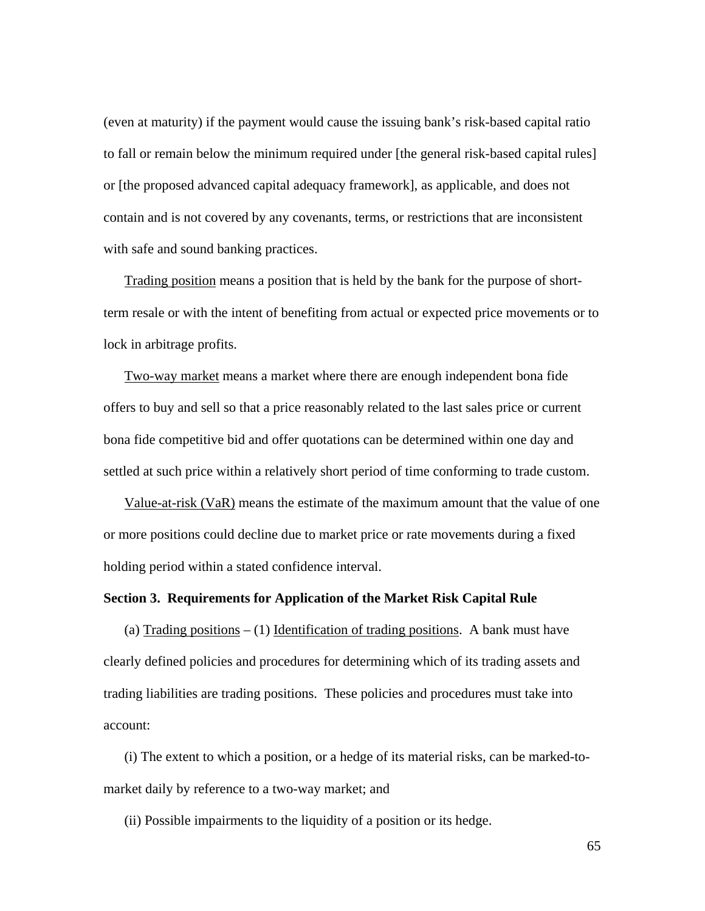(even at maturity) if the payment would cause the issuing bank's risk-based capital ratio to fall or remain below the minimum required under [the general risk-based capital rules] or [the proposed advanced capital adequacy framework], as applicable, and does not contain and is not covered by any covenants, terms, or restrictions that are inconsistent with safe and sound banking practices.

Trading position means a position that is held by the bank for the purpose of short-term resale or with the intent of benefiting from actual or expected price movements or to lock in arbitrage profits.

Two-way market means a market where there are enough independent bona fide offers to buy and sell so that a price reasonably related to the last sales price or current bona fide competitive bid and offer quotations can be determined within one day and settled at such price within a relatively short period of time conforming to trade custom.

Value-at-risk (VaR) means the estimate of the maximum amount that the value of one or more positions could decline due to market price or rate movements during a fixed holding period within a stated confidence interval.

**Section 3. Requirements for Application of the Market Risk Capital Rule**

(a) Trading positions – (1) Identification of trading positions. A bank must have clearly defined policies and procedures for determining which of its trading assets and trading liabilities are trading positions. These policies and procedures must take into account:

(i) The extent to which a position, or a hedge of its material risks, can be marked-to-market daily by reference to a two-way market; and

(ii) Possible impairments to the liquidity of a position or its hedge.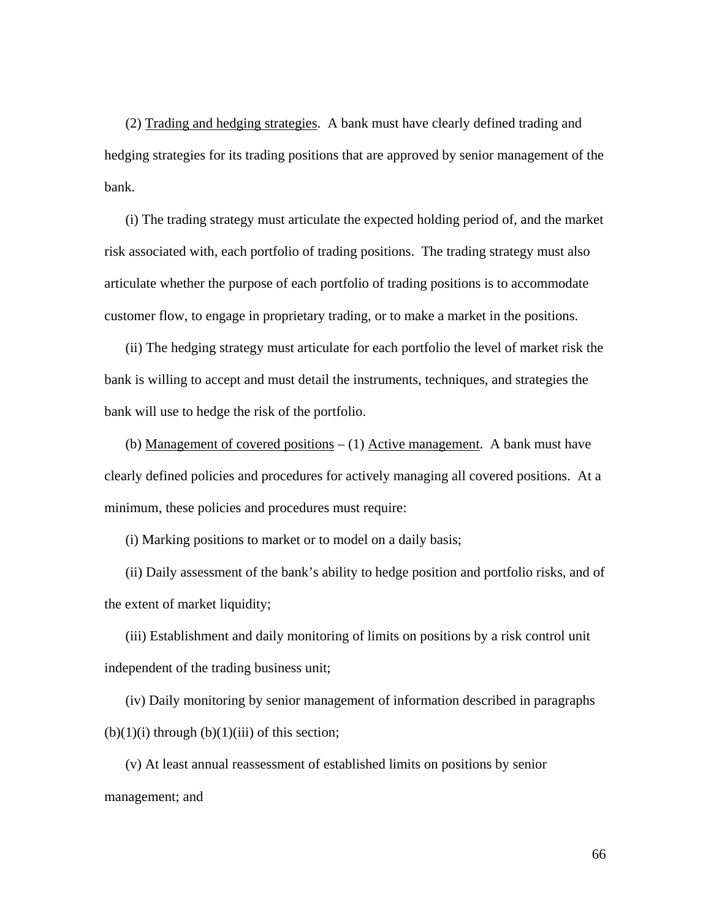(2) Trading and hedging strategies. A bank must have clearly defined trading and hedging strategies for its trading positions that are approved by senior management of the bank.

(i) The trading strategy must articulate the expected holding period of, and the market risk associated with, each portfolio of trading positions. The trading strategy must also articulate whether the purpose of each portfolio of trading positions is to accommodate customer flow, to engage in proprietary trading, or to make a market in the positions.

(ii) The hedging strategy must articulate for each portfolio the level of market risk the bank is willing to accept and must detail the instruments, techniques, and strategies the bank will use to hedge the risk of the portfolio.

(b) Management of covered positions – (1) Active management. A bank must have clearly defined policies and procedures for actively managing all covered positions. At a minimum, these policies and procedures must require:

(i) Marking positions to market or to model on a daily basis;

(ii) Daily assessment of the bank's ability to hedge position and portfolio risks, and of the extent of market liquidity;

(iii) Establishment and daily monitoring of limits on positions by a risk control unit independent of the trading business unit;

(iv) Daily monitoring by senior management of information described in paragraphs (b)(1)(i) through (b)(1)(iii) of this section;

(v) At least annual reassessment of established limits on positions by senior management; and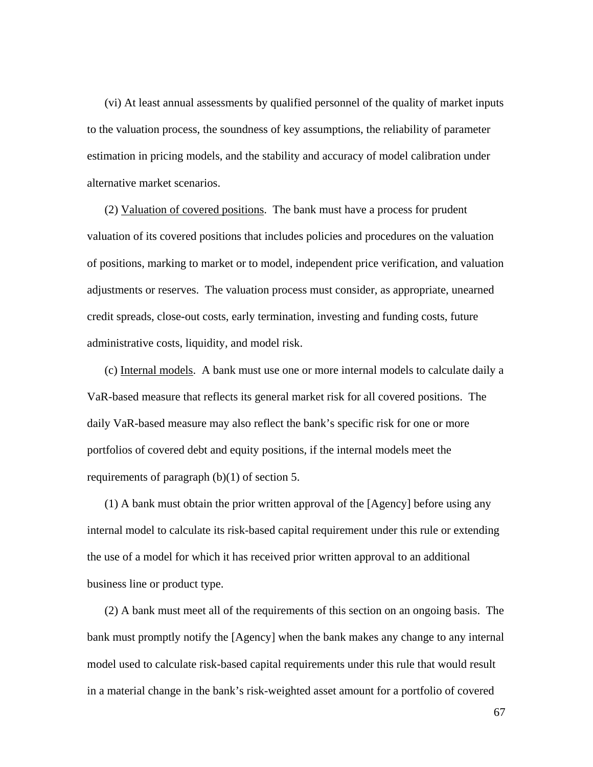(vi) At least annual assessments by qualified personnel of the quality of market inputs to the valuation process, the soundness of key assumptions, the reliability of parameter estimation in pricing models, and the stability and accuracy of model calibration under alternative market scenarios.

(2) Valuation of covered positions. The bank must have a process for prudent valuation of its covered positions that includes policies and procedures on the valuation of positions, marking to market or to model, independent price verification, and valuation adjustments or reserves. The valuation process must consider, as appropriate, unearned credit spreads, close-out costs, early termination, investing and funding costs, future administrative costs, liquidity, and model risk.

(c) Internal models. A bank must use one or more internal models to calculate daily a VaR-based measure that reflects its general market risk for all covered positions. The daily VaR-based measure may also reflect the bank's specific risk for one or more portfolios of covered debt and equity positions, if the internal models meet the requirements of paragraph (b)(1) of section 5.

(1) A bank must obtain the prior written approval of the [Agency] before using any internal model to calculate its risk-based capital requirement under this rule or extending the use of a model for which it has received prior written approval to an additional business line or product type.

(2) A bank must meet all of the requirements of this section on an ongoing basis. The bank must promptly notify the [Agency] when the bank makes any change to any internal model used to calculate risk-based capital requirements under this rule that would result in a material change in the bank's risk-weighted asset amount for a portfolio of covered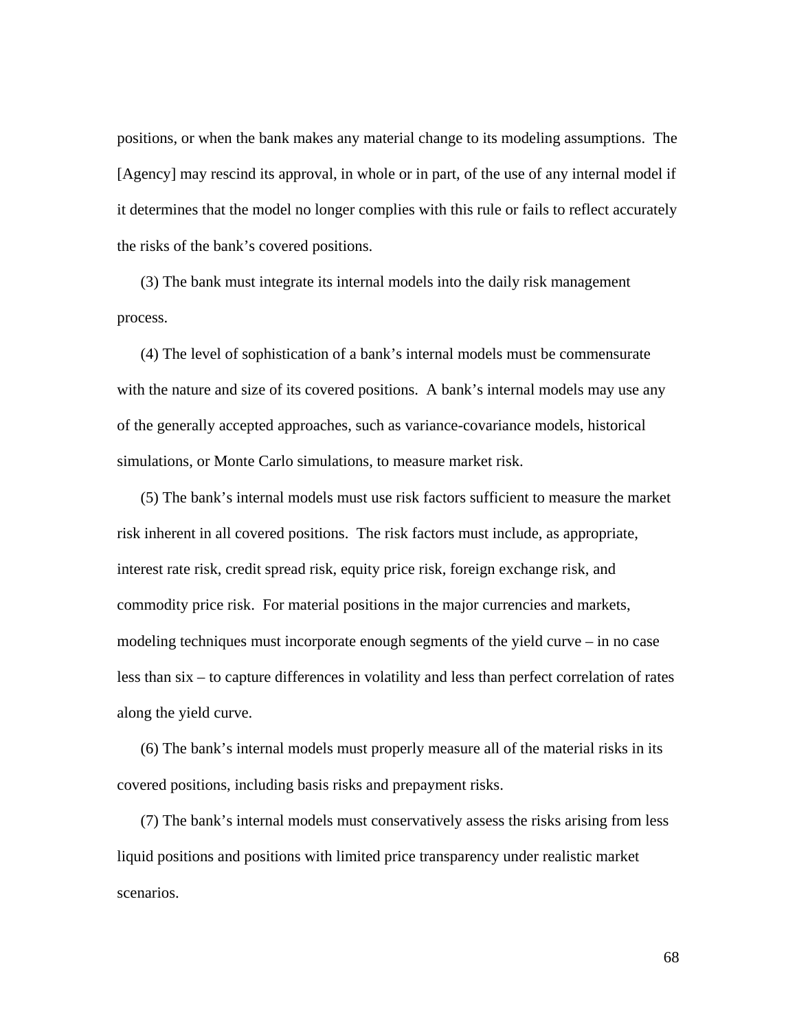positions, or when the bank makes any material change to its modeling assumptions. The [Agency] may rescind its approval, in whole or in part, of the use of any internal model if it determines that the model no longer complies with this rule or fails to reflect accurately the risks of the bank's covered positions.

(3) The bank must integrate its internal models into the daily risk management process.

(4) The level of sophistication of a bank's internal models must be commensurate with the nature and size of its covered positions. A bank's internal models may use any of the generally accepted approaches, such as variance-covariance models, historical simulations, or Monte Carlo simulations, to measure market risk.

(5) The bank's internal models must use risk factors sufficient to measure the market risk inherent in all covered positions. The risk factors must include, as appropriate, interest rate risk, credit spread risk, equity price risk, foreign exchange risk, and commodity price risk. For material positions in the major currencies and markets, modeling techniques must incorporate enough segments of the yield curve – in no case less than six – to capture differences in volatility and less than perfect correlation of rates along the yield curve.

(6) The bank's internal models must properly measure all of the material risks in its covered positions, including basis risks and prepayment risks.

(7) The bank's internal models must conservatively assess the risks arising from less liquid positions and positions with limited price transparency under realistic market scenarios.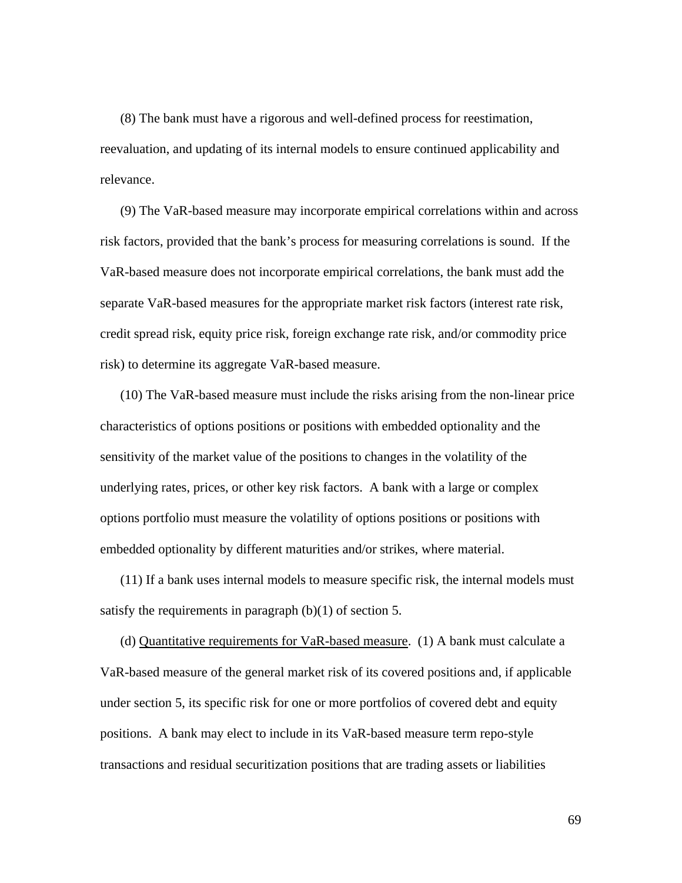(8) The bank must have a rigorous and well-defined process for reestimation, reevaluation, and updating of its internal models to ensure continued applicability and relevance.

(9) The VaR-based measure may incorporate empirical correlations within and across risk factors, provided that the bank's process for measuring correlations is sound. If the VaR-based measure does not incorporate empirical correlations, the bank must add the separate VaR-based measures for the appropriate market risk factors (interest rate risk, credit spread risk, equity price risk, foreign exchange rate risk, and/or commodity price risk) to determine its aggregate VaR-based measure.

(10) The VaR-based measure must include the risks arising from the non-linear price characteristics of options positions or positions with embedded optionality and the sensitivity of the market value of the positions to changes in the volatility of the underlying rates, prices, or other key risk factors. A bank with a large or complex options portfolio must measure the volatility of options positions or positions with embedded optionality by different maturities and/or strikes, where material.

(11) If a bank uses internal models to measure specific risk, the internal models must satisfy the requirements in paragraph (b)(1) of section 5.

(d) Quantitative requirements for VaR-based measure. (1) A bank must calculate a VaR-based measure of the general market risk of its covered positions and, if applicable under section 5, its specific risk for one or more portfolios of covered debt and equity positions. A bank may elect to include in its VaR-based measure term repo-style transactions and residual securitization positions that are trading assets or liabilities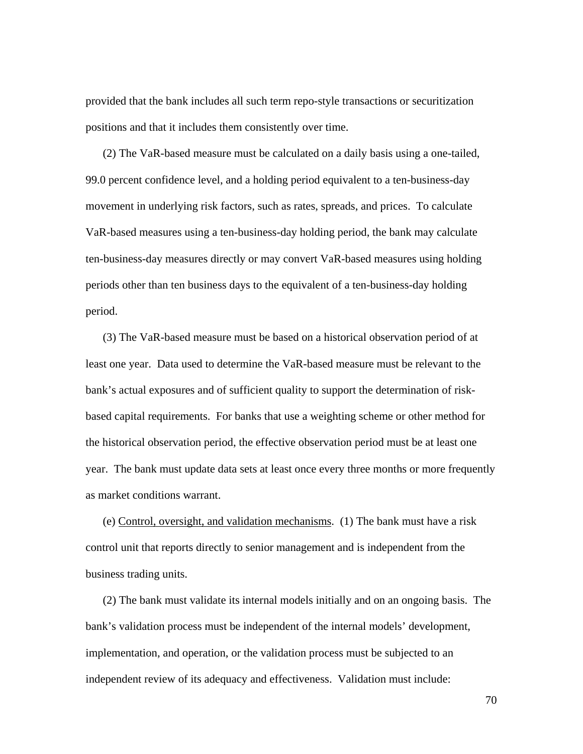provided that the bank includes all such term repo-style transactions or securitization positions and that it includes them consistently over time.

(2) The VaR-based measure must be calculated on a daily basis using a one-tailed, 99.0 percent confidence level, and a holding period equivalent to a ten-business-day movement in underlying risk factors, such as rates, spreads, and prices. To calculate VaR-based measures using a ten-business-day holding period, the bank may calculate ten-business-day measures directly or may convert VaR-based measures using holding periods other than ten business days to the equivalent of a ten-business-day holding period.

(3) The VaR-based measure must be based on a historical observation period of at least one year. Data used to determine the VaR-based measure must be relevant to the bank's actual exposures and of sufficient quality to support the determination of risk-based capital requirements. For banks that use a weighting scheme or other method for the historical observation period, the effective observation period must be at least one year. The bank must update data sets at least once every three months or more frequently as market conditions warrant.

(e) Control, oversight, and validation mechanisms. (1) The bank must have a risk control unit that reports directly to senior management and is independent from the business trading units.

(2) The bank must validate its internal models initially and on an ongoing basis. The bank's validation process must be independent of the internal models' development, implementation, and operation, or the validation process must be subjected to an independent review of its adequacy and effectiveness. Validation must include: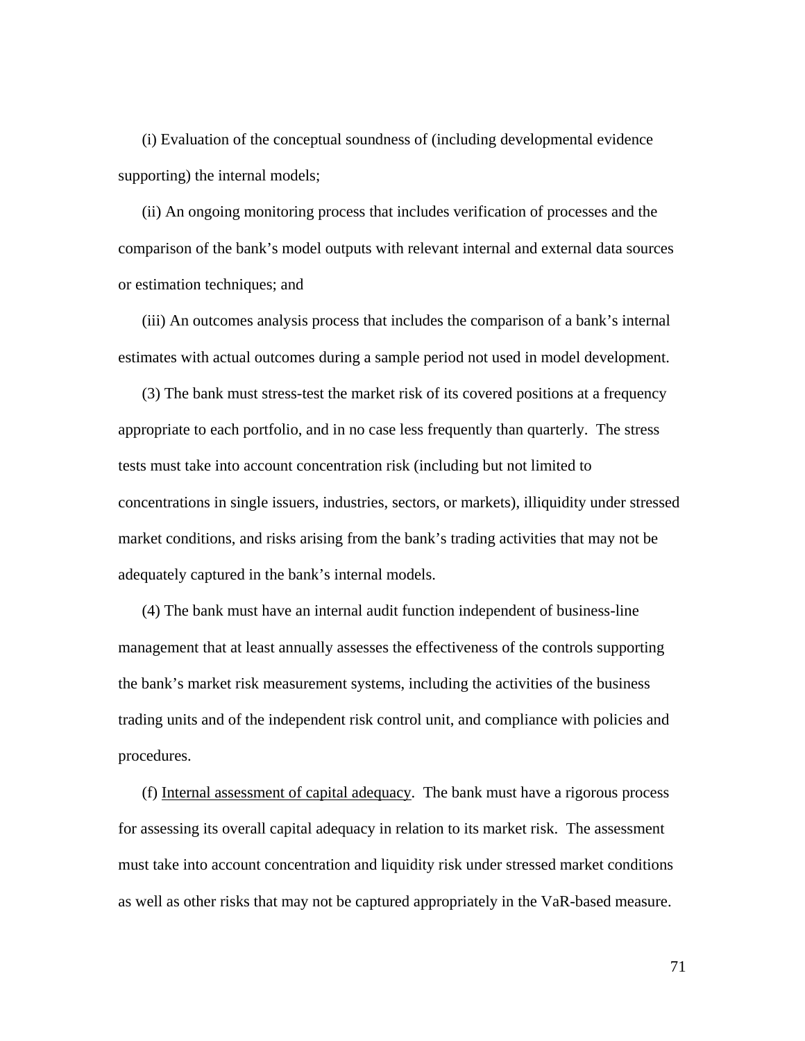(i) Evaluation of the conceptual soundness of (including developmental evidence supporting) the internal models;

(ii) An ongoing monitoring process that includes verification of processes and the comparison of the bank's model outputs with relevant internal and external data sources or estimation techniques; and

(iii) An outcomes analysis process that includes the comparison of a bank's internal estimates with actual outcomes during a sample period not used in model development.

(3) The bank must stress-test the market risk of its covered positions at a frequency appropriate to each portfolio, and in no case less frequently than quarterly. The stress tests must take into account concentration risk (including but not limited to concentrations in single issuers, industries, sectors, or markets), illiquidity under stressed market conditions, and risks arising from the bank's trading activities that may not be adequately captured in the bank's internal models.

(4) The bank must have an internal audit function independent of business-line management that at least annually assesses the effectiveness of the controls supporting the bank's market risk measurement systems, including the activities of the business trading units and of the independent risk control unit, and compliance with policies and procedures.

(f) <u>Internal assessment of capital adequacy</u>. The bank must have a rigorous process for assessing its overall capital adequacy in relation to its market risk. The assessment must take into account concentration and liquidity risk under stressed market conditions as well as other risks that may not be captured appropriately in the VaR-based measure.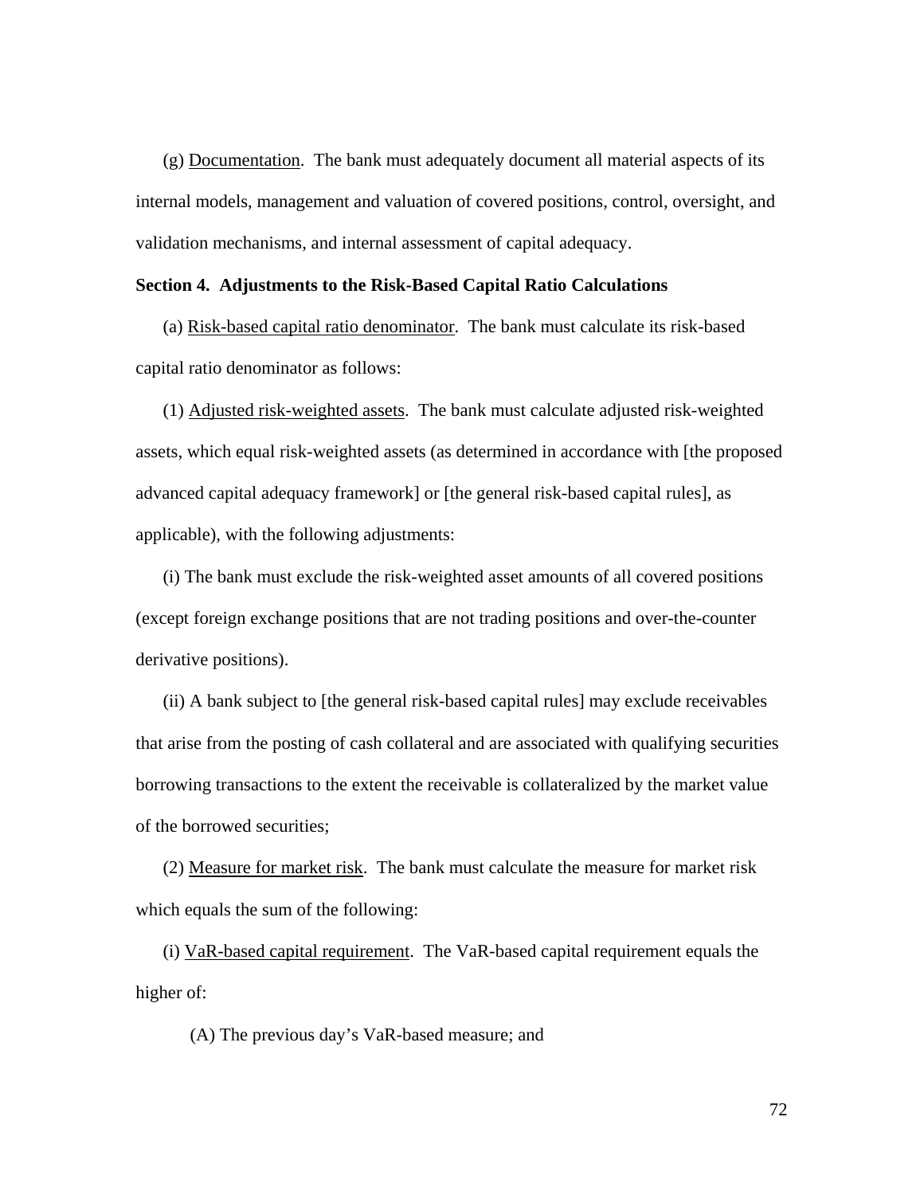(g) Documentation. The bank must adequately document all material aspects of its internal models, management and valuation of covered positions, control, oversight, and validation mechanisms, and internal assessment of capital adequacy.

**Section 4. Adjustments to the Risk-Based Capital Ratio Calculations**

(a) Risk-based capital ratio denominator. The bank must calculate its risk-based capital ratio denominator as follows:

(1) Adjusted risk-weighted assets. The bank must calculate adjusted risk-weighted assets, which equal risk-weighted assets (as determined in accordance with [the proposed advanced capital adequacy framework] or [the general risk-based capital rules], as applicable), with the following adjustments:

(i) The bank must exclude the risk-weighted asset amounts of all covered positions (except foreign exchange positions that are not trading positions and over-the-counter derivative positions).

(ii) A bank subject to [the general risk-based capital rules] may exclude receivables that arise from the posting of cash collateral and are associated with qualifying securities borrowing transactions to the extent the receivable is collateralized by the market value of the borrowed securities;

(2) Measure for market risk. The bank must calculate the measure for market risk which equals the sum of the following:

(i) VaR-based capital requirement. The VaR-based capital requirement equals the higher of:

(A) The previous day's VaR-based measure; and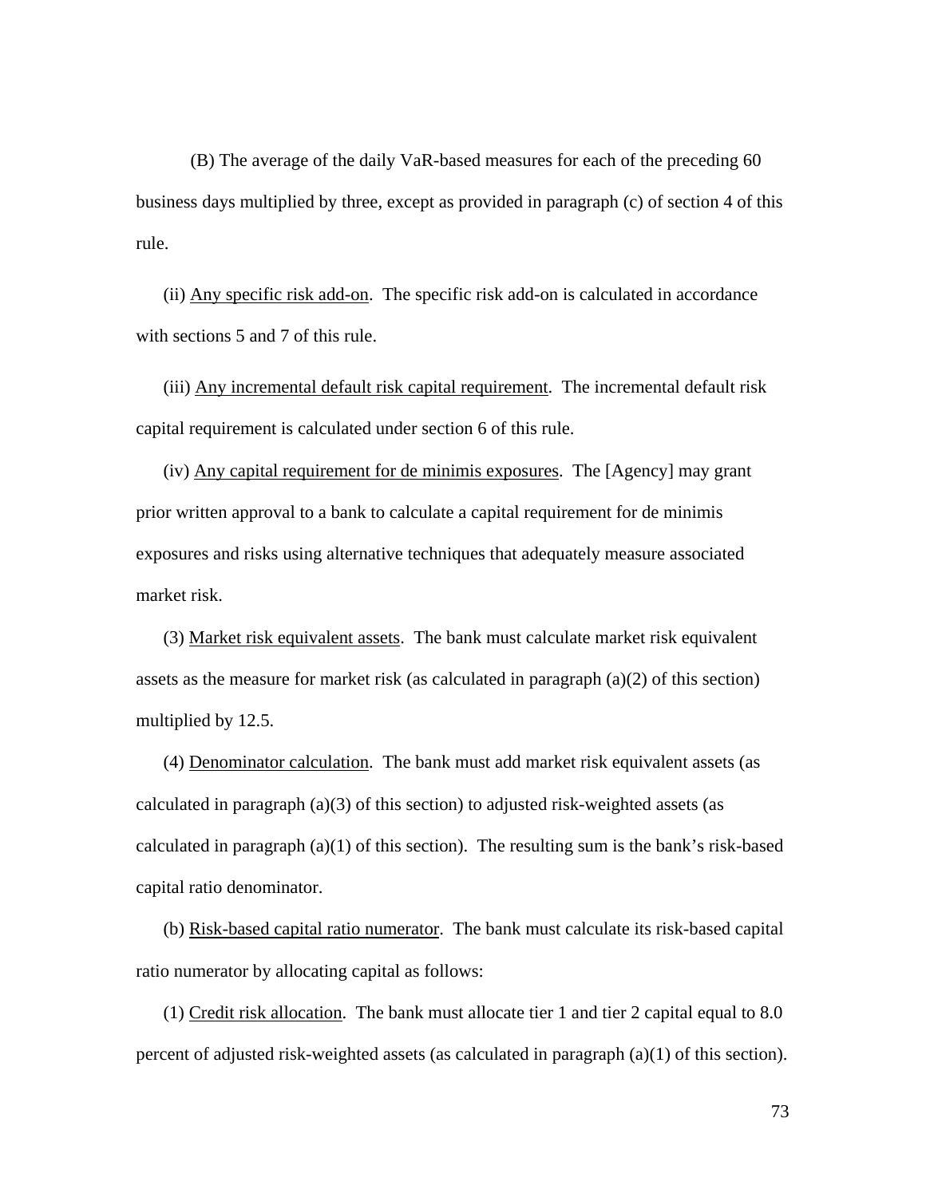(B) The average of the daily VaR-based measures for each of the preceding 60 business days multiplied by three, except as provided in paragraph (c) of section 4 of this rule.

(ii) Any specific risk add-on. The specific risk add-on is calculated in accordance with sections 5 and 7 of this rule.

(iii) Any incremental default risk capital requirement. The incremental default risk capital requirement is calculated under section 6 of this rule.

(iv) Any capital requirement for de minimis exposures. The [Agency] may grant prior written approval to a bank to calculate a capital requirement for de minimis exposures and risks using alternative techniques that adequately measure associated market risk.

(3) Market risk equivalent assets. The bank must calculate market risk equivalent assets as the measure for market risk (as calculated in paragraph (a)(2) of this section) multiplied by 12.5.

(4) Denominator calculation. The bank must add market risk equivalent assets (as calculated in paragraph (a)(3) of this section) to adjusted risk-weighted assets (as calculated in paragraph (a)(1) of this section). The resulting sum is the bank's risk-based capital ratio denominator.

(b) Risk-based capital ratio numerator. The bank must calculate its risk-based capital ratio numerator by allocating capital as follows:

(1) Credit risk allocation. The bank must allocate tier 1 and tier 2 capital equal to 8.0 percent of adjusted risk-weighted assets (as calculated in paragraph (a)(1) of this section).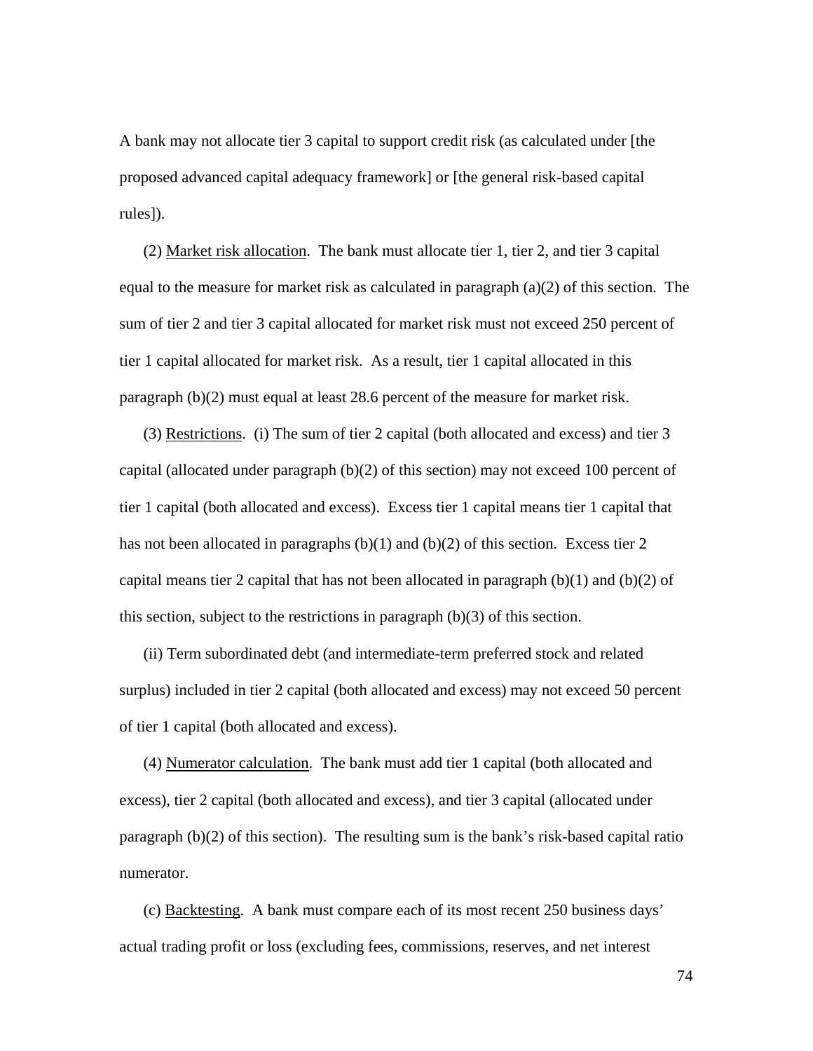A bank may not allocate tier 3 capital to support credit risk (as calculated under [the proposed advanced capital adequacy framework] or [the general risk-based capital rules]).

(2) Market risk allocation. The bank must allocate tier 1, tier 2, and tier 3 capital equal to the measure for market risk as calculated in paragraph (a)(2) of this section. The sum of tier 2 and tier 3 capital allocated for market risk must not exceed 250 percent of tier 1 capital allocated for market risk. As a result, tier 1 capital allocated in this paragraph (b)(2) must equal at least 28.6 percent of the measure for market risk.

(3) Restrictions. (i) The sum of tier 2 capital (both allocated and excess) and tier 3 capital (allocated under paragraph (b)(2) of this section) may not exceed 100 percent of tier 1 capital (both allocated and excess). Excess tier 1 capital means tier 1 capital that has not been allocated in paragraphs (b)(1) and (b)(2) of this section. Excess tier 2 capital means tier 2 capital that has not been allocated in paragraph (b)(1) and (b)(2) of this section, subject to the restrictions in paragraph (b)(3) of this section.

(ii) Term subordinated debt (and intermediate-term preferred stock and related surplus) included in tier 2 capital (both allocated and excess) may not exceed 50 percent of tier 1 capital (both allocated and excess).

(4) Numerator calculation. The bank must add tier 1 capital (both allocated and excess), tier 2 capital (both allocated and excess), and tier 3 capital (allocated under paragraph (b)(2) of this section). The resulting sum is the bank's risk-based capital ratio numerator.

(c) Backtesting. A bank must compare each of its most recent 250 business days' actual trading profit or loss (excluding fees, commissions, reserves, and net interest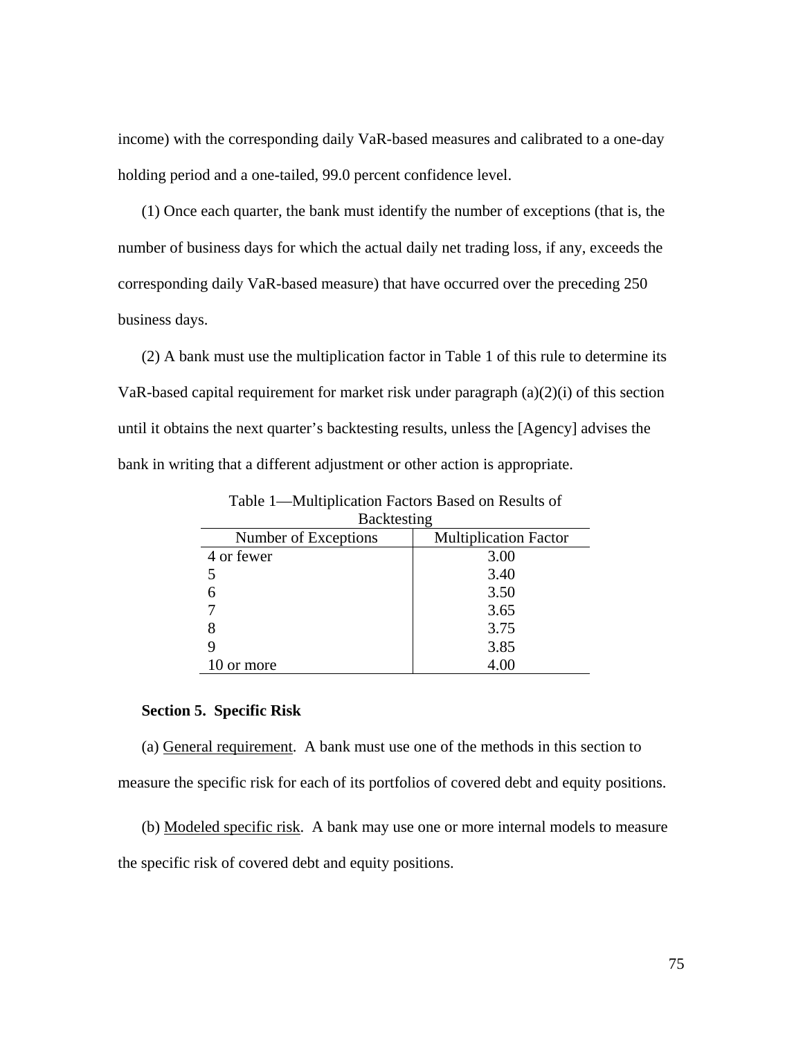income) with the corresponding daily VaR-based measures and calibrated to a one-day holding period and a one-tailed, 99.0 percent confidence level.

(1) Once each quarter, the bank must identify the number of exceptions (that is, the number of business days for which the actual daily net trading loss, if any, exceeds the corresponding daily VaR-based measure) that have occurred over the preceding 250 business days.

(2) A bank must use the multiplication factor in Table 1 of this rule to determine its VaR-based capital requirement for market risk under paragraph (a)(2)(i) of this section until it obtains the next quarter's backtesting results, unless the [Agency] advises the bank in writing that a different adjustment or other action is appropriate.

Table 1—Multiplication Factors Based on Results of Backtesting

| Number of Exceptions | Multiplication Factor |
|---|---|
| 4 or fewer | 3.00 |
| 5 | 3.40 |
| 6 | 3.50 |
| 7 | 3.65 |
| 8 | 3.75 |
| 9 | 3.85 |
| 10 or more | 4.00 |

**Section 5. Specific Risk**

(a) General requirement. A bank must use one of the methods in this section to measure the specific risk for each of its portfolios of covered debt and equity positions.

(b) Modeled specific risk. A bank may use one or more internal models to measure the specific risk of covered debt and equity positions.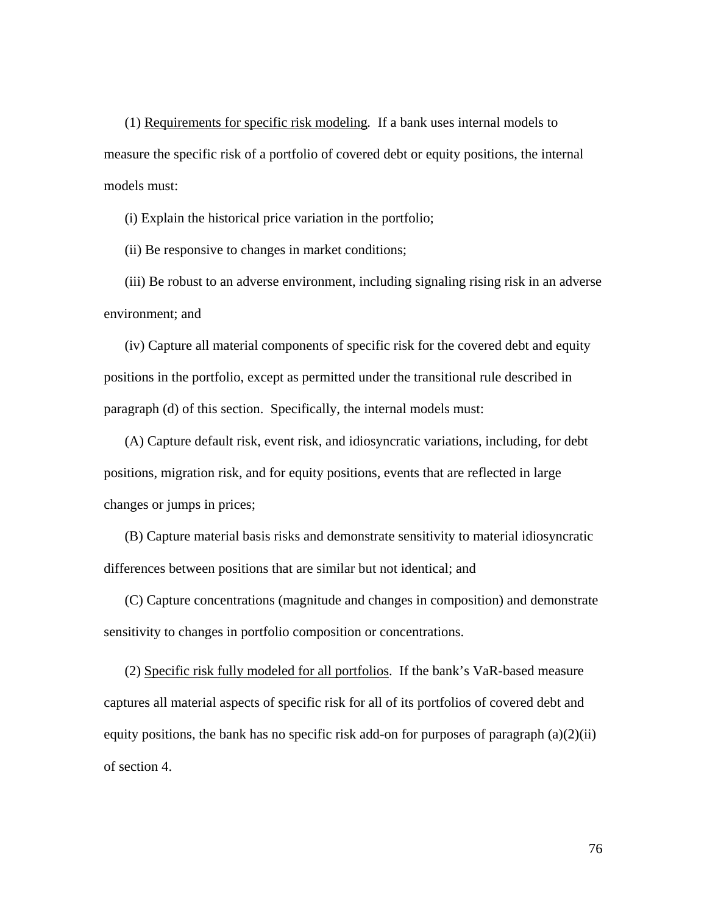(1) <u>Requirements for specific risk modeling</u>. If a bank uses internal models to measure the specific risk of a portfolio of covered debt or equity positions, the internal models must:

(i) Explain the historical price variation in the portfolio;

(ii) Be responsive to changes in market conditions;

(iii) Be robust to an adverse environment, including signaling rising risk in an adverse environment; and

(iv) Capture all material components of specific risk for the covered debt and equity positions in the portfolio, except as permitted under the transitional rule described in paragraph (d) of this section. Specifically, the internal models must:

(A) Capture default risk, event risk, and idiosyncratic variations, including, for debt positions, migration risk, and for equity positions, events that are reflected in large changes or jumps in prices;

(B) Capture material basis risks and demonstrate sensitivity to material idiosyncratic differences between positions that are similar but not identical; and

(C) Capture concentrations (magnitude and changes in composition) and demonstrate sensitivity to changes in portfolio composition or concentrations.

(2) <u>Specific risk fully modeled for all portfolios</u>. If the bank's VaR-based measure captures all material aspects of specific risk for all of its portfolios of covered debt and equity positions, the bank has no specific risk add-on for purposes of paragraph (a)(2)(ii) of section 4.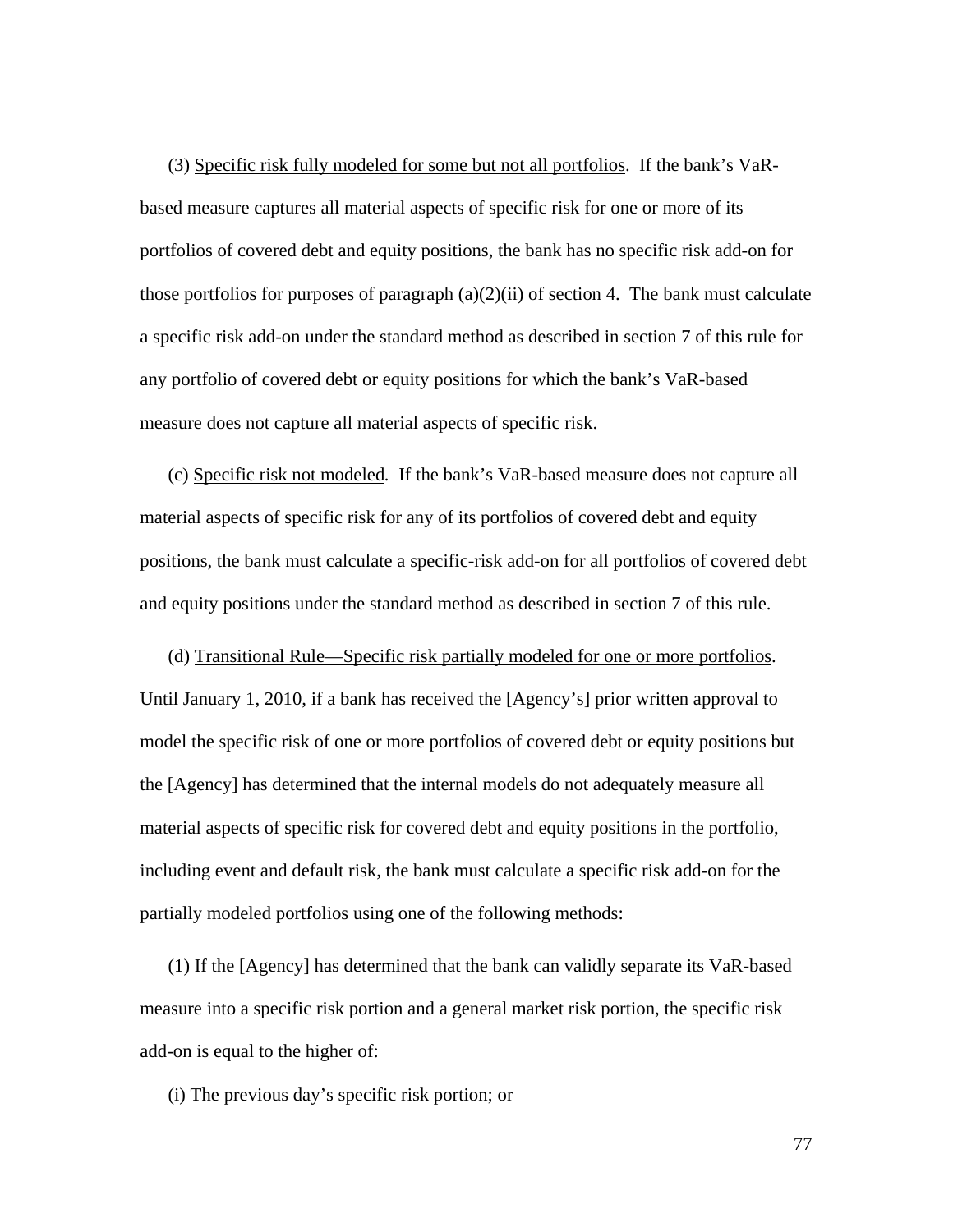(3) <u>Specific risk fully modeled for some but not all portfolios</u>. If the bank's VaR-based measure captures all material aspects of specific risk for one or more of its portfolios of covered debt and equity positions, the bank has no specific risk add-on for those portfolios for purposes of paragraph (a)(2)(ii) of section 4. The bank must calculate a specific risk add-on under the standard method as described in section 7 of this rule for any portfolio of covered debt or equity positions for which the bank's VaR-based measure does not capture all material aspects of specific risk.

(c) <u>Specific risk not modeled</u>. If the bank's VaR-based measure does not capture all material aspects of specific risk for any of its portfolios of covered debt and equity positions, the bank must calculate a specific-risk add-on for all portfolios of covered debt and equity positions under the standard method as described in section 7 of this rule.

(d) <u>Transitional Rule—Specific risk partially modeled for one or more portfolios</u>. Until January 1, 2010, if a bank has received the [Agency's] prior written approval to model the specific risk of one or more portfolios of covered debt or equity positions but the [Agency] has determined that the internal models do not adequately measure all material aspects of specific risk for covered debt and equity positions in the portfolio, including event and default risk, the bank must calculate a specific risk add-on for the partially modeled portfolios using one of the following methods:

(1) If the [Agency] has determined that the bank can validly separate its VaR-based measure into a specific risk portion and a general market risk portion, the specific risk add-on is equal to the higher of:

(i) The previous day's specific risk portion; or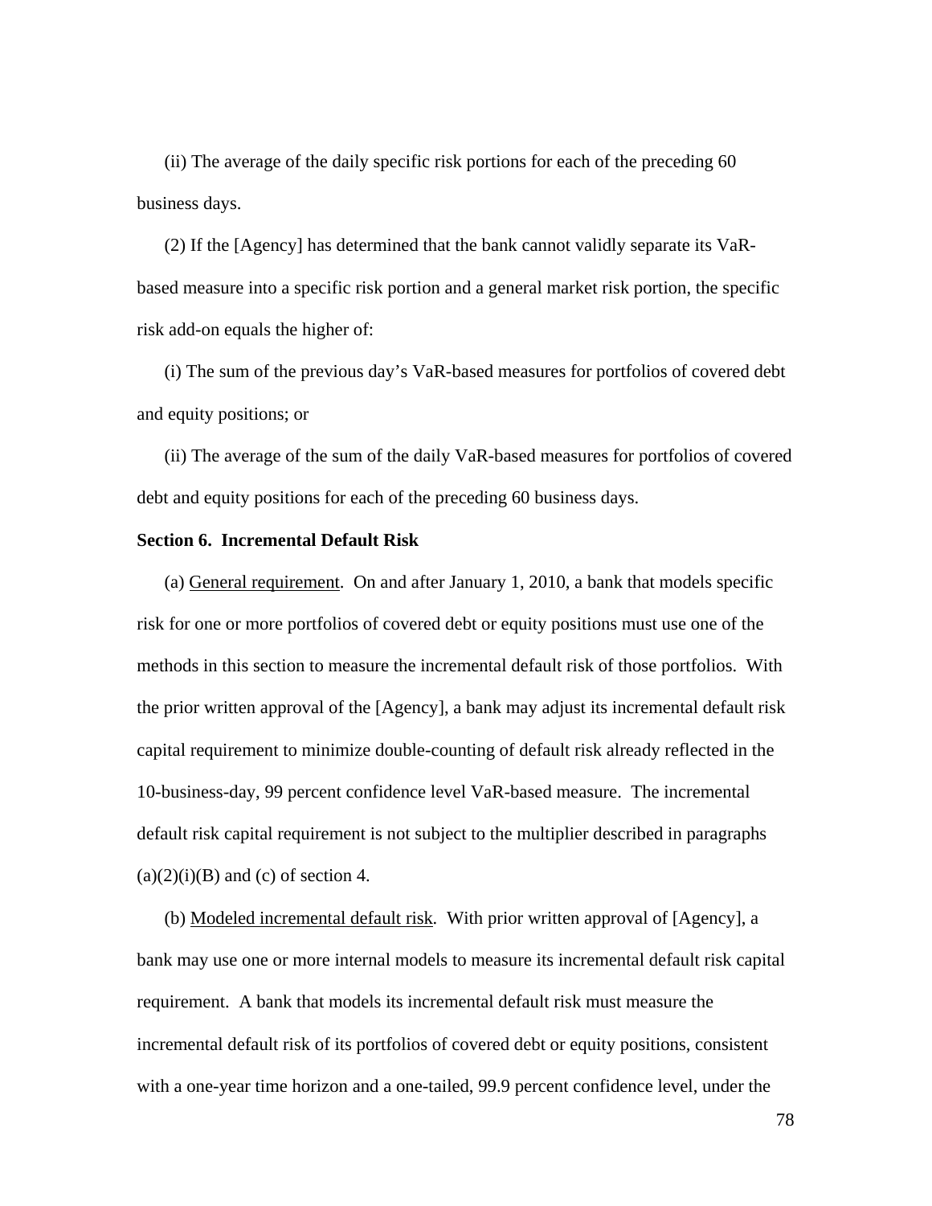(ii) The average of the daily specific risk portions for each of the preceding 60 business days.

(2) If the [Agency] has determined that the bank cannot validly separate its VaR-based measure into a specific risk portion and a general market risk portion, the specific risk add-on equals the higher of:

(i) The sum of the previous day's VaR-based measures for portfolios of covered debt and equity positions; or

(ii) The average of the sum of the daily VaR-based measures for portfolios of covered debt and equity positions for each of the preceding 60 business days.

**Section 6. Incremental Default Risk**

(a) General requirement. On and after January 1, 2010, a bank that models specific risk for one or more portfolios of covered debt or equity positions must use one of the methods in this section to measure the incremental default risk of those portfolios. With the prior written approval of the [Agency], a bank may adjust its incremental default risk capital requirement to minimize double-counting of default risk already reflected in the 10-business-day, 99 percent confidence level VaR-based measure. The incremental default risk capital requirement is not subject to the multiplier described in paragraphs (a)(2)(i)(B) and (c) of section 4.

(b) Modeled incremental default risk. With prior written approval of [Agency], a bank may use one or more internal models to measure its incremental default risk capital requirement. A bank that models its incremental default risk must measure the incremental default risk of its portfolios of covered debt or equity positions, consistent with a one-year time horizon and a one-tailed, 99.9 percent confidence level, under the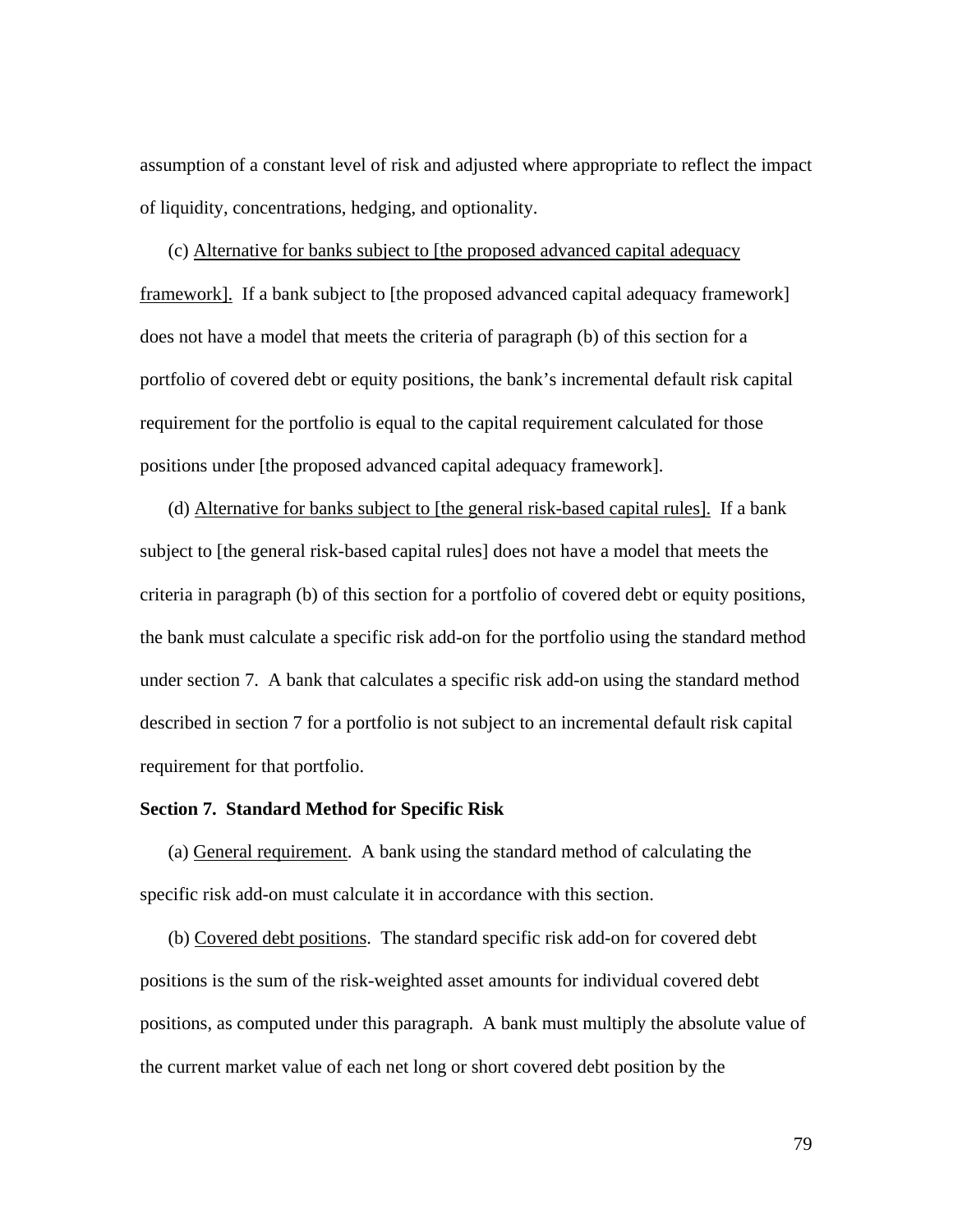assumption of a constant level of risk and adjusted where appropriate to reflect the impact of liquidity, concentrations, hedging, and optionality.

(c) Alternative for banks subject to [the proposed advanced capital adequacy framework]. If a bank subject to [the proposed advanced capital adequacy framework] does not have a model that meets the criteria of paragraph (b) of this section for a portfolio of covered debt or equity positions, the bank's incremental default risk capital requirement for the portfolio is equal to the capital requirement calculated for those positions under [the proposed advanced capital adequacy framework].

(d) Alternative for banks subject to [the general risk-based capital rules]. If a bank subject to [the general risk-based capital rules] does not have a model that meets the criteria in paragraph (b) of this section for a portfolio of covered debt or equity positions, the bank must calculate a specific risk add-on for the portfolio using the standard method under section 7. A bank that calculates a specific risk add-on using the standard method described in section 7 for a portfolio is not subject to an incremental default risk capital requirement for that portfolio.

**Section 7. Standard Method for Specific Risk**

(a) General requirement. A bank using the standard method of calculating the specific risk add-on must calculate it in accordance with this section.

(b) Covered debt positions. The standard specific risk add-on for covered debt positions is the sum of the risk-weighted asset amounts for individual covered debt positions, as computed under this paragraph. A bank must multiply the absolute value of the current market value of each net long or short covered debt position by the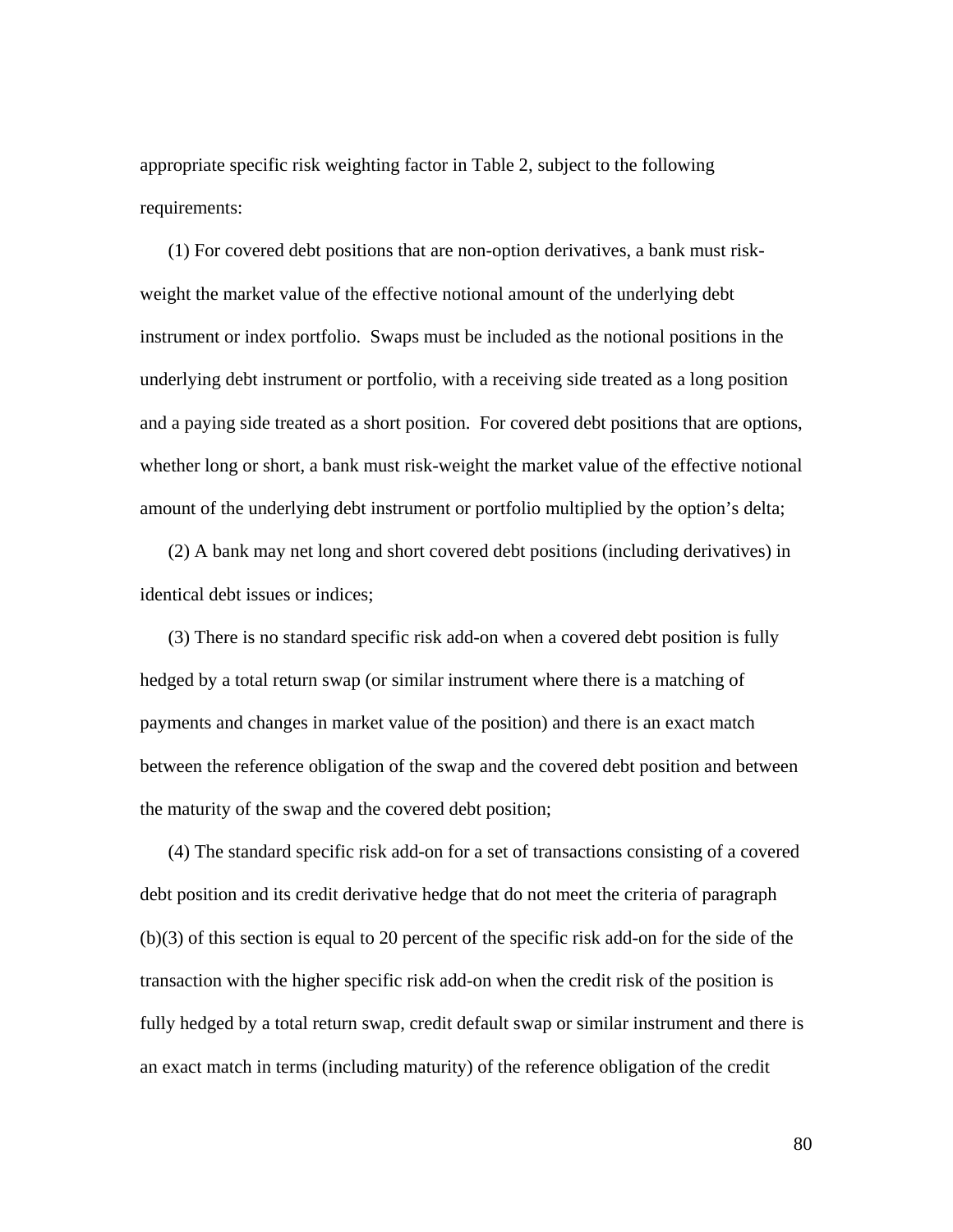appropriate specific risk weighting factor in Table 2, subject to the following requirements:

(1) For covered debt positions that are non-option derivatives, a bank must risk-weight the market value of the effective notional amount of the underlying debt instrument or index portfolio. Swaps must be included as the notional positions in the underlying debt instrument or portfolio, with a receiving side treated as a long position and a paying side treated as a short position. For covered debt positions that are options, whether long or short, a bank must risk-weight the market value of the effective notional amount of the underlying debt instrument or portfolio multiplied by the option's delta;

(2) A bank may net long and short covered debt positions (including derivatives) in identical debt issues or indices;

(3) There is no standard specific risk add-on when a covered debt position is fully hedged by a total return swap (or similar instrument where there is a matching of payments and changes in market value of the position) and there is an exact match between the reference obligation of the swap and the covered debt position and between the maturity of the swap and the covered debt position;

(4) The standard specific risk add-on for a set of transactions consisting of a covered debt position and its credit derivative hedge that do not meet the criteria of paragraph (b)(3) of this section is equal to 20 percent of the specific risk add-on for the side of the transaction with the higher specific risk add-on when the credit risk of the position is fully hedged by a total return swap, credit default swap or similar instrument and there is an exact match in terms (including maturity) of the reference obligation of the credit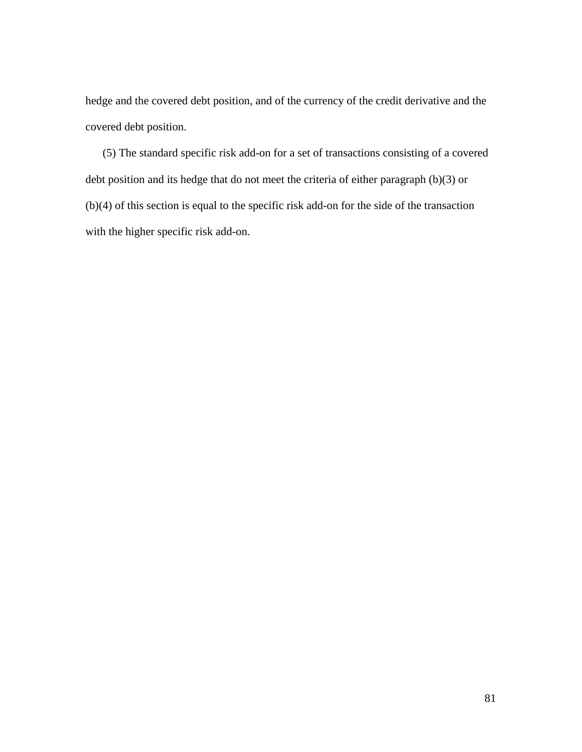hedge and the covered debt position, and of the currency of the credit derivative and the covered debt position.

(5) The standard specific risk add-on for a set of transactions consisting of a covered debt position and its hedge that do not meet the criteria of either paragraph (b)(3) or (b)(4) of this section is equal to the specific risk add-on for the side of the transaction with the higher specific risk add-on.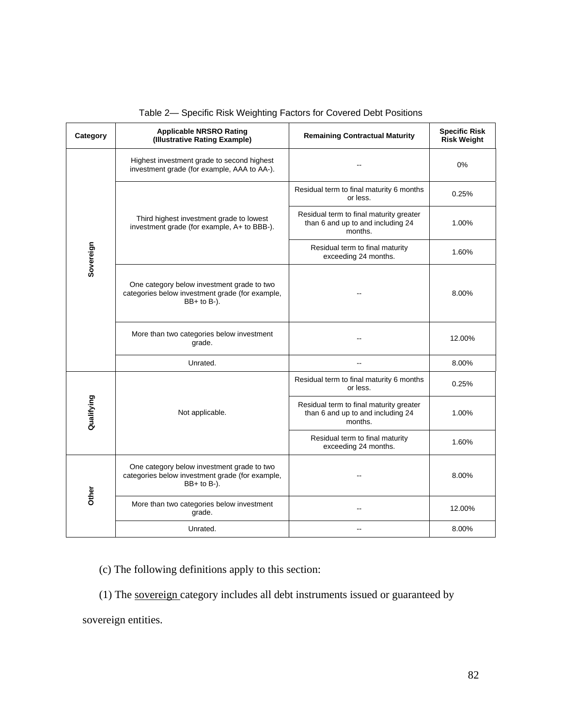Table 2— Specific Risk Weighting Factors for Covered Debt Positions

| Category | Applicable NRSRO Rating (Illustrative Rating Example) | Remaining Contractual Maturity | Specific Risk Risk Weight |
|---|---|---|---|
| Sovereign | Highest investment grade to second highest investment grade (for example, AAA to AA-). | -- | 0% |
| | Third highest investment grade to lowest investment grade (for example, A+ to BBB-). | Residual term to final maturity 6 months or less. | 0.25% |
| | | Residual term to final maturity greater than 6 and up to and including 24 months. | 1.00% |
| | | Residual term to final maturity exceeding 24 months. | 1.60% |
| | One category below investment grade to two categories below investment grade (for example, BB+ to B-). | -- | 8.00% |
| | More than two categories below investment grade. | -- | 12.00% |
| | Unrated. | -- | 8.00% |
| Qualifying | Not applicable. | Residual term to final maturity 6 months or less. | 0.25% |
| | | Residual term to final maturity greater than 6 and up to and including 24 months. | 1.00% |
| | | Residual term to final maturity exceeding 24 months. | 1.60% |
| Other | One category below investment grade to two categories below investment grade (for example, BB+ to B-). | -- | 8.00% |
| | More than two categories below investment grade. | -- | 12.00% |
| | Unrated. | -- | 8.00% |

(c) The following definitions apply to this section:

(1) The sovereign category includes all debt instruments issued or guaranteed by sovereign entities.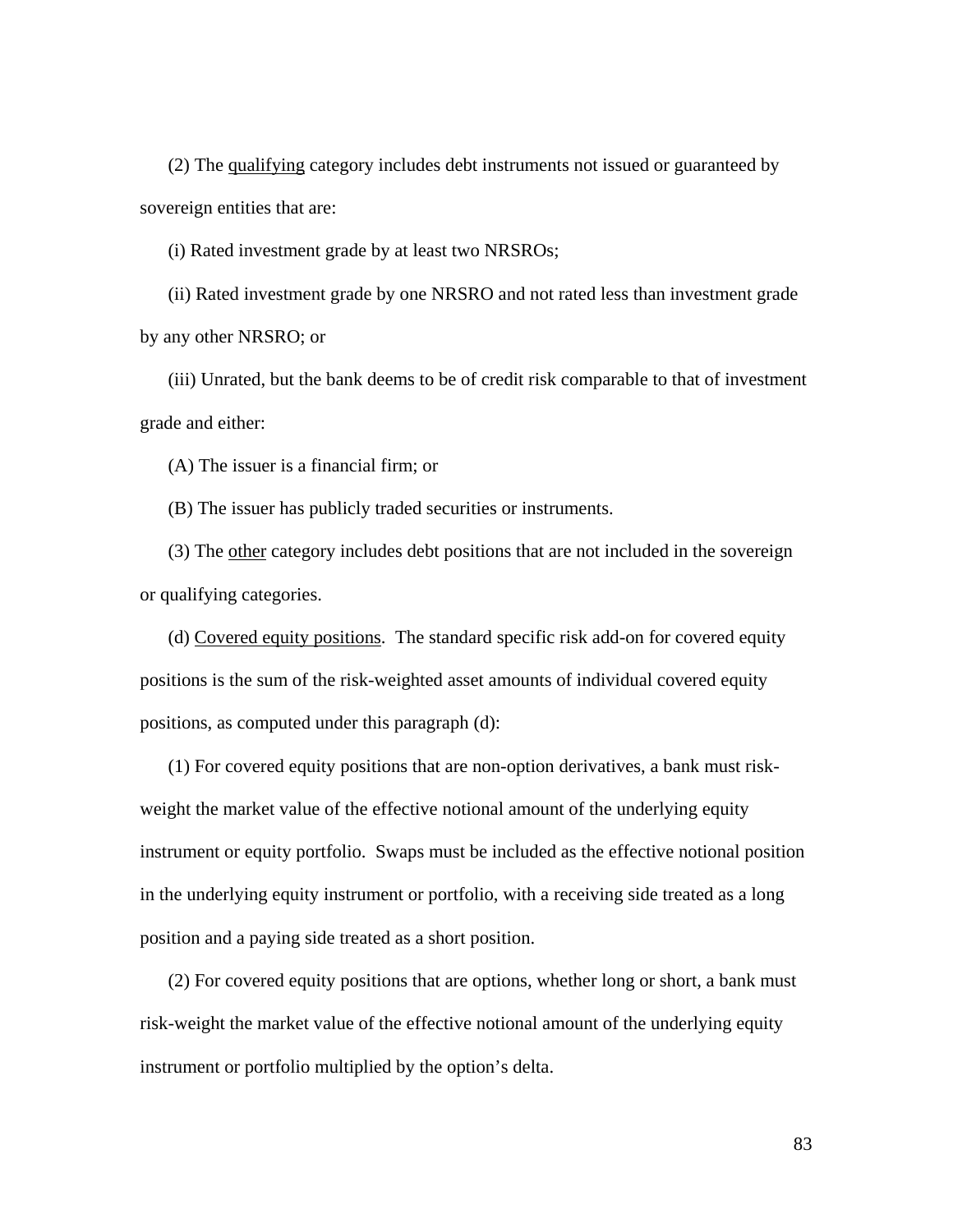(2) The qualifying category includes debt instruments not issued or guaranteed by sovereign entities that are:

(i) Rated investment grade by at least two NRSROs;

(ii) Rated investment grade by one NRSRO and not rated less than investment grade by any other NRSRO; or

(iii) Unrated, but the bank deems to be of credit risk comparable to that of investment grade and either:

(A) The issuer is a financial firm; or

(B) The issuer has publicly traded securities or instruments.

(3) The other category includes debt positions that are not included in the sovereign or qualifying categories.

(d) Covered equity positions. The standard specific risk add-on for covered equity positions is the sum of the risk-weighted asset amounts of individual covered equity positions, as computed under this paragraph (d):

(1) For covered equity positions that are non-option derivatives, a bank must risk-weight the market value of the effective notional amount of the underlying equity instrument or equity portfolio. Swaps must be included as the effective notional position in the underlying equity instrument or portfolio, with a receiving side treated as a long position and a paying side treated as a short position.

(2) For covered equity positions that are options, whether long or short, a bank must risk-weight the market value of the effective notional amount of the underlying equity instrument or portfolio multiplied by the option's delta.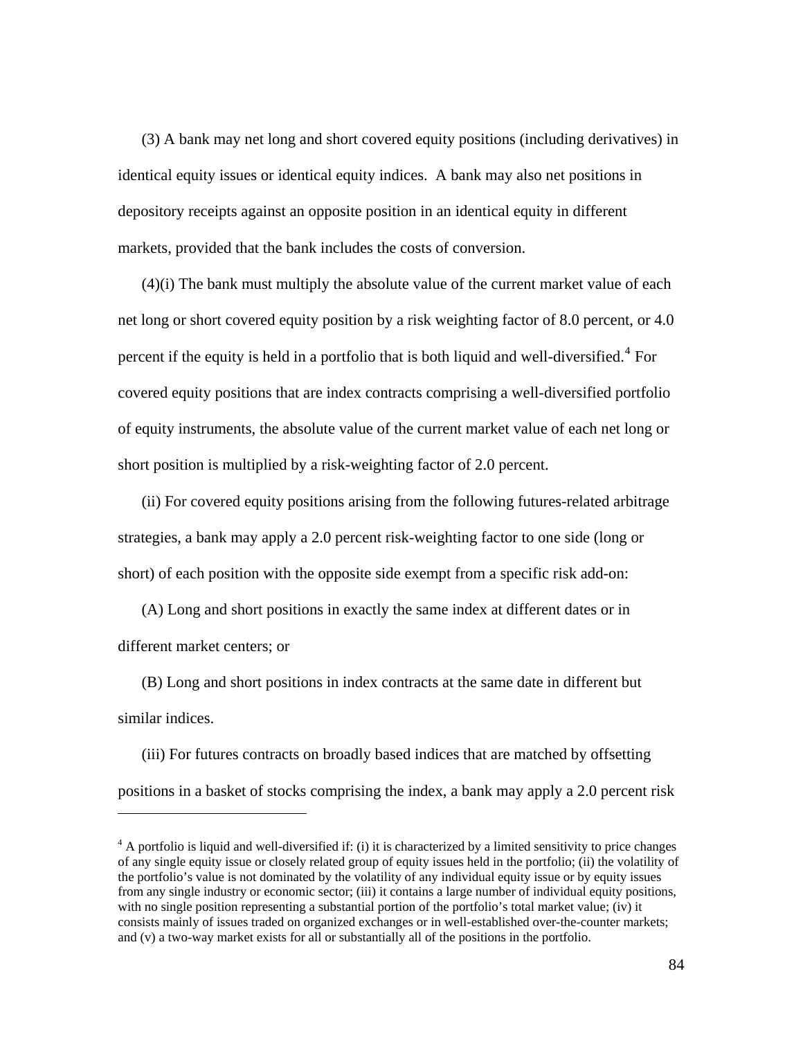(3) A bank may net long and short covered equity positions (including derivatives) in identical equity issues or identical equity indices. A bank may also net positions in depository receipts against an opposite position in an identical equity in different markets, provided that the bank includes the costs of conversion.

(4)(i) The bank must multiply the absolute value of the current market value of each net long or short covered equity position by a risk weighting factor of 8.0 percent, or 4.0 percent if the equity is held in a portfolio that is both liquid and well-diversified.[4] For covered equity positions that are index contracts comprising a well-diversified portfolio of equity instruments, the absolute value of the current market value of each net long or short position is multiplied by a risk-weighting factor of 2.0 percent.

(ii) For covered equity positions arising from the following futures-related arbitrage strategies, a bank may apply a 2.0 percent risk-weighting factor to one side (long or short) of each position with the opposite side exempt from a specific risk add-on:

(A) Long and short positions in exactly the same index at different dates or in different market centers; or

(B) Long and short positions in index contracts at the same date in different but similar indices.

(iii) For futures contracts on broadly based indices that are matched by offsetting positions in a basket of stocks comprising the index, a bank may apply a 2.0 percent risk

---

[4] A portfolio is liquid and well-diversified if: (i) it is characterized by a limited sensitivity to price changes of any single equity issue or closely related group of equity issues held in the portfolio; (ii) the volatility of the portfolio's value is not dominated by the volatility of any individual equity issue or by equity issues from any single industry or economic sector; (iii) it contains a large number of individual equity positions, with no single position representing a substantial portion of the portfolio's total market value; (iv) it consists mainly of issues traded on organized exchanges or in well-established over-the-counter markets; and (v) a two-way market exists for all or substantially all of the positions in the portfolio.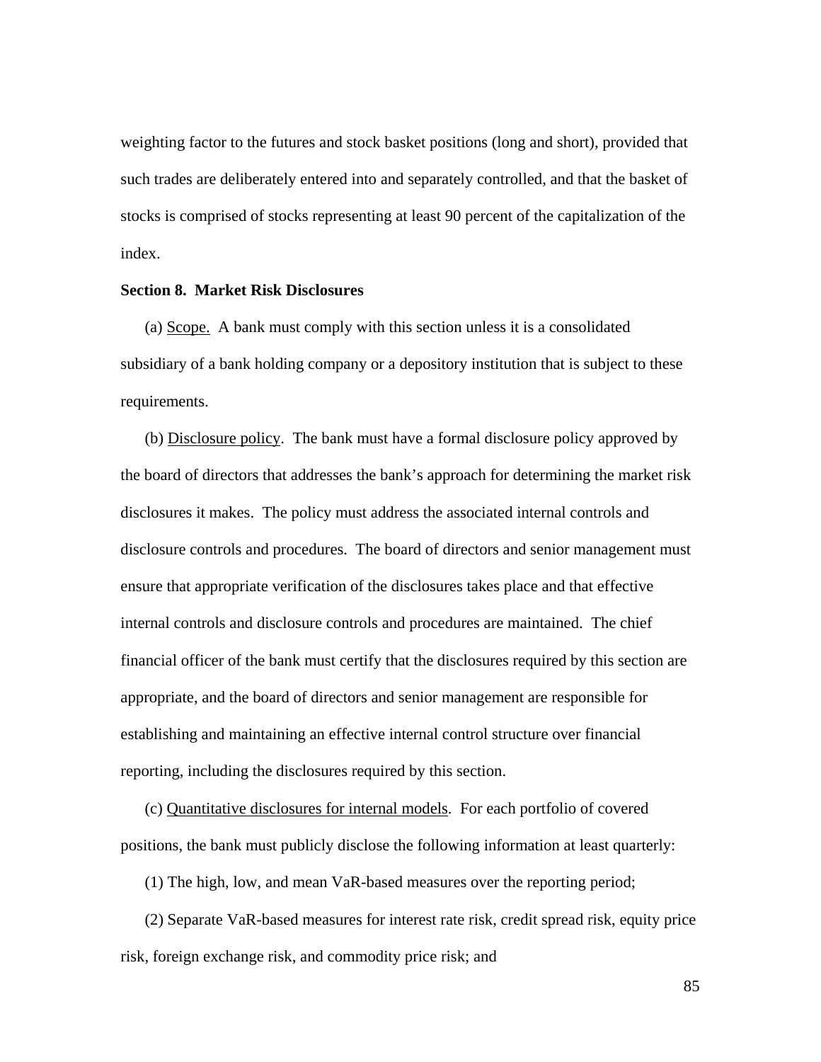weighting factor to the futures and stock basket positions (long and short), provided that such trades are deliberately entered into and separately controlled, and that the basket of stocks is comprised of stocks representing at least 90 percent of the capitalization of the index.

**Section 8. Market Risk Disclosures**

(a) Scope. A bank must comply with this section unless it is a consolidated subsidiary of a bank holding company or a depository institution that is subject to these requirements.

(b) Disclosure policy. The bank must have a formal disclosure policy approved by the board of directors that addresses the bank's approach for determining the market risk disclosures it makes. The policy must address the associated internal controls and disclosure controls and procedures. The board of directors and senior management must ensure that appropriate verification of the disclosures takes place and that effective internal controls and disclosure controls and procedures are maintained. The chief financial officer of the bank must certify that the disclosures required by this section are appropriate, and the board of directors and senior management are responsible for establishing and maintaining an effective internal control structure over financial reporting, including the disclosures required by this section.

(c) Quantitative disclosures for internal models. For each portfolio of covered positions, the bank must publicly disclose the following information at least quarterly:

(1) The high, low, and mean VaR-based measures over the reporting period;

(2) Separate VaR-based measures for interest rate risk, credit spread risk, equity price risk, foreign exchange risk, and commodity price risk; and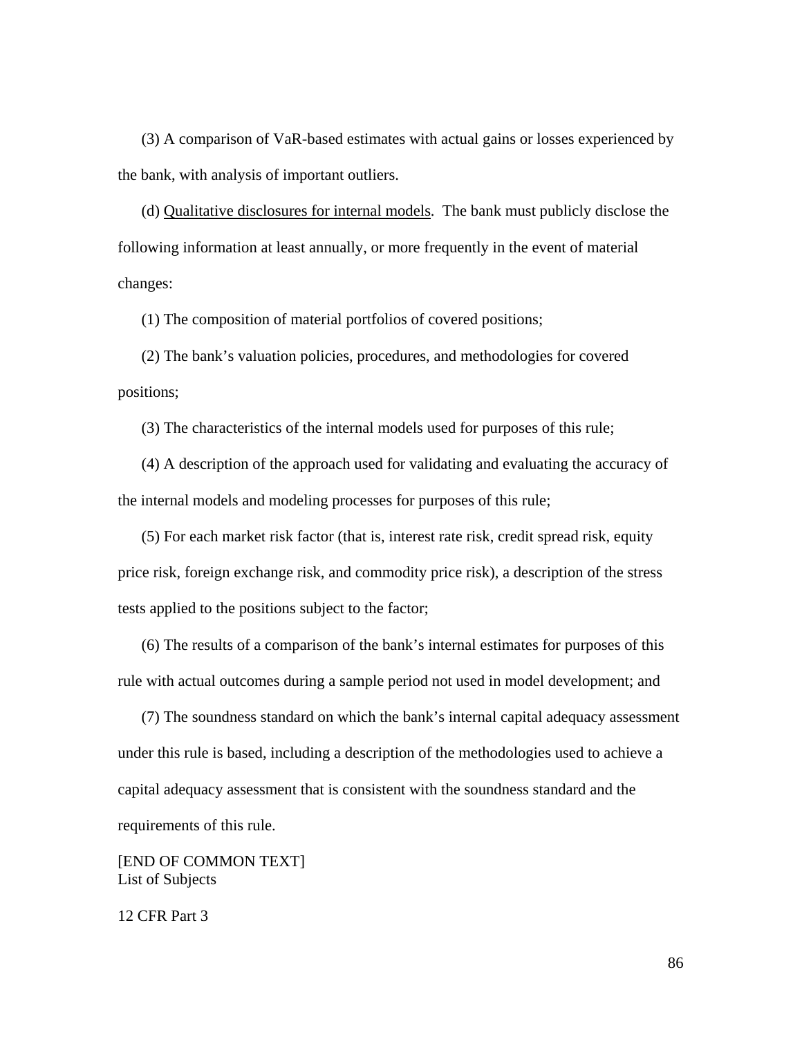(3) A comparison of VaR-based estimates with actual gains or losses experienced by the bank, with analysis of important outliers.

(d) <u>Qualitative disclosures for internal models</u>. The bank must publicly disclose the following information at least annually, or more frequently in the event of material changes:

(1) The composition of material portfolios of covered positions;

(2) The bank's valuation policies, procedures, and methodologies for covered positions;

(3) The characteristics of the internal models used for purposes of this rule;

(4) A description of the approach used for validating and evaluating the accuracy of the internal models and modeling processes for purposes of this rule;

(5) For each market risk factor (that is, interest rate risk, credit spread risk, equity price risk, foreign exchange risk, and commodity price risk), a description of the stress tests applied to the positions subject to the factor;

(6) The results of a comparison of the bank's internal estimates for purposes of this rule with actual outcomes during a sample period not used in model development; and

(7) The soundness standard on which the bank's internal capital adequacy assessment under this rule is based, including a description of the methodologies used to achieve a capital adequacy assessment that is consistent with the soundness standard and the requirements of this rule.

[END OF COMMON TEXT]
List of Subjects

12 CFR Part 3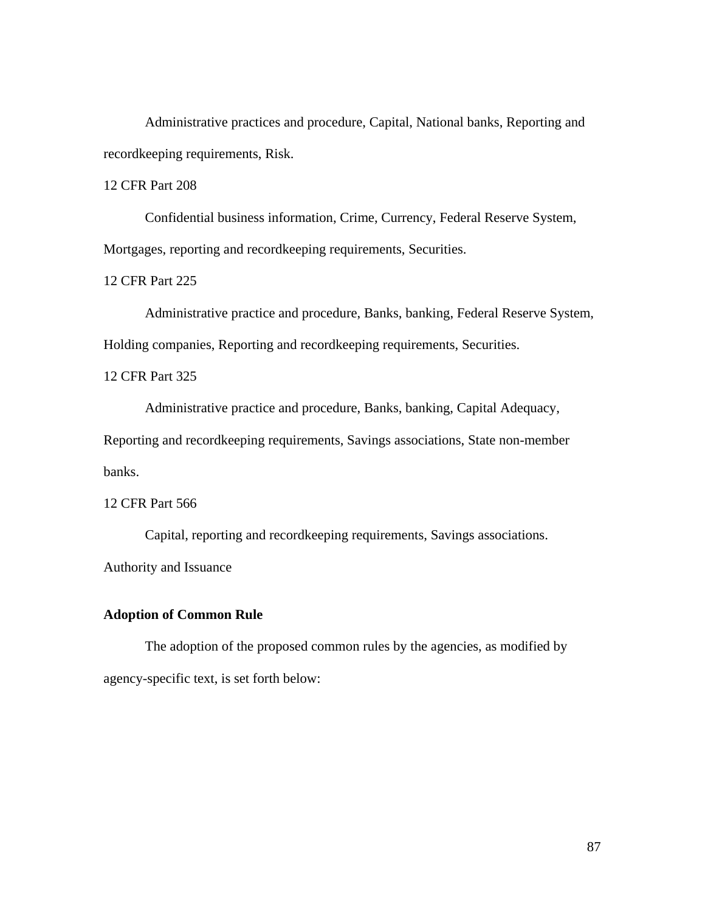Administrative practices and procedure, Capital, National banks, Reporting and recordkeeping requirements, Risk.

12 CFR Part 208

Confidential business information, Crime, Currency, Federal Reserve System, Mortgages, reporting and recordkeeping requirements, Securities.

12 CFR Part 225

Administrative practice and procedure, Banks, banking, Federal Reserve System, Holding companies, Reporting and recordkeeping requirements, Securities.

12 CFR Part 325

Administrative practice and procedure, Banks, banking, Capital Adequacy, Reporting and recordkeeping requirements, Savings associations, State non-member banks.

12 CFR Part 566

Capital, reporting and recordkeeping requirements, Savings associations.

Authority and Issuance

**Adoption of Common Rule**

The adoption of the proposed common rules by the agencies, as modified by agency-specific text, is set forth below: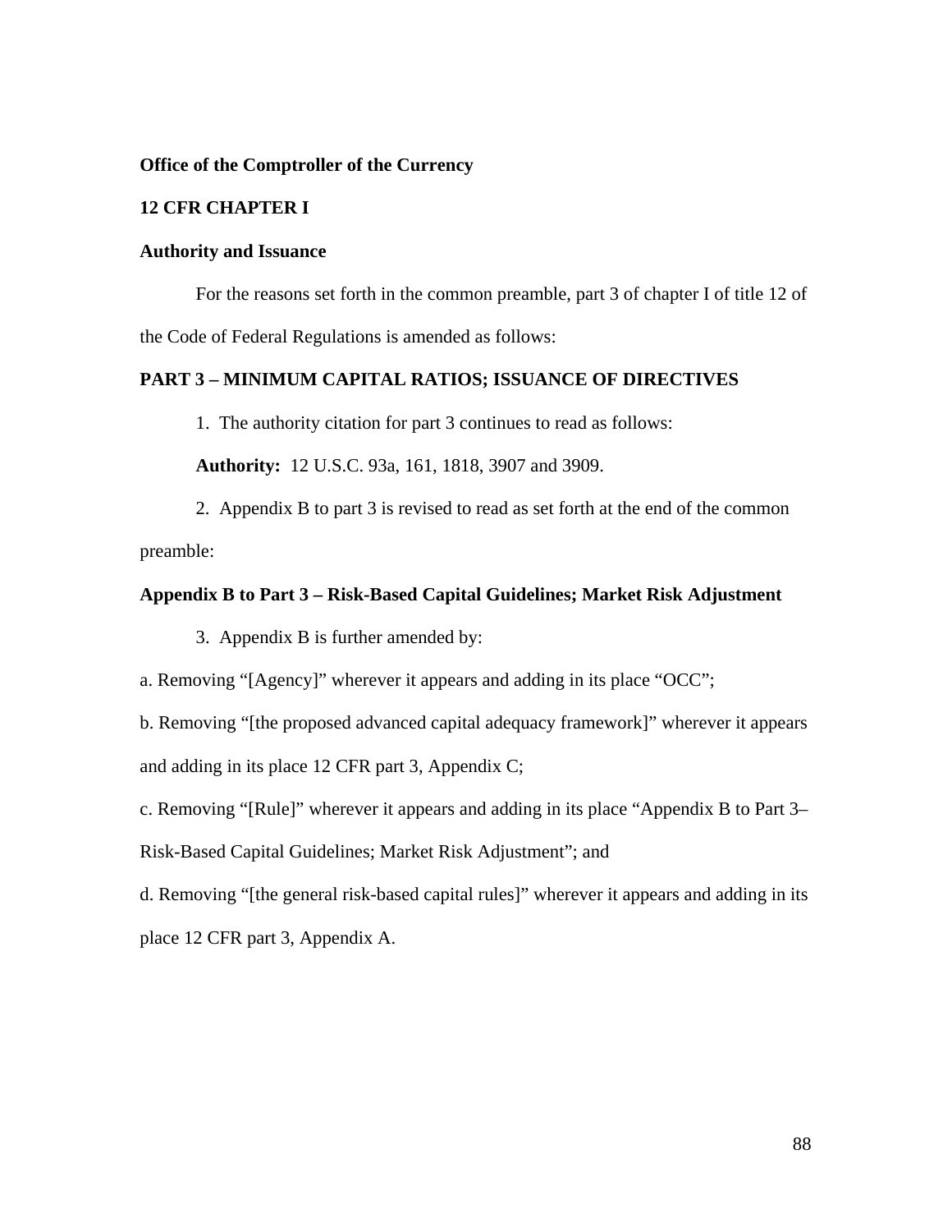**Office of the Comptroller of the Currency**

**12 CFR CHAPTER I**

**Authority and Issuance**

For the reasons set forth in the common preamble, part 3 of chapter I of title 12 of the Code of Federal Regulations is amended as follows:

**PART 3 – MINIMUM CAPITAL RATIOS; ISSUANCE OF DIRECTIVES**

1. The authority citation for part 3 continues to read as follows:

**Authority:** 12 U.S.C. 93a, 161, 1818, 3907 and 3909.

2. Appendix B to part 3 is revised to read as set forth at the end of the common preamble:

**Appendix B to Part 3 – Risk-Based Capital Guidelines; Market Risk Adjustment**

3. Appendix B is further amended by:

a. Removing "[Agency]" wherever it appears and adding in its place "OCC";

b. Removing "[the proposed advanced capital adequacy framework]" wherever it appears and adding in its place 12 CFR part 3, Appendix C;

c. Removing "[Rule]" wherever it appears and adding in its place "Appendix B to Part 3– Risk-Based Capital Guidelines; Market Risk Adjustment"; and

d. Removing "[the general risk-based capital rules]" wherever it appears and adding in its place 12 CFR part 3, Appendix A.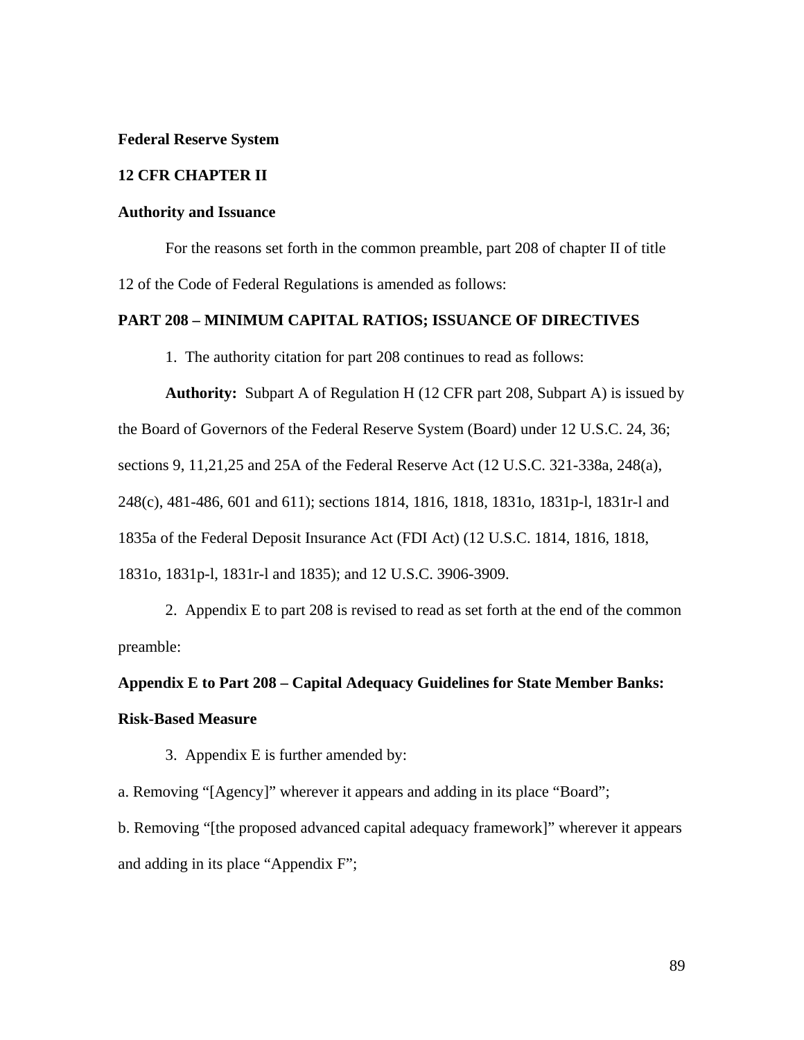**Federal Reserve System**

**12 CFR CHAPTER II**

**Authority and Issuance**

For the reasons set forth in the common preamble, part 208 of chapter II of title 12 of the Code of Federal Regulations is amended as follows:

**PART 208 – MINIMUM CAPITAL RATIOS; ISSUANCE OF DIRECTIVES**

1. The authority citation for part 208 continues to read as follows:

**Authority:** Subpart A of Regulation H (12 CFR part 208, Subpart A) is issued by the Board of Governors of the Federal Reserve System (Board) under 12 U.S.C. 24, 36; sections 9, 11,21,25 and 25A of the Federal Reserve Act (12 U.S.C. 321-338a, 248(a), 248(c), 481-486, 601 and 611); sections 1814, 1816, 1818, 1831o, 1831p-l, 1831r-l and 1835a of the Federal Deposit Insurance Act (FDI Act) (12 U.S.C. 1814, 1816, 1818, 1831o, 1831p-l, 1831r-l and 1835); and 12 U.S.C. 3906-3909.

2. Appendix E to part 208 is revised to read as set forth at the end of the common preamble:

**Appendix E to Part 208 – Capital Adequacy Guidelines for State Member Banks: Risk-Based Measure**

3. Appendix E is further amended by:

a. Removing "[Agency]" wherever it appears and adding in its place "Board";

b. Removing "[the proposed advanced capital adequacy framework]" wherever it appears and adding in its place "Appendix F";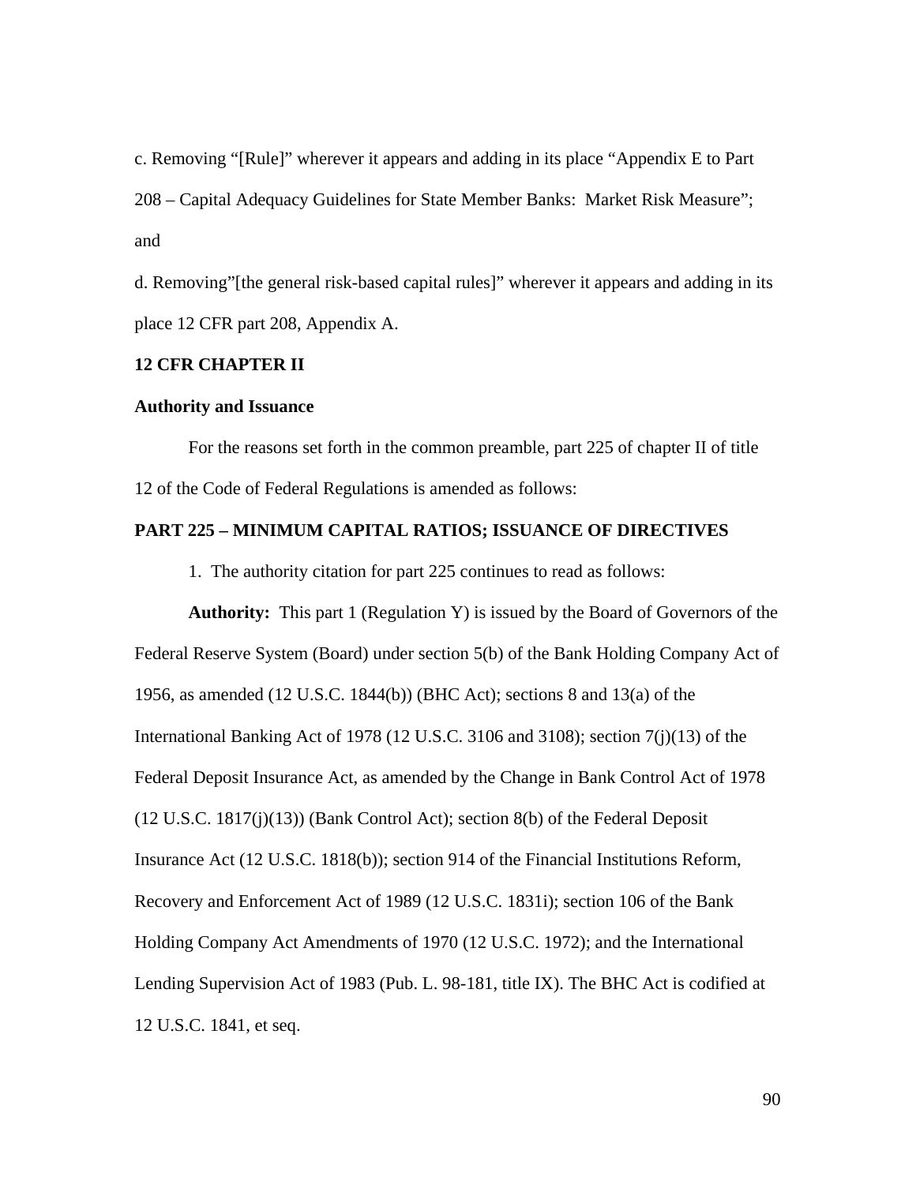c. Removing “[Rule]” wherever it appears and adding in its place “Appendix E to Part 208 – Capital Adequacy Guidelines for State Member Banks:  Market Risk Measure”; and

d. Removing”[the general risk-based capital rules]” wherever it appears and adding in its place 12 CFR part 208, Appendix A.

**12 CFR CHAPTER II**

**Authority and Issuance**

For the reasons set forth in the common preamble, part 225 of chapter II of title 12 of the Code of Federal Regulations is amended as follows:

**PART 225 – MINIMUM CAPITAL RATIOS; ISSUANCE OF DIRECTIVES**

1. The authority citation for part 225 continues to read as follows:

**Authority:** This part 1 (Regulation Y) is issued by the Board of Governors of the Federal Reserve System (Board) under section 5(b) of the Bank Holding Company Act of 1956, as amended (12 U.S.C. 1844(b)) (BHC Act); sections 8 and 13(a) of the International Banking Act of 1978 (12 U.S.C. 3106 and 3108); section 7(j)(13) of the Federal Deposit Insurance Act, as amended by the Change in Bank Control Act of 1978 (12 U.S.C. 1817(j)(13)) (Bank Control Act); section 8(b) of the Federal Deposit Insurance Act (12 U.S.C. 1818(b)); section 914 of the Financial Institutions Reform, Recovery and Enforcement Act of 1989 (12 U.S.C. 1831i); section 106 of the Bank Holding Company Act Amendments of 1970 (12 U.S.C. 1972); and the International Lending Supervision Act of 1983 (Pub. L. 98-181, title IX). The BHC Act is codified at 12 U.S.C. 1841, et seq.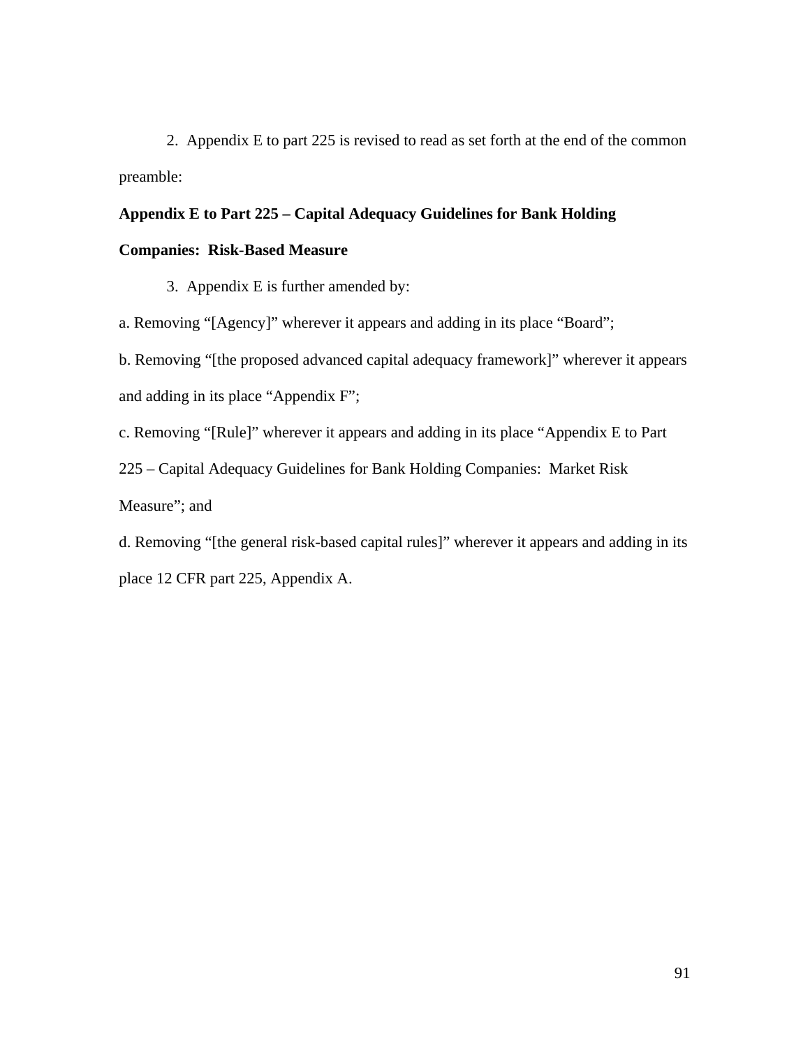2. Appendix E to part 225 is revised to read as set forth at the end of the common preamble:

**Appendix E to Part 225 – Capital Adequacy Guidelines for Bank Holding Companies: Risk-Based Measure**

3. Appendix E is further amended by:

a. Removing “[Agency]” wherever it appears and adding in its place “Board”;

b. Removing “[the proposed advanced capital adequacy framework]” wherever it appears and adding in its place “Appendix F”;

c. Removing “[Rule]” wherever it appears and adding in its place “Appendix E to Part 225 – Capital Adequacy Guidelines for Bank Holding Companies: Market Risk Measure”; and

d. Removing “[the general risk-based capital rules]” wherever it appears and adding in its place 12 CFR part 225, Appendix A.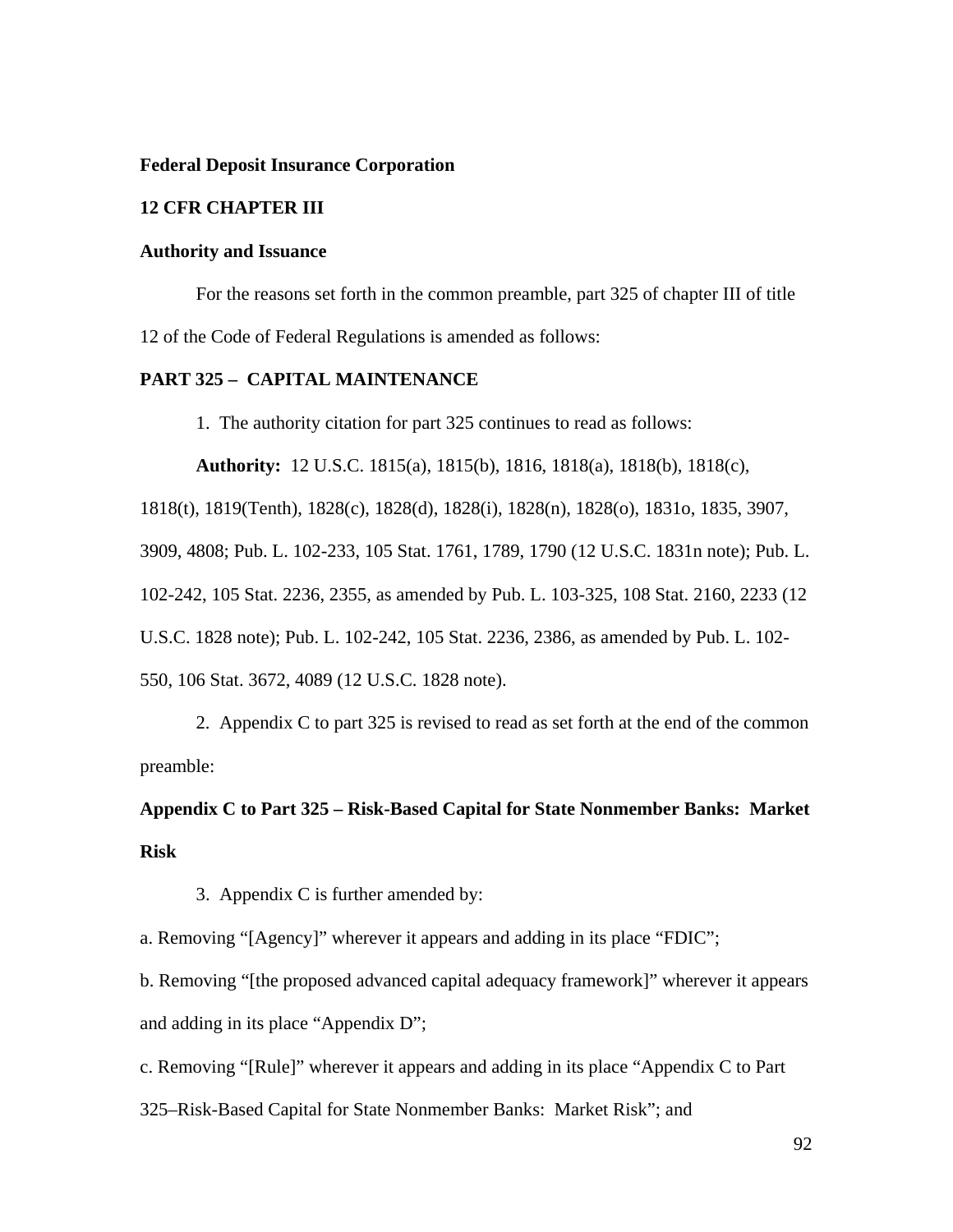**Federal Deposit Insurance Corporation**

**12 CFR CHAPTER III**

**Authority and Issuance**

For the reasons set forth in the common preamble, part 325 of chapter III of title 12 of the Code of Federal Regulations is amended as follows:

**PART 325 – CAPITAL MAINTENANCE**

1. The authority citation for part 325 continues to read as follows:

**Authority:** 12 U.S.C. 1815(a), 1815(b), 1816, 1818(a), 1818(b), 1818(c), 1818(t), 1819(Tenth), 1828(c), 1828(d), 1828(i), 1828(n), 1828(o), 1831o, 1835, 3907, 3909, 4808; Pub. L. 102-233, 105 Stat. 1761, 1789, 1790 (12 U.S.C. 1831n note); Pub. L. 102-242, 105 Stat. 2236, 2355, as amended by Pub. L. 103-325, 108 Stat. 2160, 2233 (12 U.S.C. 1828 note); Pub. L. 102-242, 105 Stat. 2236, 2386, as amended by Pub. L. 102-550, 106 Stat. 3672, 4089 (12 U.S.C. 1828 note).

2. Appendix C to part 325 is revised to read as set forth at the end of the common preamble:

**Appendix C to Part 325 – Risk-Based Capital for State Nonmember Banks: Market Risk**

3. Appendix C is further amended by:

a. Removing “[Agency]” wherever it appears and adding in its place “FDIC”;

b. Removing “[the proposed advanced capital adequacy framework]” wherever it appears and adding in its place “Appendix D”;

c. Removing “[Rule]” wherever it appears and adding in its place “Appendix C to Part 325–Risk-Based Capital for State Nonmember Banks: Market Risk”; and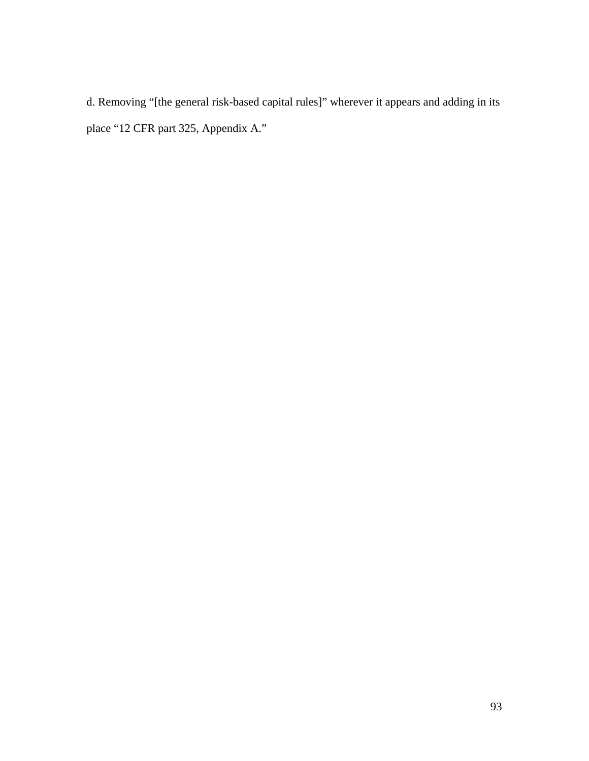d. Removing "[the general risk-based capital rules]" wherever it appears and adding in its place "12 CFR part 325, Appendix A."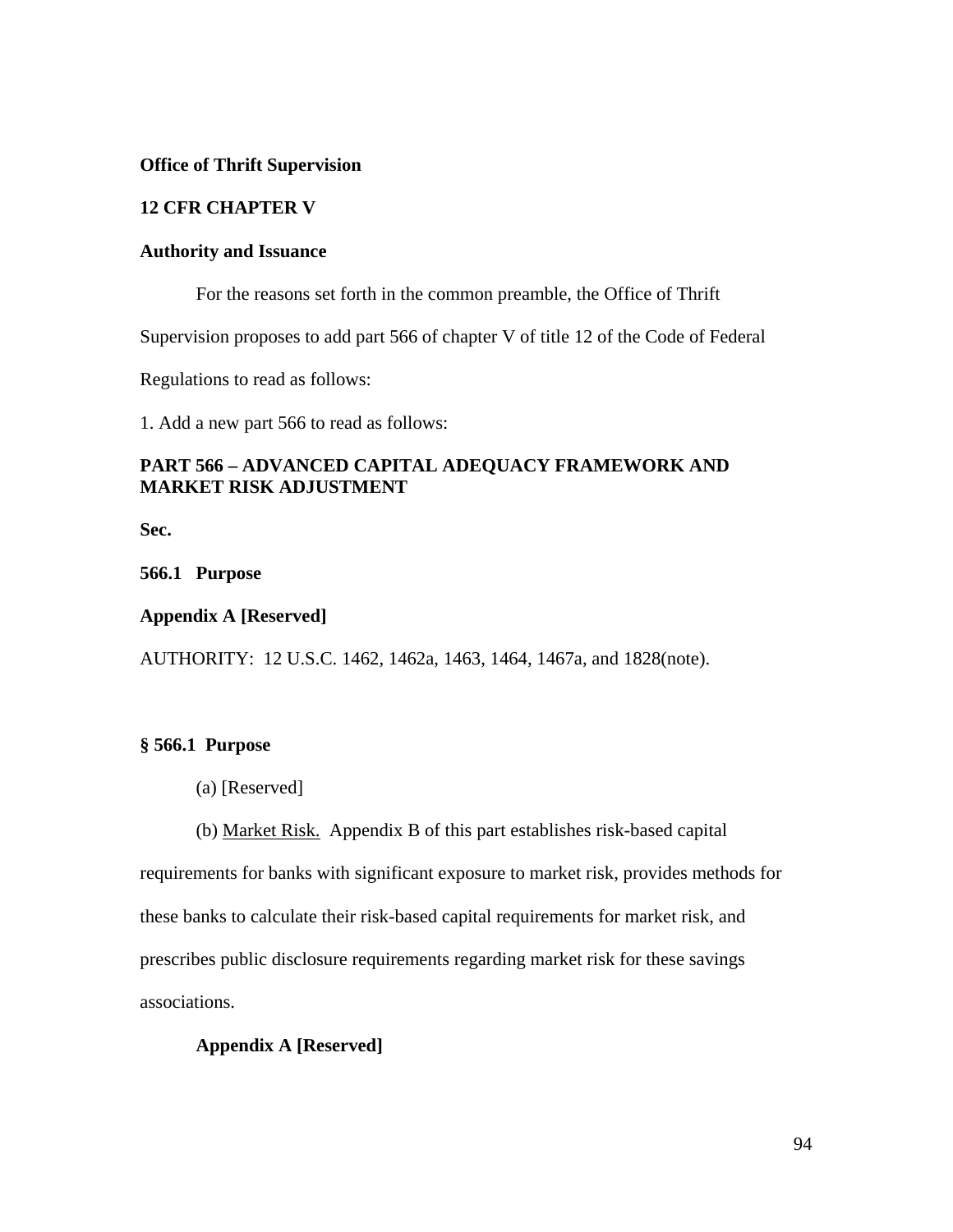**Office of Thrift Supervision**

**12 CFR CHAPTER V**

**Authority and Issuance**

For the reasons set forth in the common preamble, the Office of Thrift Supervision proposes to add part 566 of chapter V of title 12 of the Code of Federal Regulations to read as follows:

1. Add a new part 566 to read as follows:

## PART 566 – ADVANCED CAPITAL ADEQUACY FRAMEWORK AND MARKET RISK ADJUSTMENT

**Sec.**

**566.1 Purpose**

**Appendix A [Reserved]**

AUTHORITY: 12 U.S.C. 1462, 1462a, 1463, 1464, 1467a, and 1828(note).

### § 566.1 Purpose

(a) [Reserved]

(b) Market Risk. Appendix B of this part establishes risk-based capital requirements for banks with significant exposure to market risk, provides methods for these banks to calculate their risk-based capital requirements for market risk, and prescribes public disclosure requirements regarding market risk for these savings associations.

**Appendix A [Reserved]**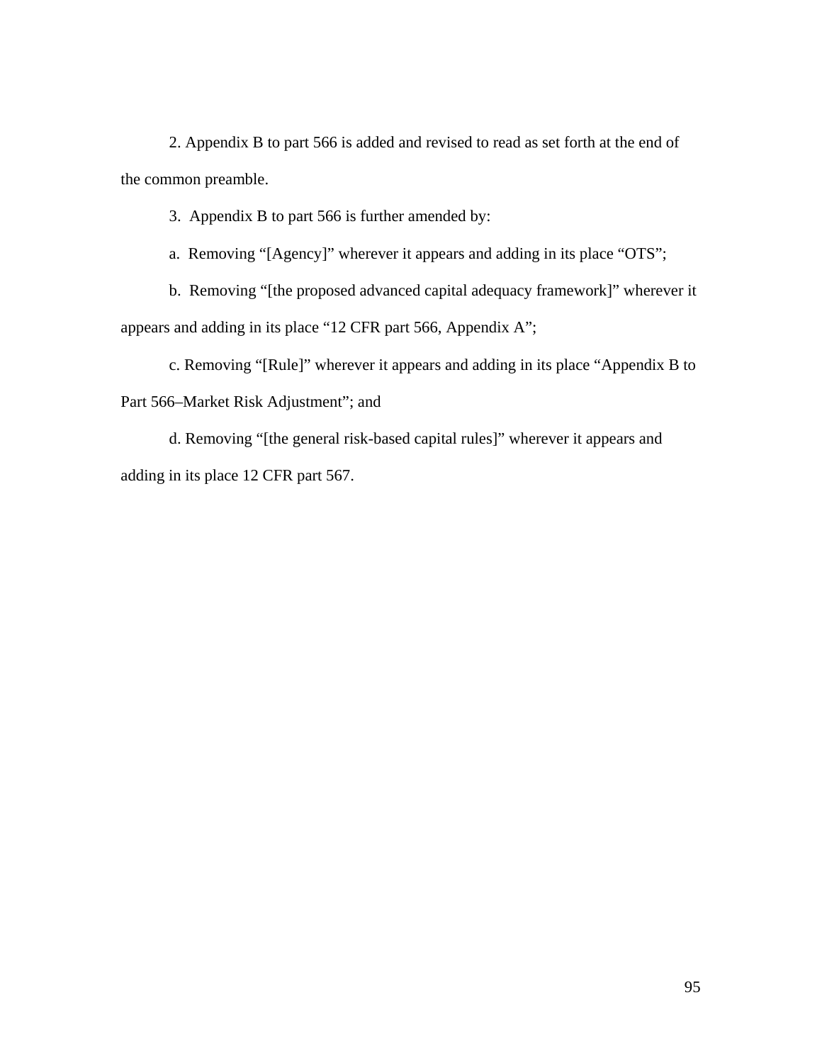2. Appendix B to part 566 is added and revised to read as set forth at the end of the common preamble.

3. Appendix B to part 566 is further amended by:

a. Removing "[Agency]" wherever it appears and adding in its place "OTS";

b. Removing "[the proposed advanced capital adequacy framework]" wherever it appears and adding in its place "12 CFR part 566, Appendix A";

c. Removing "[Rule]" wherever it appears and adding in its place "Appendix B to Part 566–Market Risk Adjustment"; and

d. Removing "[the general risk-based capital rules]" wherever it appears and adding in its place 12 CFR part 567.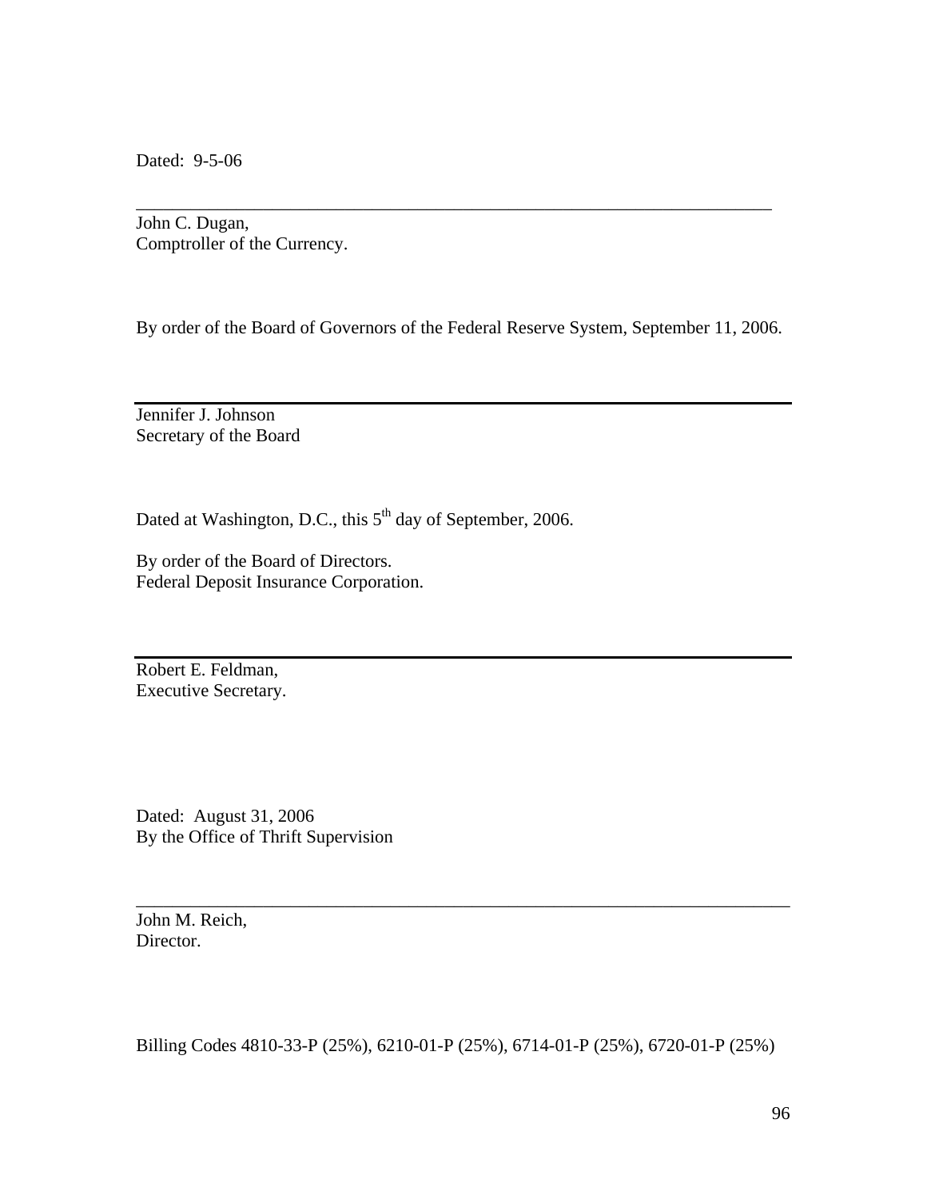Dated: 9-5-06

\_\_\_\_\_\_\_\_\_\_\_\_\_\_\_\_\_\_\_\_\_\_\_\_\_\_\_\_\_\_\_\_\_\_\_\_\_\_\_\_\_\_\_\_\_\_\_\_\_\_\_\_\_\_\_\_\_\_\_\_\_\_\_\_\_\_\_\_\_

John C. Dugan,
Comptroller of the Currency.

By order of the Board of Governors of the Federal Reserve System, September 11, 2006.

---

Jennifer J. Johnson
Secretary of the Board

Dated at Washington, D.C., this 5th day of September, 2006.

By order of the Board of Directors.
Federal Deposit Insurance Corporation.

---

Robert E. Feldman,
Executive Secretary.

Dated: August 31, 2006
By the Office of Thrift Supervision

\_\_\_\_\_\_\_\_\_\_\_\_\_\_\_\_\_\_\_\_\_\_\_\_\_\_\_\_\_\_\_\_\_\_\_\_\_\_\_\_\_\_\_\_\_\_\_\_\_\_\_\_\_\_\_\_\_\_\_\_\_\_\_\_\_\_\_\_\_

John M. Reich,
Director.

Billing Codes 4810-33-P (25%), 6210-01-P (25%), 6714-01-P (25%), 6720-01-P (25%)